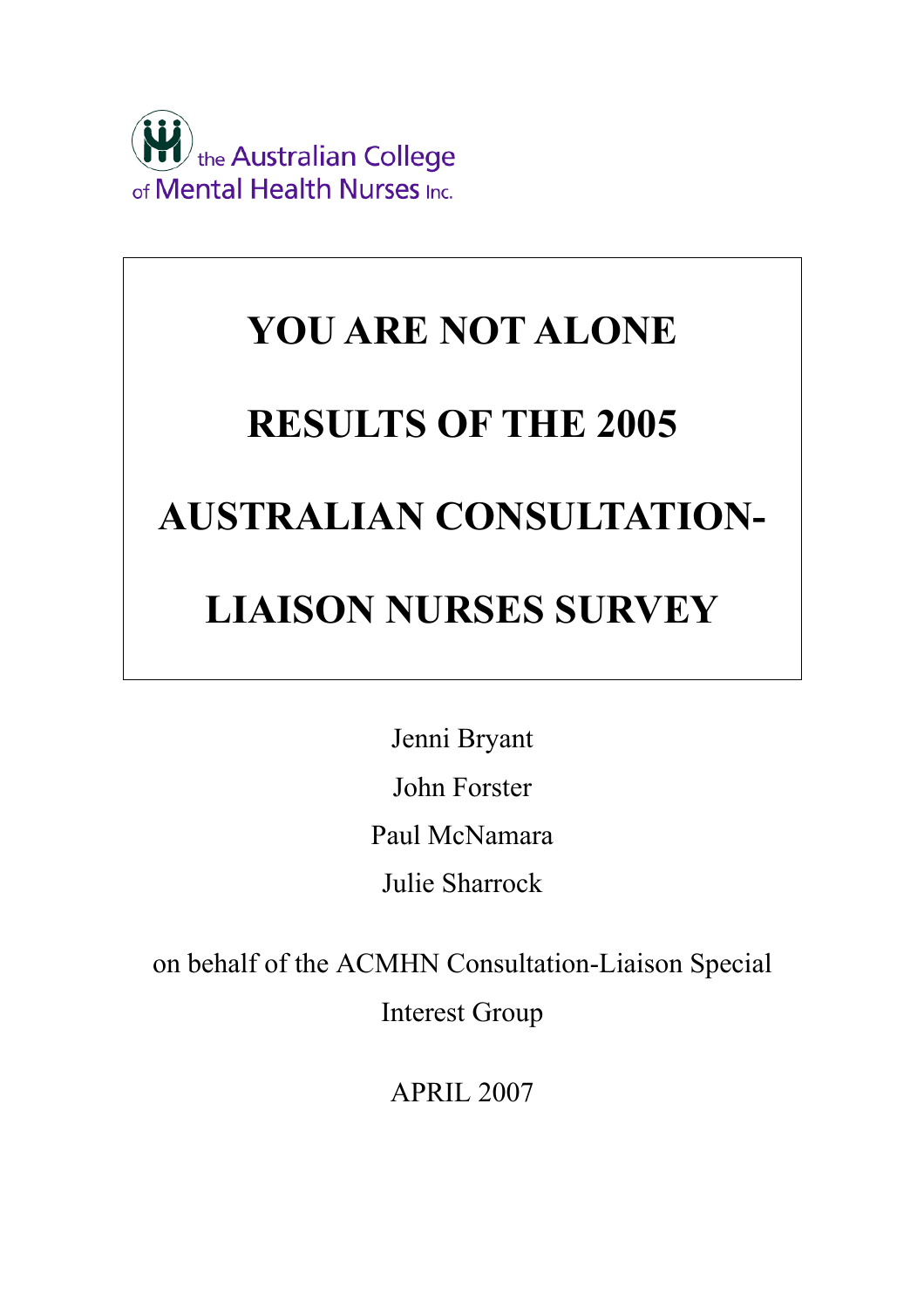the Australian College of Mental Health Nurses Inc.

# YOU ARE NOT ALONE

# RESULTS OF THE 2005 AUSTRALIAN CONSULTATION-LIAISON NURSES SURVEY

Jenni Bryant

John Forster

Paul McNamara

Julie Sharrock

on behalf of the ACMHN Consultation-Liaison Special Interest Group

APRIL 2007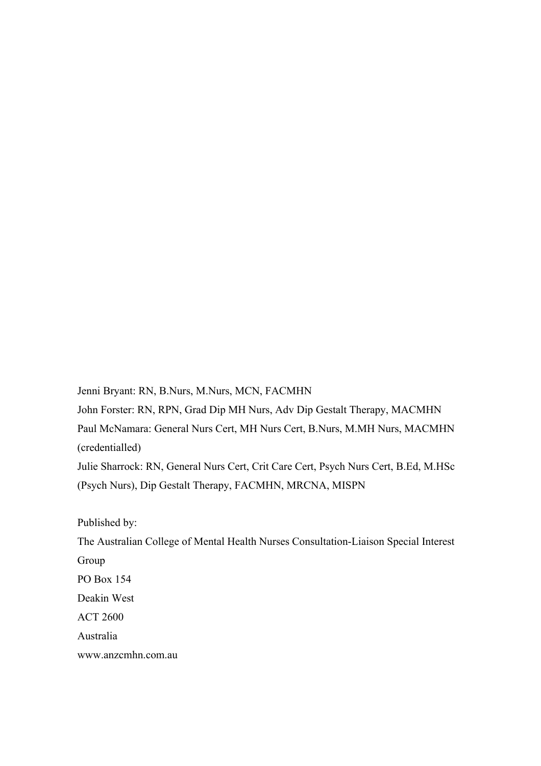Jenni Bryant: RN, B.Nurs, M.Nurs, MCN, FACMHN
John Forster: RN, RPN, Grad Dip MH Nurs, Adv Dip Gestalt Therapy, MACMHN
Paul McNamara: General Nurs Cert, MH Nurs Cert, B.Nurs, M.MH Nurs, MACMHN (credentialled)
Julie Sharrock: RN, General Nurs Cert, Crit Care Cert, Psych Nurs Cert, B.Ed, M.HSc (Psych Nurs), Dip Gestalt Therapy, FACMHN, MRCNA, MISPN

Published by:
The Australian College of Mental Health Nurses Consultation-Liaison Special Interest Group
PO Box 154
Deakin West
ACT 2600
Australia
www.anzcmhn.com.au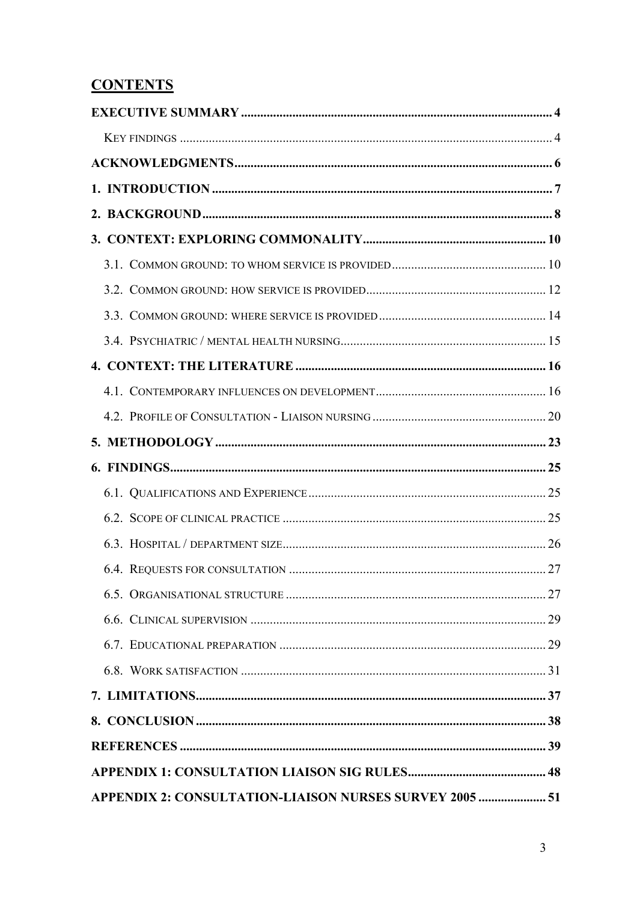# CONTENTS

**EXECUTIVE SUMMARY** .......... 4

KEY FINDINGS .......... 4

**ACKNOWLEDGMENTS** .......... 6

**1. INTRODUCTION** .......... 7

**2. BACKGROUND** .......... 8

**3. CONTEXT: EXPLORING COMMONALITY** .......... 10

3.1. COMMON GROUND: TO WHOM SERVICE IS PROVIDED .......... 10

3.2. COMMON GROUND: HOW SERVICE IS PROVIDED .......... 12

3.3. COMMON GROUND: WHERE SERVICE IS PROVIDED .......... 14

3.4. PSYCHIATRIC / MENTAL HEALTH NURSING .......... 15

**4. CONTEXT: THE LITERATURE** .......... 16

4.1. CONTEMPORARY INFLUENCES ON DEVELOPMENT .......... 16

4.2. PROFILE OF CONSULTATION - LIAISON NURSING .......... 20

**5. METHODOLOGY** .......... 23

**6. FINDINGS** .......... 25

6.1. QUALIFICATIONS AND EXPERIENCE .......... 25

6.2. SCOPE OF CLINICAL PRACTICE .......... 25

6.3. HOSPITAL / DEPARTMENT SIZE .......... 26

6.4. REQUESTS FOR CONSULTATION .......... 27

6.5. ORGANISATIONAL STRUCTURE .......... 27

6.6. CLINICAL SUPERVISION .......... 29

6.7. EDUCATIONAL PREPARATION .......... 29

6.8. WORK SATISFACTION .......... 31

**7. LIMITATIONS** .......... 37

**8. CONCLUSION** .......... 38

**REFERENCES** .......... 39

**APPENDIX 1: CONSULTATION LIAISON SIG RULES** .......... 48

**APPENDIX 2: CONSULTATION-LIAISON NURSES SURVEY 2005** .......... 51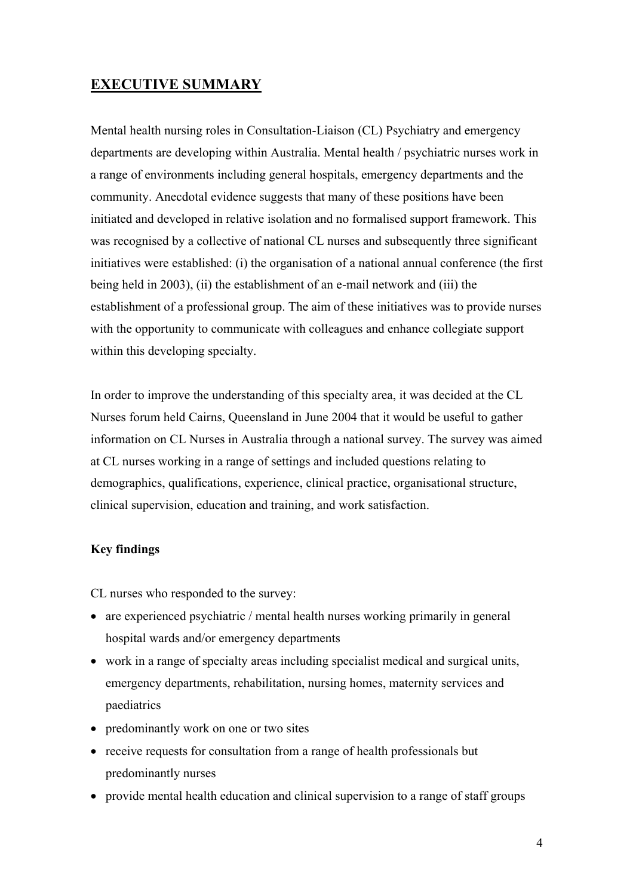## EXECUTIVE SUMMARY

Mental health nursing roles in Consultation-Liaison (CL) Psychiatry and emergency departments are developing within Australia. Mental health / psychiatric nurses work in a range of environments including general hospitals, emergency departments and the community. Anecdotal evidence suggests that many of these positions have been initiated and developed in relative isolation and no formalised support framework. This was recognised by a collective of national CL nurses and subsequently three significant initiatives were established: (i) the organisation of a national annual conference (the first being held in 2003), (ii) the establishment of an e-mail network and (iii) the establishment of a professional group. The aim of these initiatives was to provide nurses with the opportunity to communicate with colleagues and enhance collegiate support within this developing specialty.

In order to improve the understanding of this specialty area, it was decided at the CL Nurses forum held Cairns, Queensland in June 2004 that it would be useful to gather information on CL Nurses in Australia through a national survey. The survey was aimed at CL nurses working in a range of settings and included questions relating to demographics, qualifications, experience, clinical practice, organisational structure, clinical supervision, education and training, and work satisfaction.

### Key findings

CL nurses who responded to the survey:

- are experienced psychiatric / mental health nurses working primarily in general hospital wards and/or emergency departments
- work in a range of specialty areas including specialist medical and surgical units, emergency departments, rehabilitation, nursing homes, maternity services and paediatrics
- predominantly work on one or two sites
- receive requests for consultation from a range of health professionals but predominantly nurses
- provide mental health education and clinical supervision to a range of staff groups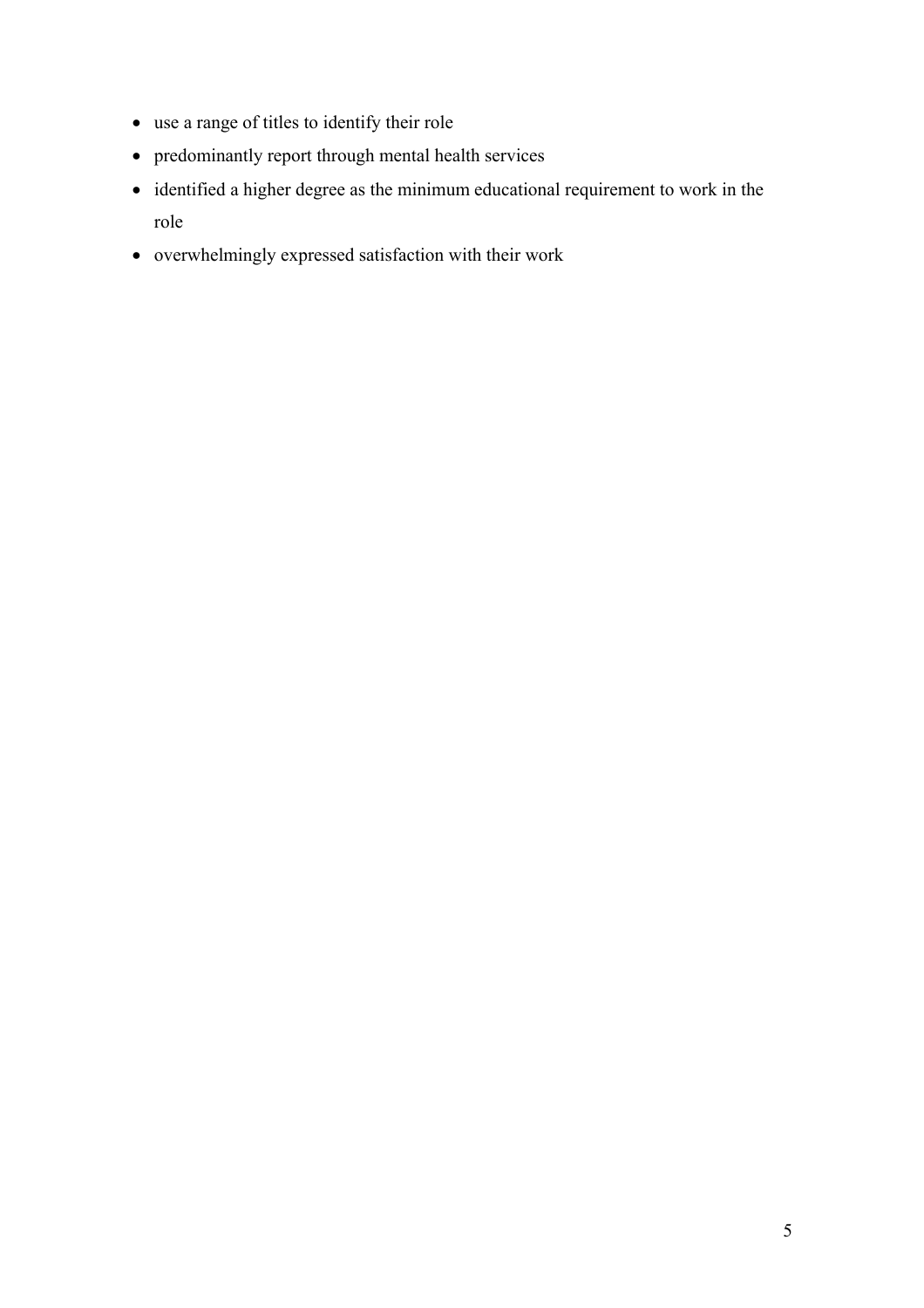- use a range of titles to identify their role
- predominantly report through mental health services
- identified a higher degree as the minimum educational requirement to work in the role
- overwhelmingly expressed satisfaction with their work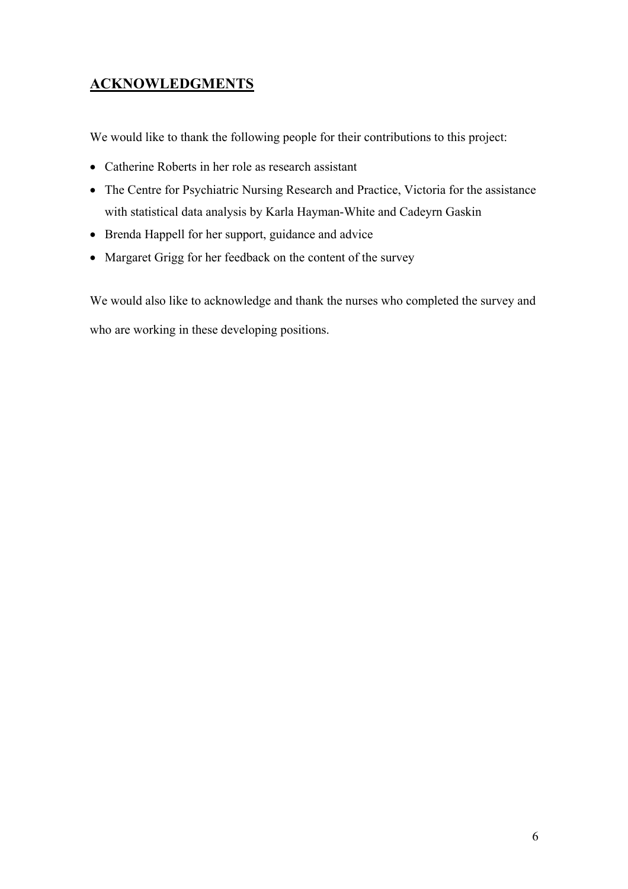## ACKNOWLEDGMENTS

We would like to thank the following people for their contributions to this project:

- Catherine Roberts in her role as research assistant
- The Centre for Psychiatric Nursing Research and Practice, Victoria for the assistance with statistical data analysis by Karla Hayman-White and Cadeyrn Gaskin
- Brenda Happell for her support, guidance and advice
- Margaret Grigg for her feedback on the content of the survey

We would also like to acknowledge and thank the nurses who completed the survey and who are working in these developing positions.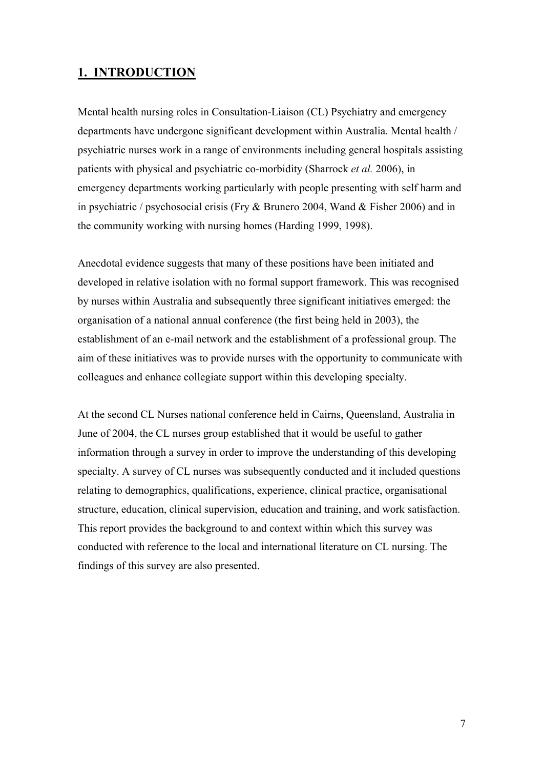# 1. INTRODUCTION

Mental health nursing roles in Consultation-Liaison (CL) Psychiatry and emergency departments have undergone significant development within Australia. Mental health / psychiatric nurses work in a range of environments including general hospitals assisting patients with physical and psychiatric co-morbidity (Sharrock *et al.* 2006), in emergency departments working particularly with people presenting with self harm and in psychiatric / psychosocial crisis (Fry & Brunero 2004, Wand & Fisher 2006) and in the community working with nursing homes (Harding 1999, 1998).

Anecdotal evidence suggests that many of these positions have been initiated and developed in relative isolation with no formal support framework. This was recognised by nurses within Australia and subsequently three significant initiatives emerged: the organisation of a national annual conference (the first being held in 2003), the establishment of an e-mail network and the establishment of a professional group. The aim of these initiatives was to provide nurses with the opportunity to communicate with colleagues and enhance collegiate support within this developing specialty.

At the second CL Nurses national conference held in Cairns, Queensland, Australia in June of 2004, the CL nurses group established that it would be useful to gather information through a survey in order to improve the understanding of this developing specialty. A survey of CL nurses was subsequently conducted and it included questions relating to demographics, qualifications, experience, clinical practice, organisational structure, education, clinical supervision, education and training, and work satisfaction. This report provides the background to and context within which this survey was conducted with reference to the local and international literature on CL nursing. The findings of this survey are also presented.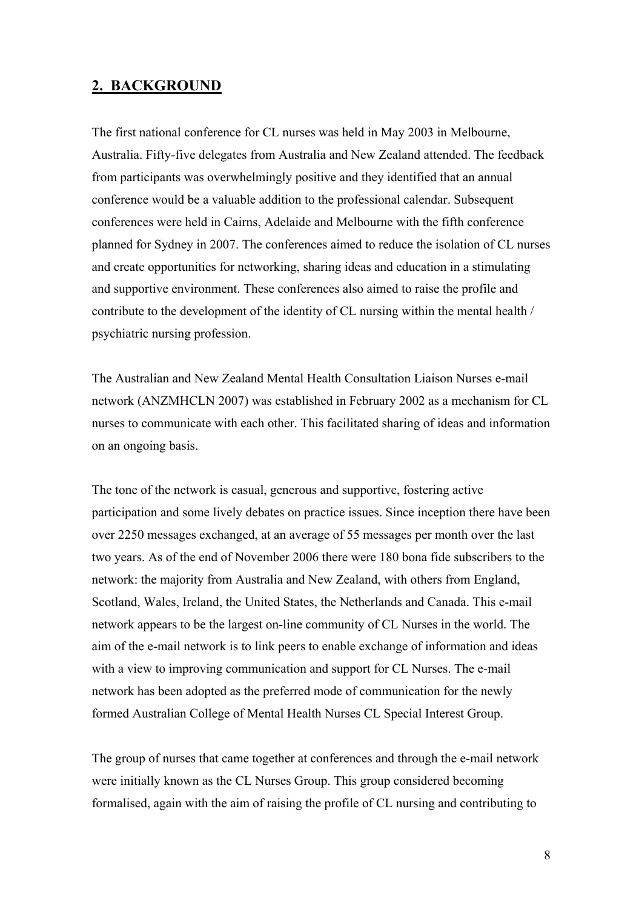## 2. BACKGROUND

The first national conference for CL nurses was held in May 2003 in Melbourne, Australia. Fifty-five delegates from Australia and New Zealand attended. The feedback from participants was overwhelmingly positive and they identified that an annual conference would be a valuable addition to the professional calendar. Subsequent conferences were held in Cairns, Adelaide and Melbourne with the fifth conference planned for Sydney in 2007. The conferences aimed to reduce the isolation of CL nurses and create opportunities for networking, sharing ideas and education in a stimulating and supportive environment. These conferences also aimed to raise the profile and contribute to the development of the identity of CL nursing within the mental health / psychiatric nursing profession.

The Australian and New Zealand Mental Health Consultation Liaison Nurses e-mail network (ANZMHCLN 2007) was established in February 2002 as a mechanism for CL nurses to communicate with each other. This facilitated sharing of ideas and information on an ongoing basis.

The tone of the network is casual, generous and supportive, fostering active participation and some lively debates on practice issues. Since inception there have been over 2250 messages exchanged, at an average of 55 messages per month over the last two years. As of the end of November 2006 there were 180 bona fide subscribers to the network: the majority from Australia and New Zealand, with others from England, Scotland, Wales, Ireland, the United States, the Netherlands and Canada. This e-mail network appears to be the largest on-line community of CL Nurses in the world. The aim of the e-mail network is to link peers to enable exchange of information and ideas with a view to improving communication and support for CL Nurses. The e-mail network has been adopted as the preferred mode of communication for the newly formed Australian College of Mental Health Nurses CL Special Interest Group.

The group of nurses that came together at conferences and through the e-mail network were initially known as the CL Nurses Group. This group considered becoming formalised, again with the aim of raising the profile of CL nursing and contributing to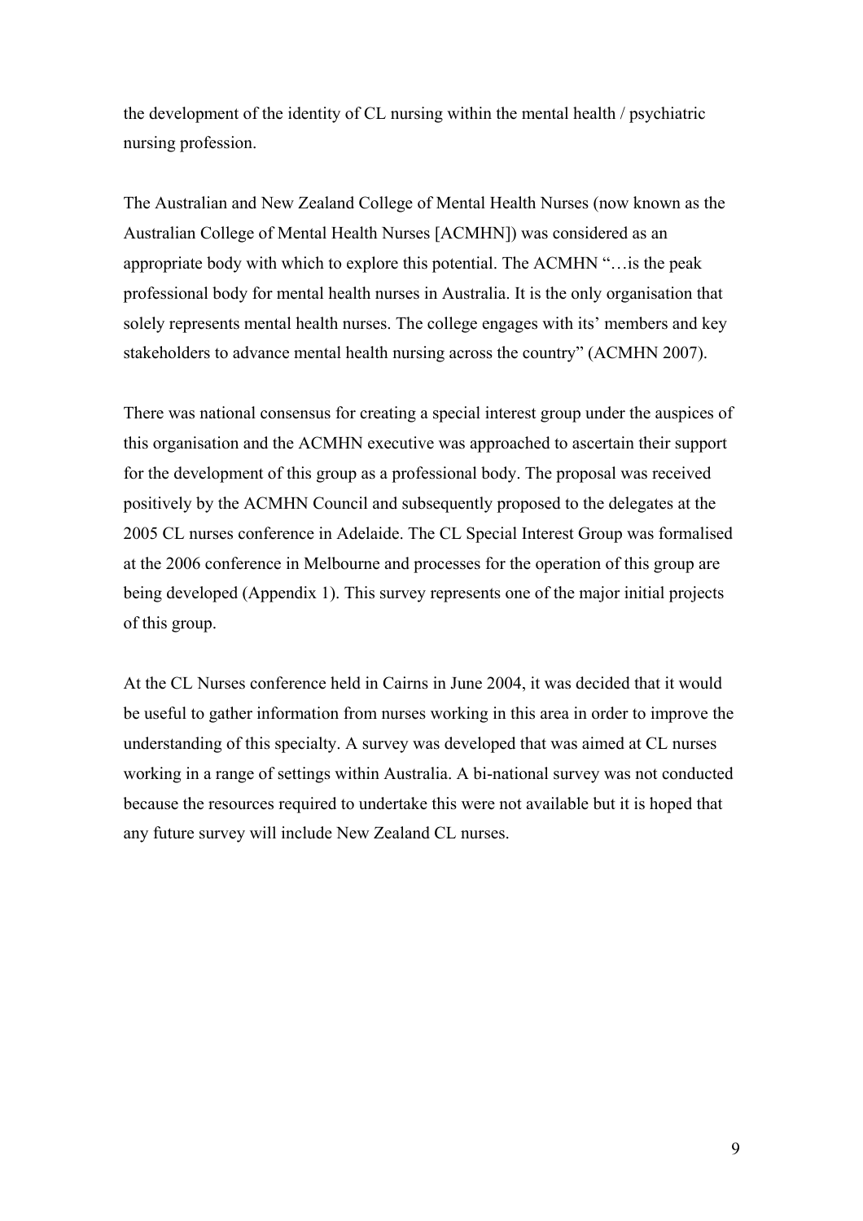the development of the identity of CL nursing within the mental health / psychiatric nursing profession.

The Australian and New Zealand College of Mental Health Nurses (now known as the Australian College of Mental Health Nurses [ACMHN]) was considered as an appropriate body with which to explore this potential. The ACMHN "…is the peak professional body for mental health nurses in Australia. It is the only organisation that solely represents mental health nurses. The college engages with its' members and key stakeholders to advance mental health nursing across the country" (ACMHN 2007).

There was national consensus for creating a special interest group under the auspices of this organisation and the ACMHN executive was approached to ascertain their support for the development of this group as a professional body. The proposal was received positively by the ACMHN Council and subsequently proposed to the delegates at the 2005 CL nurses conference in Adelaide. The CL Special Interest Group was formalised at the 2006 conference in Melbourne and processes for the operation of this group are being developed (Appendix 1). This survey represents one of the major initial projects of this group.

At the CL Nurses conference held in Cairns in June 2004, it was decided that it would be useful to gather information from nurses working in this area in order to improve the understanding of this specialty. A survey was developed that was aimed at CL nurses working in a range of settings within Australia. A bi-national survey was not conducted because the resources required to undertake this were not available but it is hoped that any future survey will include New Zealand CL nurses.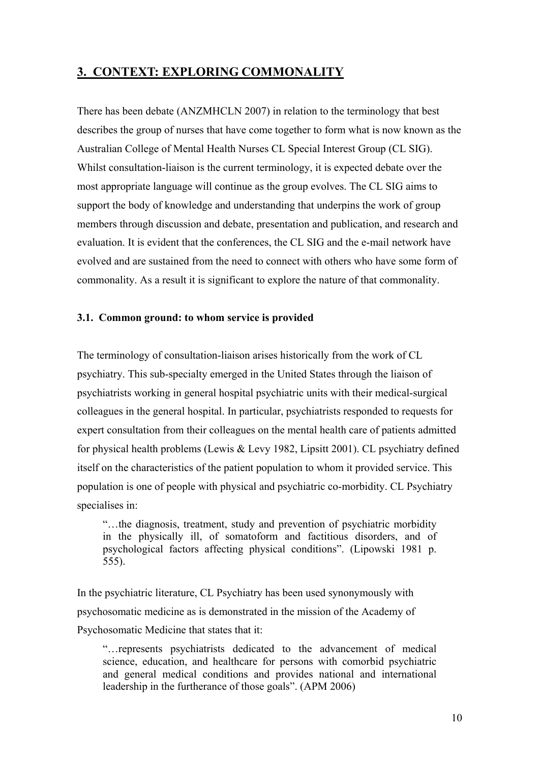## 3. CONTEXT: EXPLORING COMMONALITY

There has been debate (ANZMHCLN 2007) in relation to the terminology that best describes the group of nurses that have come together to form what is now known as the Australian College of Mental Health Nurses CL Special Interest Group (CL SIG). Whilst consultation-liaison is the current terminology, it is expected debate over the most appropriate language will continue as the group evolves. The CL SIG aims to support the body of knowledge and understanding that underpins the work of group members through discussion and debate, presentation and publication, and research and evaluation. It is evident that the conferences, the CL SIG and the e-mail network have evolved and are sustained from the need to connect with others who have some form of commonality. As a result it is significant to explore the nature of that commonality.

### 3.1. Common ground: to whom service is provided

The terminology of consultation-liaison arises historically from the work of CL psychiatry. This sub-specialty emerged in the United States through the liaison of psychiatrists working in general hospital psychiatric units with their medical-surgical colleagues in the general hospital. In particular, psychiatrists responded to requests for expert consultation from their colleagues on the mental health care of patients admitted for physical health problems (Lewis & Levy 1982, Lipsitt 2001). CL psychiatry defined itself on the characteristics of the patient population to whom it provided service. This population is one of people with physical and psychiatric co-morbidity. CL Psychiatry specialises in:

> "…the diagnosis, treatment, study and prevention of psychiatric morbidity in the physically ill, of somatoform and factitious disorders, and of psychological factors affecting physical conditions". (Lipowski 1981 p. 555).

In the psychiatric literature, CL Psychiatry has been used synonymously with psychosomatic medicine as is demonstrated in the mission of the Academy of Psychosomatic Medicine that states that it:

> "…represents psychiatrists dedicated to the advancement of medical science, education, and healthcare for persons with comorbid psychiatric and general medical conditions and provides national and international leadership in the furtherance of those goals". (APM 2006)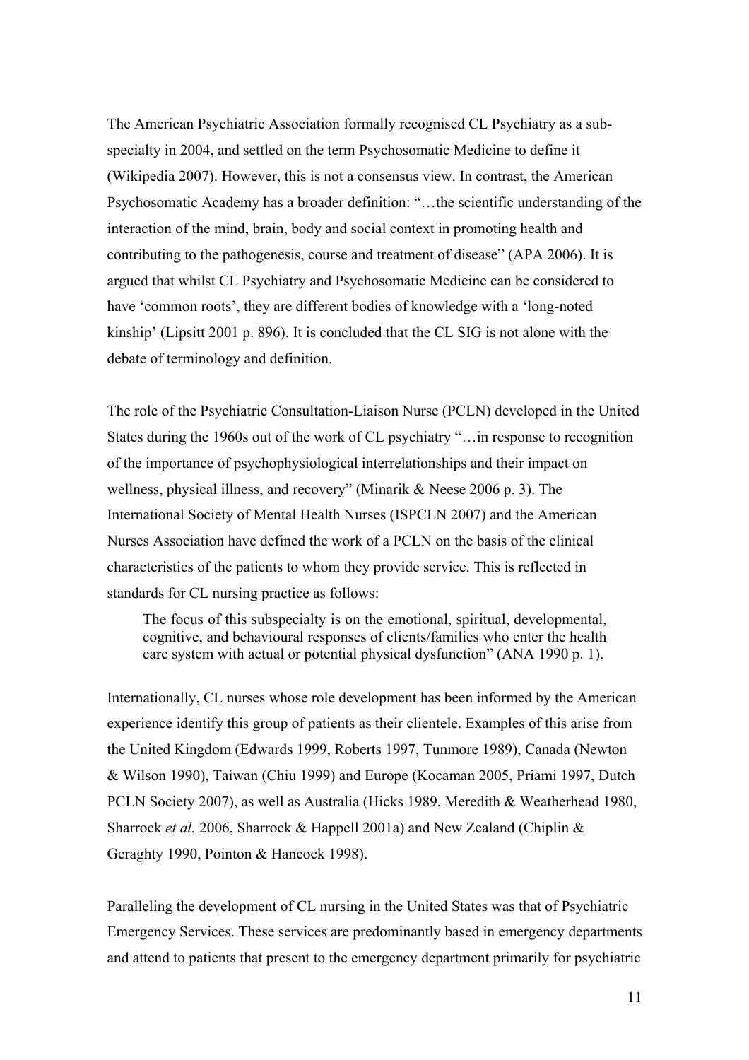The American Psychiatric Association formally recognised CL Psychiatry as a sub-specialty in 2004, and settled on the term Psychosomatic Medicine to define it (Wikipedia 2007). However, this is not a consensus view. In contrast, the American Psychosomatic Academy has a broader definition: "…the scientific understanding of the interaction of the mind, brain, body and social context in promoting health and contributing to the pathogenesis, course and treatment of disease" (APA 2006). It is argued that whilst CL Psychiatry and Psychosomatic Medicine can be considered to have 'common roots', they are different bodies of knowledge with a 'long-noted kinship' (Lipsitt 2001 p. 896). It is concluded that the CL SIG is not alone with the debate of terminology and definition.

The role of the Psychiatric Consultation-Liaison Nurse (PCLN) developed in the United States during the 1960s out of the work of CL psychiatry "…in response to recognition of the importance of psychophysiological interrelationships and their impact on wellness, physical illness, and recovery" (Minarik & Neese 2006 p. 3). The International Society of Mental Health Nurses (ISPCLN 2007) and the American Nurses Association have defined the work of a PCLN on the basis of the clinical characteristics of the patients to whom they provide service. This is reflected in standards for CL nursing practice as follows:

> The focus of this subspecialty is on the emotional, spiritual, developmental, cognitive, and behavioural responses of clients/families who enter the health care system with actual or potential physical dysfunction" (ANA 1990 p. 1).

Internationally, CL nurses whose role development has been informed by the American experience identify this group of patients as their clientele. Examples of this arise from the United Kingdom (Edwards 1999, Roberts 1997, Tunmore 1989), Canada (Newton & Wilson 1990), Taiwan (Chiu 1999) and Europe (Kocaman 2005, Priami 1997, Dutch PCLN Society 2007), as well as Australia (Hicks 1989, Meredith & Weatherhead 1980, Sharrock *et al.* 2006, Sharrock & Happell 2001a) and New Zealand (Chiplin & Geraghty 1990, Pointon & Hancock 1998).

Paralleling the development of CL nursing in the United States was that of Psychiatric Emergency Services. These services are predominantly based in emergency departments and attend to patients that present to the emergency department primarily for psychiatric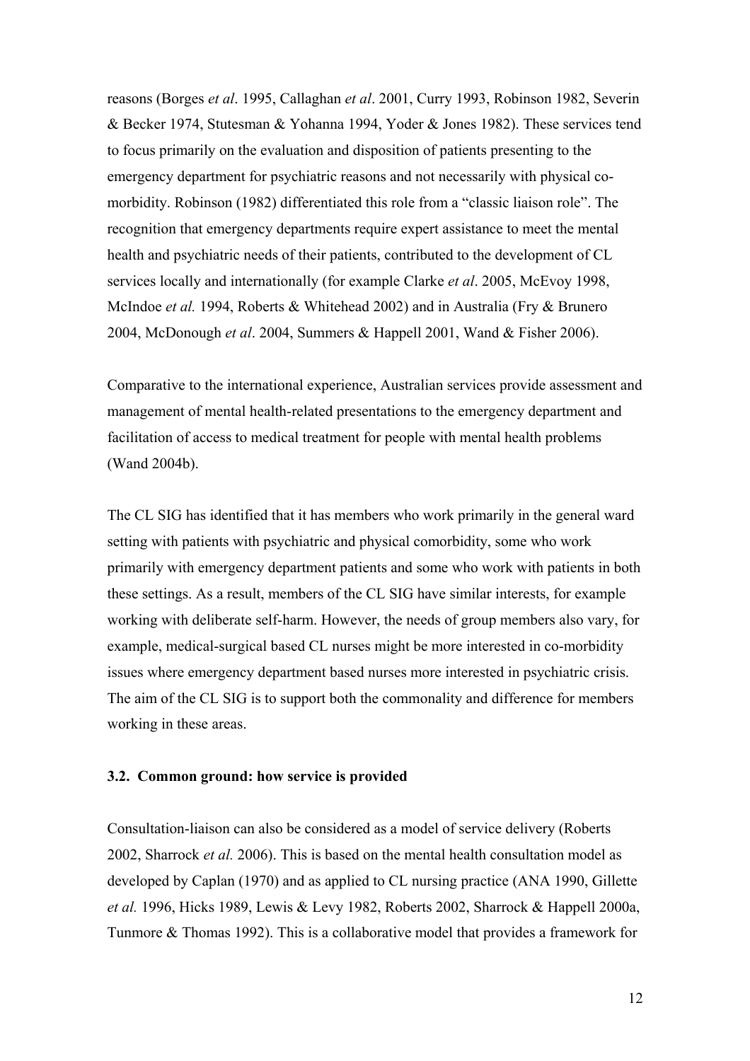reasons (Borges *et al*. 1995, Callaghan *et al*. 2001, Curry 1993, Robinson 1982, Severin & Becker 1974, Stutesman & Yohanna 1994, Yoder & Jones 1982). These services tend to focus primarily on the evaluation and disposition of patients presenting to the emergency department for psychiatric reasons and not necessarily with physical co-morbidity. Robinson (1982) differentiated this role from a "classic liaison role". The recognition that emergency departments require expert assistance to meet the mental health and psychiatric needs of their patients, contributed to the development of CL services locally and internationally (for example Clarke *et al*. 2005, McEvoy 1998, McIndoe *et al.* 1994, Roberts & Whitehead 2002) and in Australia (Fry & Brunero 2004, McDonough *et al*. 2004, Summers & Happell 2001, Wand & Fisher 2006).

Comparative to the international experience, Australian services provide assessment and management of mental health-related presentations to the emergency department and facilitation of access to medical treatment for people with mental health problems (Wand 2004b).

The CL SIG has identified that it has members who work primarily in the general ward setting with patients with psychiatric and physical comorbidity, some who work primarily with emergency department patients and some who work with patients in both these settings. As a result, members of the CL SIG have similar interests, for example working with deliberate self-harm. However, the needs of group members also vary, for example, medical-surgical based CL nurses might be more interested in co-morbidity issues where emergency department based nurses more interested in psychiatric crisis. The aim of the CL SIG is to support both the commonality and difference for members working in these areas.

### 3.2. Common ground: how service is provided

Consultation-liaison can also be considered as a model of service delivery (Roberts 2002, Sharrock *et al.* 2006). This is based on the mental health consultation model as developed by Caplan (1970) and as applied to CL nursing practice (ANA 1990, Gillette *et al.* 1996, Hicks 1989, Lewis & Levy 1982, Roberts 2002, Sharrock & Happell 2000a, Tunmore & Thomas 1992). This is a collaborative model that provides a framework for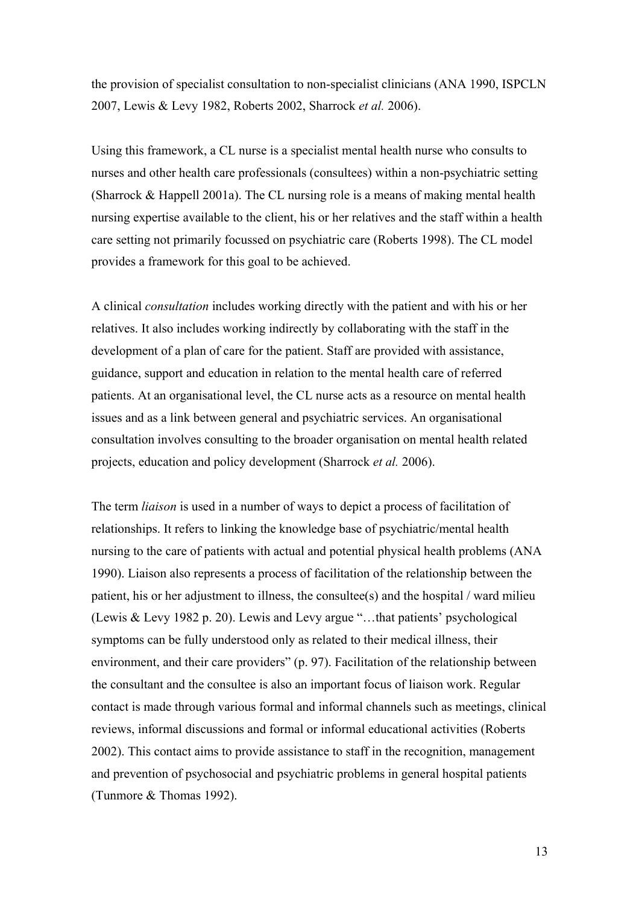the provision of specialist consultation to non-specialist clinicians (ANA 1990, ISPCLN 2007, Lewis & Levy 1982, Roberts 2002, Sharrock *et al.* 2006).

Using this framework, a CL nurse is a specialist mental health nurse who consults to nurses and other health care professionals (consultees) within a non-psychiatric setting (Sharrock & Happell 2001a). The CL nursing role is a means of making mental health nursing expertise available to the client, his or her relatives and the staff within a health care setting not primarily focussed on psychiatric care (Roberts 1998). The CL model provides a framework for this goal to be achieved.

A clinical *consultation* includes working directly with the patient and with his or her relatives. It also includes working indirectly by collaborating with the staff in the development of a plan of care for the patient. Staff are provided with assistance, guidance, support and education in relation to the mental health care of referred patients. At an organisational level, the CL nurse acts as a resource on mental health issues and as a link between general and psychiatric services. An organisational consultation involves consulting to the broader organisation on mental health related projects, education and policy development (Sharrock *et al.* 2006).

The term *liaison* is used in a number of ways to depict a process of facilitation of relationships. It refers to linking the knowledge base of psychiatric/mental health nursing to the care of patients with actual and potential physical health problems (ANA 1990). Liaison also represents a process of facilitation of the relationship between the patient, his or her adjustment to illness, the consultee(s) and the hospital / ward milieu (Lewis & Levy 1982 p. 20). Lewis and Levy argue "…that patients' psychological symptoms can be fully understood only as related to their medical illness, their environment, and their care providers" (p. 97). Facilitation of the relationship between the consultant and the consultee is also an important focus of liaison work. Regular contact is made through various formal and informal channels such as meetings, clinical reviews, informal discussions and formal or informal educational activities (Roberts 2002). This contact aims to provide assistance to staff in the recognition, management and prevention of psychosocial and psychiatric problems in general hospital patients (Tunmore & Thomas 1992).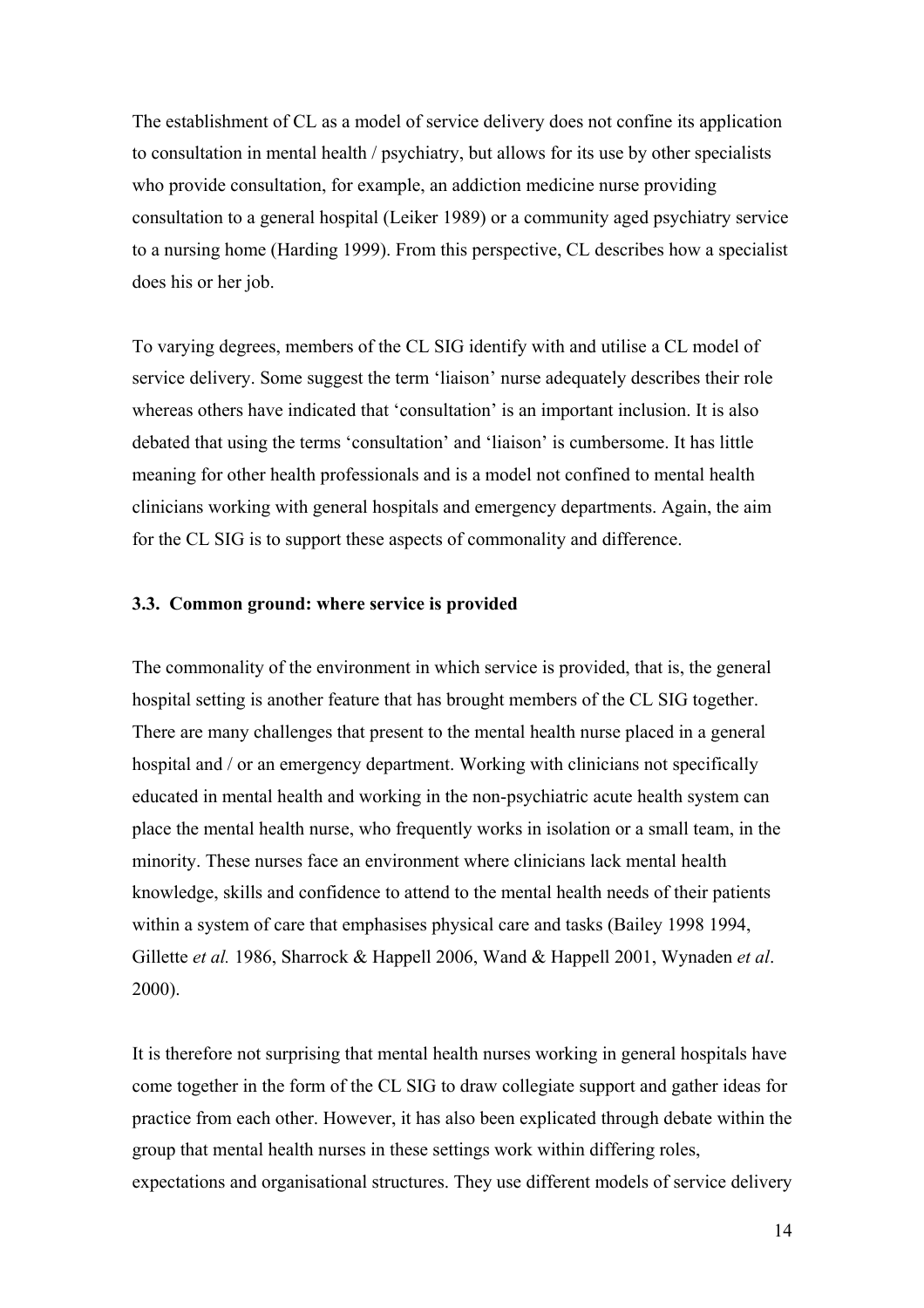The establishment of CL as a model of service delivery does not confine its application to consultation in mental health / psychiatry, but allows for its use by other specialists who provide consultation, for example, an addiction medicine nurse providing consultation to a general hospital (Leiker 1989) or a community aged psychiatry service to a nursing home (Harding 1999). From this perspective, CL describes how a specialist does his or her job.

To varying degrees, members of the CL SIG identify with and utilise a CL model of service delivery. Some suggest the term 'liaison' nurse adequately describes their role whereas others have indicated that 'consultation' is an important inclusion. It is also debated that using the terms 'consultation' and 'liaison' is cumbersome. It has little meaning for other health professionals and is a model not confined to mental health clinicians working with general hospitals and emergency departments. Again, the aim for the CL SIG is to support these aspects of commonality and difference.

### 3.3. Common ground: where service is provided

The commonality of the environment in which service is provided, that is, the general hospital setting is another feature that has brought members of the CL SIG together. There are many challenges that present to the mental health nurse placed in a general hospital and / or an emergency department. Working with clinicians not specifically educated in mental health and working in the non-psychiatric acute health system can place the mental health nurse, who frequently works in isolation or a small team, in the minority. These nurses face an environment where clinicians lack mental health knowledge, skills and confidence to attend to the mental health needs of their patients within a system of care that emphasises physical care and tasks (Bailey 1998 1994, Gillette *et al.* 1986, Sharrock & Happell 2006, Wand & Happell 2001, Wynaden *et al*. 2000).

It is therefore not surprising that mental health nurses working in general hospitals have come together in the form of the CL SIG to draw collegiate support and gather ideas for practice from each other. However, it has also been explicated through debate within the group that mental health nurses in these settings work within differing roles, expectations and organisational structures. They use different models of service delivery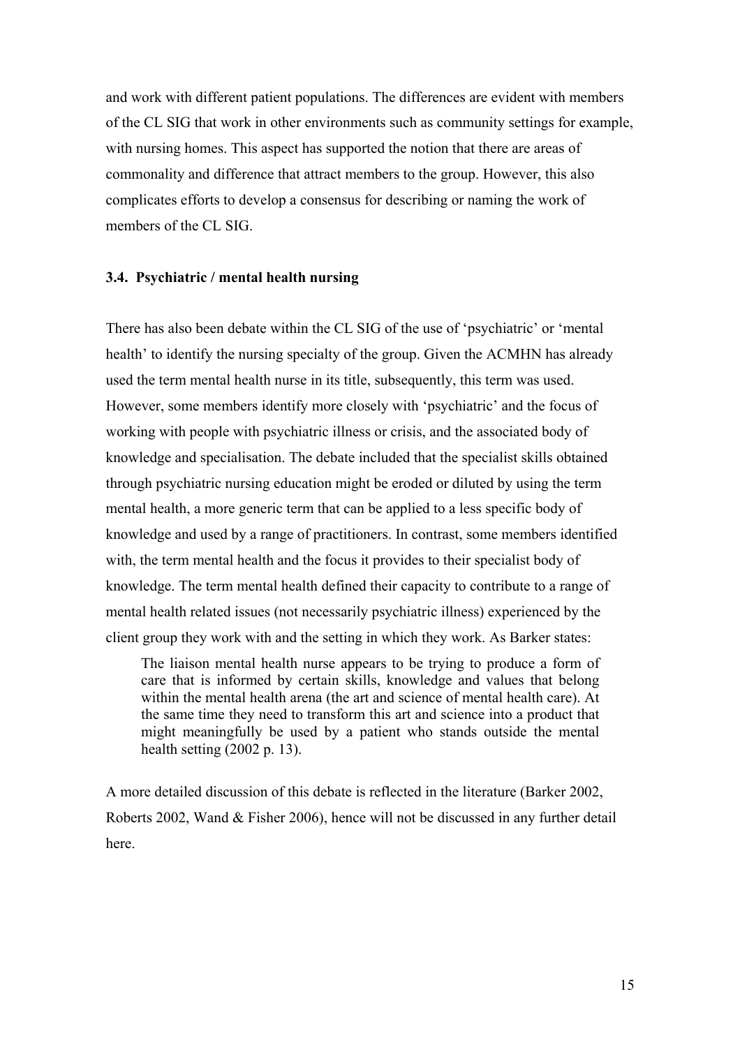and work with different patient populations. The differences are evident with members of the CL SIG that work in other environments such as community settings for example, with nursing homes. This aspect has supported the notion that there are areas of commonality and difference that attract members to the group. However, this also complicates efforts to develop a consensus for describing or naming the work of members of the CL SIG.

### 3.4. Psychiatric / mental health nursing

There has also been debate within the CL SIG of the use of 'psychiatric' or 'mental health' to identify the nursing specialty of the group. Given the ACMHN has already used the term mental health nurse in its title, subsequently, this term was used. However, some members identify more closely with 'psychiatric' and the focus of working with people with psychiatric illness or crisis, and the associated body of knowledge and specialisation. The debate included that the specialist skills obtained through psychiatric nursing education might be eroded or diluted by using the term mental health, a more generic term that can be applied to a less specific body of knowledge and used by a range of practitioners. In contrast, some members identified with, the term mental health and the focus it provides to their specialist body of knowledge. The term mental health defined their capacity to contribute to a range of mental health related issues (not necessarily psychiatric illness) experienced by the client group they work with and the setting in which they work. As Barker states:

> The liaison mental health nurse appears to be trying to produce a form of care that is informed by certain skills, knowledge and values that belong within the mental health arena (the art and science of mental health care). At the same time they need to transform this art and science into a product that might meaningfully be used by a patient who stands outside the mental health setting (2002 p. 13).

A more detailed discussion of this debate is reflected in the literature (Barker 2002, Roberts 2002, Wand & Fisher 2006), hence will not be discussed in any further detail here.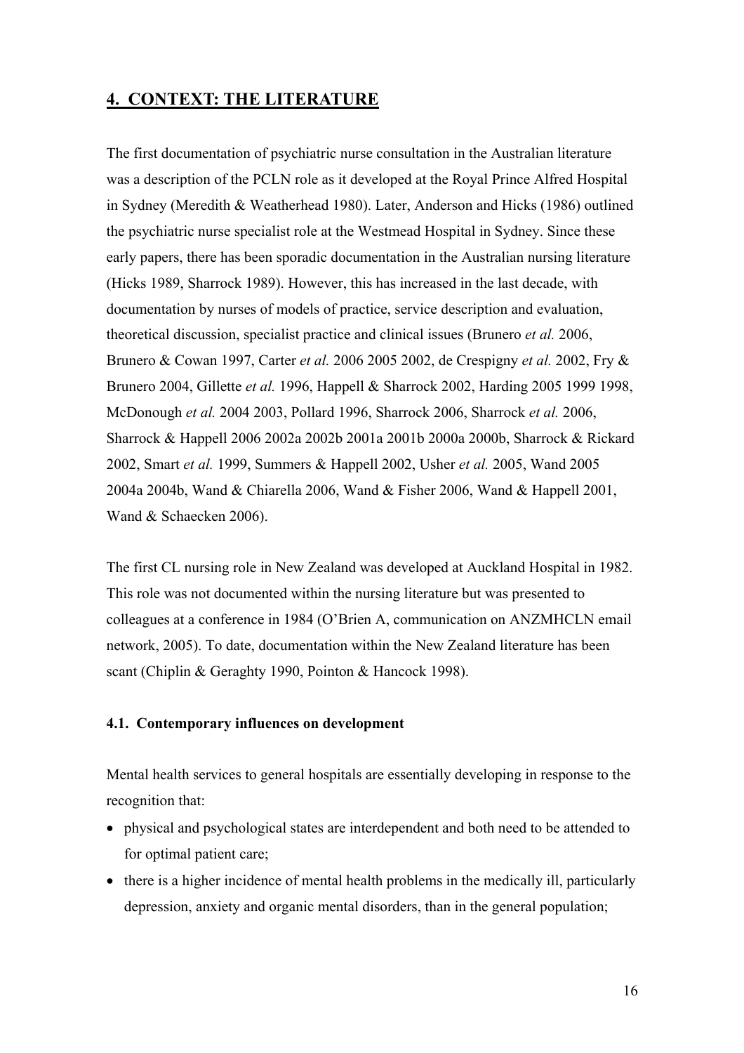## 4. CONTEXT: THE LITERATURE

The first documentation of psychiatric nurse consultation in the Australian literature was a description of the PCLN role as it developed at the Royal Prince Alfred Hospital in Sydney (Meredith & Weatherhead 1980). Later, Anderson and Hicks (1986) outlined the psychiatric nurse specialist role at the Westmead Hospital in Sydney. Since these early papers, there has been sporadic documentation in the Australian nursing literature (Hicks 1989, Sharrock 1989). However, this has increased in the last decade, with documentation by nurses of models of practice, service description and evaluation, theoretical discussion, specialist practice and clinical issues (Brunero *et al.* 2006, Brunero & Cowan 1997, Carter *et al.* 2006 2005 2002, de Crespigny *et al.* 2002, Fry & Brunero 2004, Gillette *et al.* 1996, Happell & Sharrock 2002, Harding 2005 1999 1998, McDonough *et al.* 2004 2003, Pollard 1996, Sharrock 2006, Sharrock *et al.* 2006, Sharrock & Happell 2006 2002a 2002b 2001a 2001b 2000a 2000b, Sharrock & Rickard 2002, Smart *et al.* 1999, Summers & Happell 2002, Usher *et al.* 2005, Wand 2005 2004a 2004b, Wand & Chiarella 2006, Wand & Fisher 2006, Wand & Happell 2001, Wand & Schaecken 2006).

The first CL nursing role in New Zealand was developed at Auckland Hospital in 1982. This role was not documented within the nursing literature but was presented to colleagues at a conference in 1984 (O'Brien A, communication on ANZMHCLN email network, 2005). To date, documentation within the New Zealand literature has been scant (Chiplin & Geraghty 1990, Pointon & Hancock 1998).

### 4.1. Contemporary influences on development

Mental health services to general hospitals are essentially developing in response to the recognition that:

- physical and psychological states are interdependent and both need to be attended to for optimal patient care;
- there is a higher incidence of mental health problems in the medically ill, particularly depression, anxiety and organic mental disorders, than in the general population;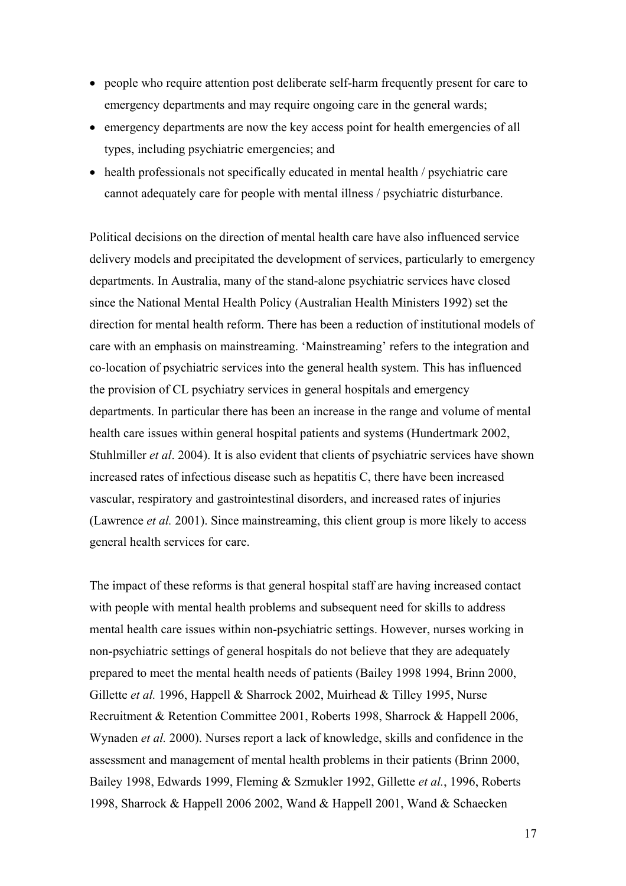- people who require attention post deliberate self-harm frequently present for care to emergency departments and may require ongoing care in the general wards;
- emergency departments are now the key access point for health emergencies of all types, including psychiatric emergencies; and
- health professionals not specifically educated in mental health / psychiatric care cannot adequately care for people with mental illness / psychiatric disturbance.

Political decisions on the direction of mental health care have also influenced service delivery models and precipitated the development of services, particularly to emergency departments. In Australia, many of the stand-alone psychiatric services have closed since the National Mental Health Policy (Australian Health Ministers 1992) set the direction for mental health reform. There has been a reduction of institutional models of care with an emphasis on mainstreaming. 'Mainstreaming' refers to the integration and co-location of psychiatric services into the general health system. This has influenced the provision of CL psychiatry services in general hospitals and emergency departments. In particular there has been an increase in the range and volume of mental health care issues within general hospital patients and systems (Hundertmark 2002, Stuhlmiller *et al*. 2004). It is also evident that clients of psychiatric services have shown increased rates of infectious disease such as hepatitis C, there have been increased vascular, respiratory and gastrointestinal disorders, and increased rates of injuries (Lawrence *et al.* 2001). Since mainstreaming, this client group is more likely to access general health services for care.

The impact of these reforms is that general hospital staff are having increased contact with people with mental health problems and subsequent need for skills to address mental health care issues within non-psychiatric settings. However, nurses working in non-psychiatric settings of general hospitals do not believe that they are adequately prepared to meet the mental health needs of patients (Bailey 1998 1994, Brinn 2000, Gillette *et al.* 1996, Happell & Sharrock 2002, Muirhead & Tilley 1995, Nurse Recruitment & Retention Committee 2001, Roberts 1998, Sharrock & Happell 2006, Wynaden *et al.* 2000). Nurses report a lack of knowledge, skills and confidence in the assessment and management of mental health problems in their patients (Brinn 2000, Bailey 1998, Edwards 1999, Fleming & Szmukler 1992, Gillette *et al.*, 1996, Roberts 1998, Sharrock & Happell 2006 2002, Wand & Happell 2001, Wand & Schaecken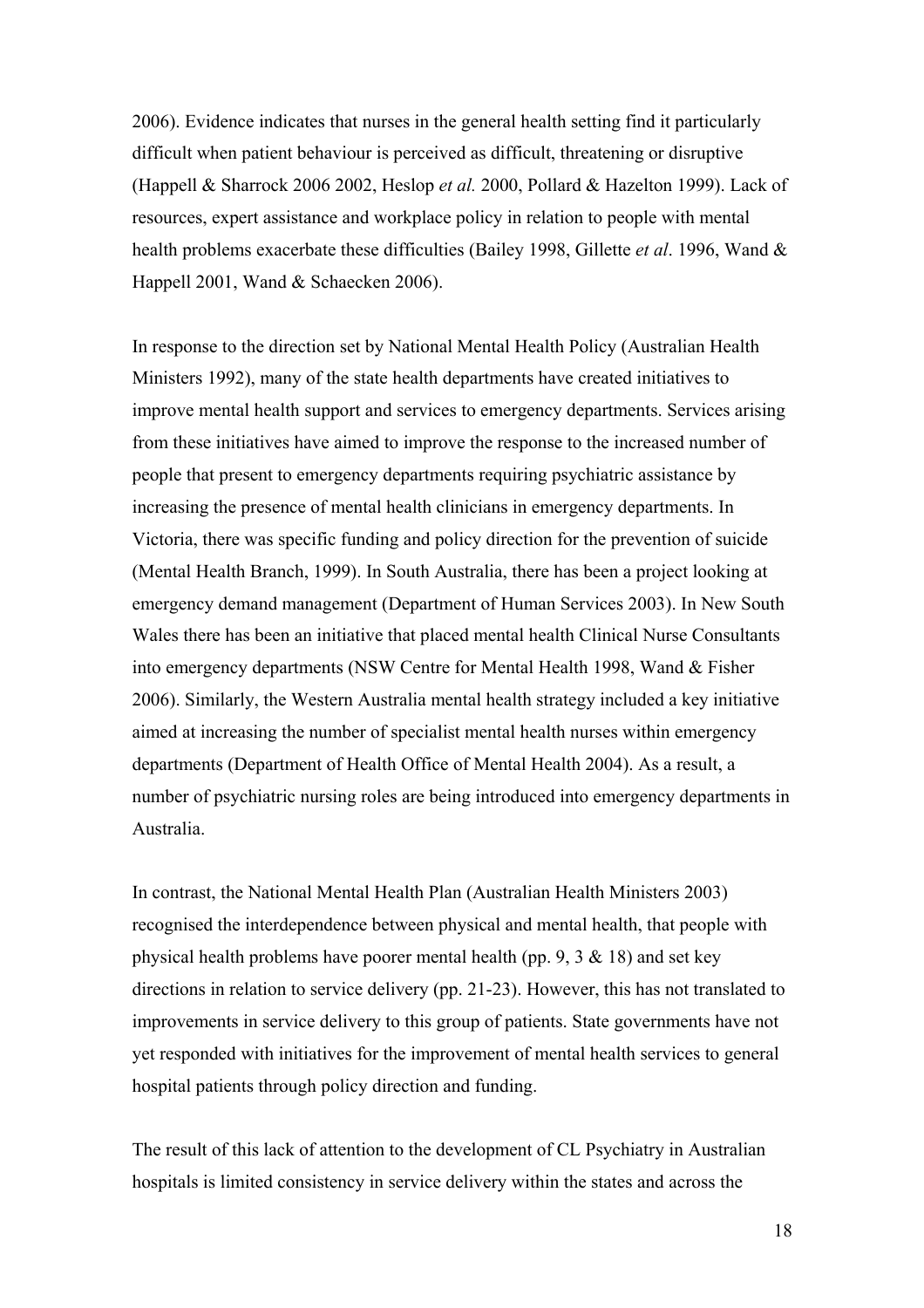2006). Evidence indicates that nurses in the general health setting find it particularly difficult when patient behaviour is perceived as difficult, threatening or disruptive (Happell & Sharrock 2006 2002, Heslop *et al.* 2000, Pollard & Hazelton 1999). Lack of resources, expert assistance and workplace policy in relation to people with mental health problems exacerbate these difficulties (Bailey 1998, Gillette *et al*. 1996, Wand & Happell 2001, Wand & Schaecken 2006).

In response to the direction set by National Mental Health Policy (Australian Health Ministers 1992), many of the state health departments have created initiatives to improve mental health support and services to emergency departments. Services arising from these initiatives have aimed to improve the response to the increased number of people that present to emergency departments requiring psychiatric assistance by increasing the presence of mental health clinicians in emergency departments. In Victoria, there was specific funding and policy direction for the prevention of suicide (Mental Health Branch, 1999). In South Australia, there has been a project looking at emergency demand management (Department of Human Services 2003). In New South Wales there has been an initiative that placed mental health Clinical Nurse Consultants into emergency departments (NSW Centre for Mental Health 1998, Wand & Fisher 2006). Similarly, the Western Australia mental health strategy included a key initiative aimed at increasing the number of specialist mental health nurses within emergency departments (Department of Health Office of Mental Health 2004). As a result, a number of psychiatric nursing roles are being introduced into emergency departments in Australia.

In contrast, the National Mental Health Plan (Australian Health Ministers 2003) recognised the interdependence between physical and mental health, that people with physical health problems have poorer mental health (pp. 9, 3 & 18) and set key directions in relation to service delivery (pp. 21-23). However, this has not translated to improvements in service delivery to this group of patients. State governments have not yet responded with initiatives for the improvement of mental health services to general hospital patients through policy direction and funding.

The result of this lack of attention to the development of CL Psychiatry in Australian hospitals is limited consistency in service delivery within the states and across the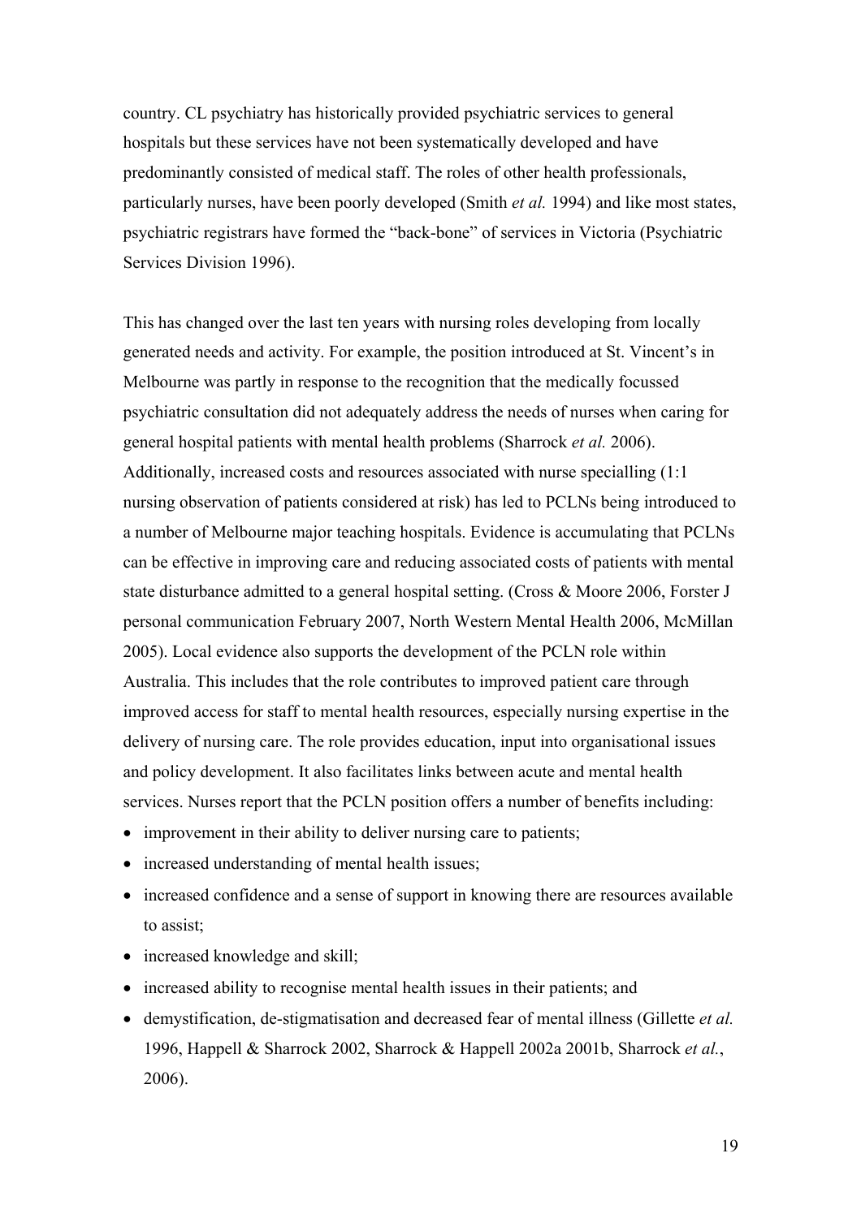country. CL psychiatry has historically provided psychiatric services to general hospitals but these services have not been systematically developed and have predominantly consisted of medical staff. The roles of other health professionals, particularly nurses, have been poorly developed (Smith *et al.* 1994) and like most states, psychiatric registrars have formed the "back-bone" of services in Victoria (Psychiatric Services Division 1996).

This has changed over the last ten years with nursing roles developing from locally generated needs and activity. For example, the position introduced at St. Vincent's in Melbourne was partly in response to the recognition that the medically focussed psychiatric consultation did not adequately address the needs of nurses when caring for general hospital patients with mental health problems (Sharrock *et al.* 2006). Additionally, increased costs and resources associated with nurse specialling (1:1 nursing observation of patients considered at risk) has led to PCLNs being introduced to a number of Melbourne major teaching hospitals. Evidence is accumulating that PCLNs can be effective in improving care and reducing associated costs of patients with mental state disturbance admitted to a general hospital setting. (Cross & Moore 2006, Forster J personal communication February 2007, North Western Mental Health 2006, McMillan 2005). Local evidence also supports the development of the PCLN role within Australia. This includes that the role contributes to improved patient care through improved access for staff to mental health resources, especially nursing expertise in the delivery of nursing care. The role provides education, input into organisational issues and policy development. It also facilitates links between acute and mental health services. Nurses report that the PCLN position offers a number of benefits including:

- improvement in their ability to deliver nursing care to patients;
- increased understanding of mental health issues;
- increased confidence and a sense of support in knowing there are resources available to assist;
- increased knowledge and skill;
- increased ability to recognise mental health issues in their patients; and
- demystification, de-stigmatisation and decreased fear of mental illness (Gillette *et al.* 1996, Happell & Sharrock 2002, Sharrock & Happell 2002a 2001b, Sharrock *et al.*, 2006).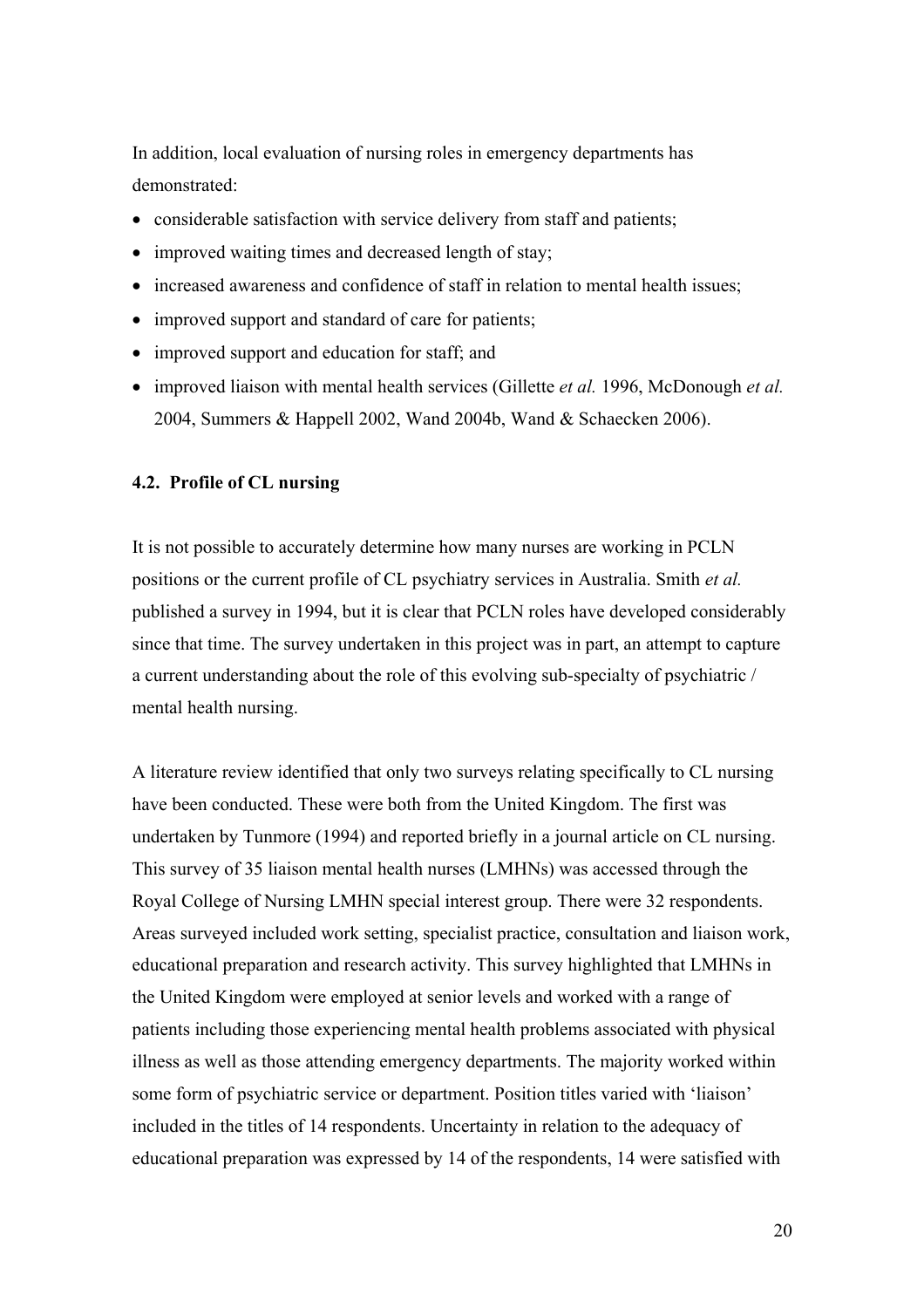In addition, local evaluation of nursing roles in emergency departments has demonstrated:

- considerable satisfaction with service delivery from staff and patients;
- improved waiting times and decreased length of stay;
- increased awareness and confidence of staff in relation to mental health issues;
- improved support and standard of care for patients;
- improved support and education for staff; and
- improved liaison with mental health services (Gillette *et al.* 1996, McDonough *et al.* 2004, Summers & Happell 2002, Wand 2004b, Wand & Schaecken 2006).

### 4.2. Profile of CL nursing

It is not possible to accurately determine how many nurses are working in PCLN positions or the current profile of CL psychiatry services in Australia. Smith *et al.* published a survey in 1994, but it is clear that PCLN roles have developed considerably since that time. The survey undertaken in this project was in part, an attempt to capture a current understanding about the role of this evolving sub-specialty of psychiatric / mental health nursing.

A literature review identified that only two surveys relating specifically to CL nursing have been conducted. These were both from the United Kingdom. The first was undertaken by Tunmore (1994) and reported briefly in a journal article on CL nursing. This survey of 35 liaison mental health nurses (LMHNs) was accessed through the Royal College of Nursing LMHN special interest group. There were 32 respondents. Areas surveyed included work setting, specialist practice, consultation and liaison work, educational preparation and research activity. This survey highlighted that LMHNs in the United Kingdom were employed at senior levels and worked with a range of patients including those experiencing mental health problems associated with physical illness as well as those attending emergency departments. The majority worked within some form of psychiatric service or department. Position titles varied with 'liaison' included in the titles of 14 respondents. Uncertainty in relation to the adequacy of educational preparation was expressed by 14 of the respondents, 14 were satisfied with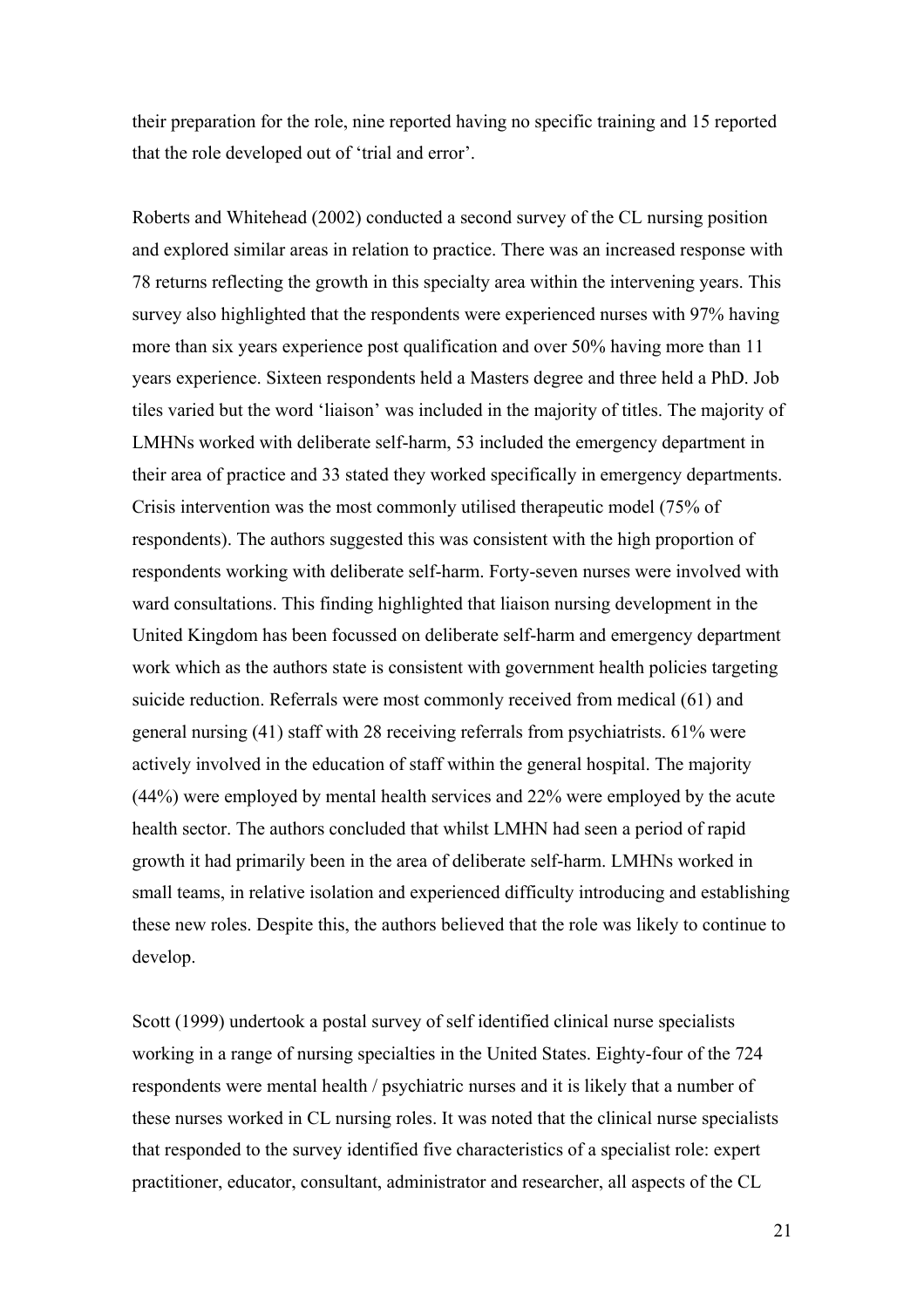their preparation for the role, nine reported having no specific training and 15 reported that the role developed out of 'trial and error'.

Roberts and Whitehead (2002) conducted a second survey of the CL nursing position and explored similar areas in relation to practice. There was an increased response with 78 returns reflecting the growth in this specialty area within the intervening years. This survey also highlighted that the respondents were experienced nurses with 97% having more than six years experience post qualification and over 50% having more than 11 years experience. Sixteen respondents held a Masters degree and three held a PhD. Job tiles varied but the word 'liaison' was included in the majority of titles. The majority of LMHNs worked with deliberate self-harm, 53 included the emergency department in their area of practice and 33 stated they worked specifically in emergency departments. Crisis intervention was the most commonly utilised therapeutic model (75% of respondents). The authors suggested this was consistent with the high proportion of respondents working with deliberate self-harm. Forty-seven nurses were involved with ward consultations. This finding highlighted that liaison nursing development in the United Kingdom has been focussed on deliberate self-harm and emergency department work which as the authors state is consistent with government health policies targeting suicide reduction. Referrals were most commonly received from medical (61) and general nursing (41) staff with 28 receiving referrals from psychiatrists. 61% were actively involved in the education of staff within the general hospital. The majority (44%) were employed by mental health services and 22% were employed by the acute health sector. The authors concluded that whilst LMHN had seen a period of rapid growth it had primarily been in the area of deliberate self-harm. LMHNs worked in small teams, in relative isolation and experienced difficulty introducing and establishing these new roles. Despite this, the authors believed that the role was likely to continue to develop.

Scott (1999) undertook a postal survey of self identified clinical nurse specialists working in a range of nursing specialties in the United States. Eighty-four of the 724 respondents were mental health / psychiatric nurses and it is likely that a number of these nurses worked in CL nursing roles. It was noted that the clinical nurse specialists that responded to the survey identified five characteristics of a specialist role: expert practitioner, educator, consultant, administrator and researcher, all aspects of the CL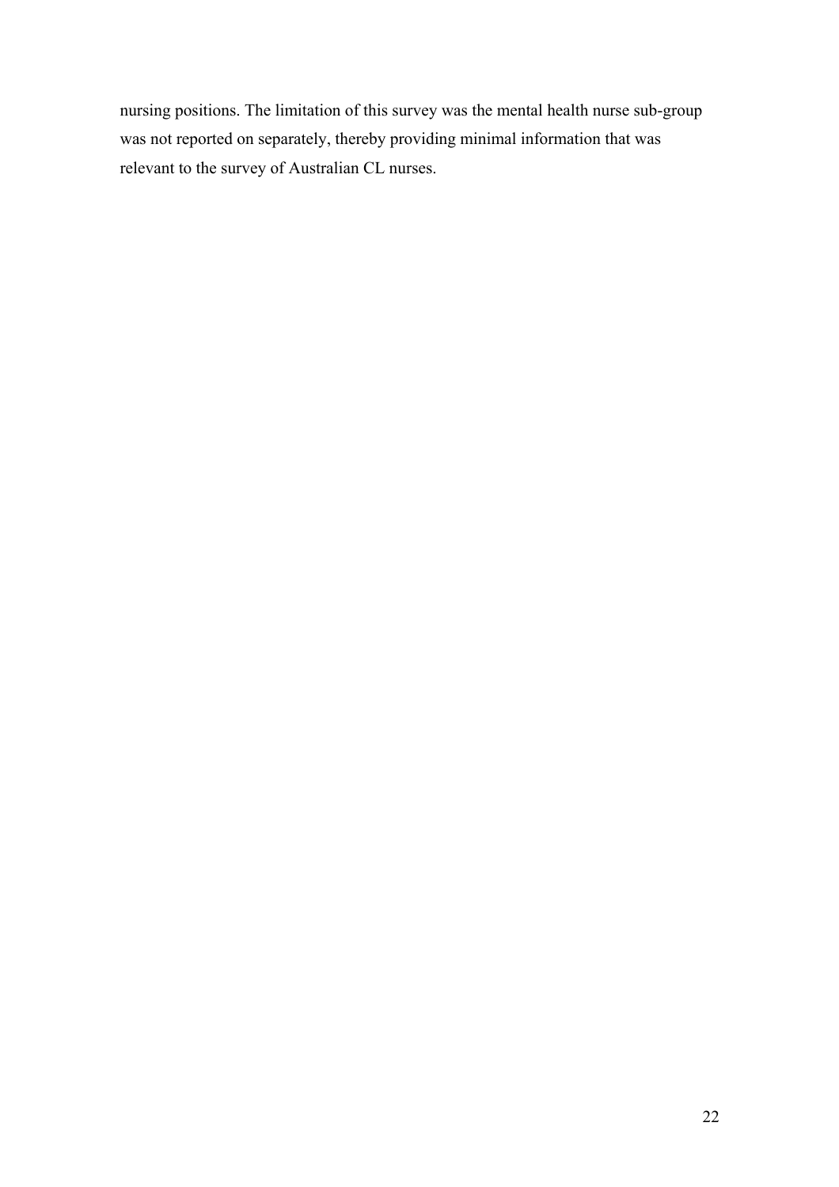nursing positions. The limitation of this survey was the mental health nurse sub-group was not reported on separately, thereby providing minimal information that was relevant to the survey of Australian CL nurses.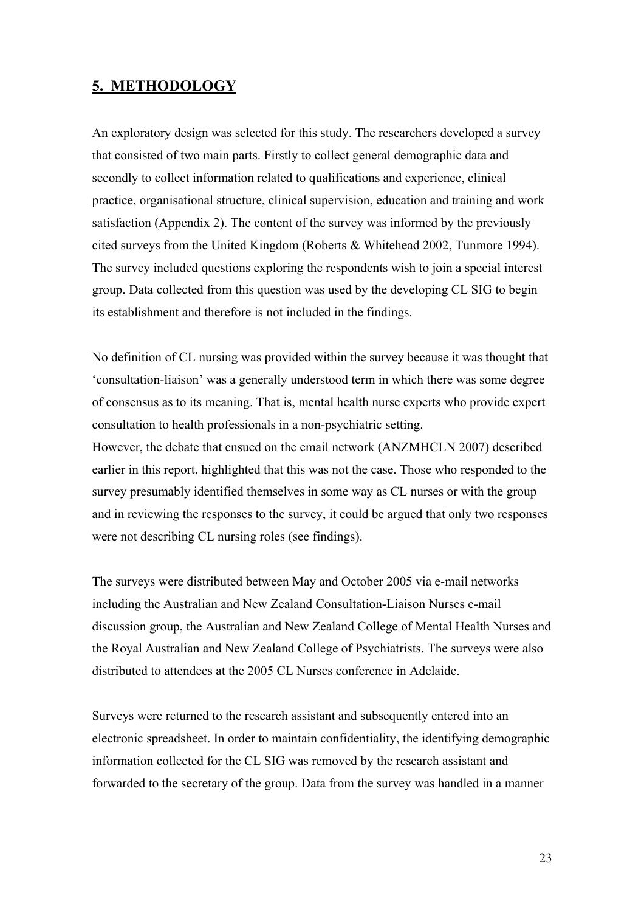## 5. METHODOLOGY

An exploratory design was selected for this study. The researchers developed a survey that consisted of two main parts. Firstly to collect general demographic data and secondly to collect information related to qualifications and experience, clinical practice, organisational structure, clinical supervision, education and training and work satisfaction (Appendix 2). The content of the survey was informed by the previously cited surveys from the United Kingdom (Roberts & Whitehead 2002, Tunmore 1994). The survey included questions exploring the respondents wish to join a special interest group. Data collected from this question was used by the developing CL SIG to begin its establishment and therefore is not included in the findings.

No definition of CL nursing was provided within the survey because it was thought that 'consultation-liaison' was a generally understood term in which there was some degree of consensus as to its meaning. That is, mental health nurse experts who provide expert consultation to health professionals in a non-psychiatric setting.
However, the debate that ensued on the email network (ANZMHCLN 2007) described earlier in this report, highlighted that this was not the case. Those who responded to the survey presumably identified themselves in some way as CL nurses or with the group and in reviewing the responses to the survey, it could be argued that only two responses were not describing CL nursing roles (see findings).

The surveys were distributed between May and October 2005 via e-mail networks including the Australian and New Zealand Consultation-Liaison Nurses e-mail discussion group, the Australian and New Zealand College of Mental Health Nurses and the Royal Australian and New Zealand College of Psychiatrists. The surveys were also distributed to attendees at the 2005 CL Nurses conference in Adelaide.

Surveys were returned to the research assistant and subsequently entered into an electronic spreadsheet. In order to maintain confidentiality, the identifying demographic information collected for the CL SIG was removed by the research assistant and forwarded to the secretary of the group. Data from the survey was handled in a manner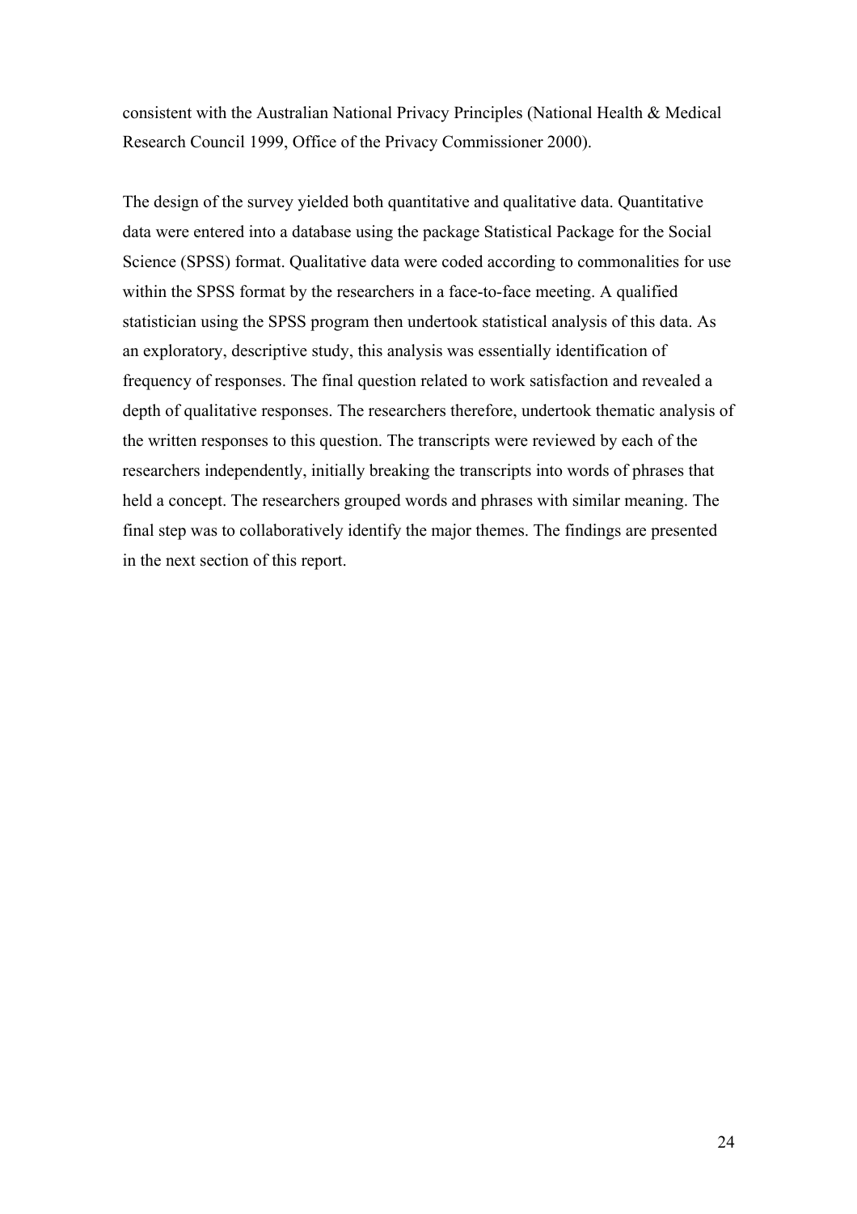consistent with the Australian National Privacy Principles (National Health & Medical Research Council 1999, Office of the Privacy Commissioner 2000).

The design of the survey yielded both quantitative and qualitative data. Quantitative data were entered into a database using the package Statistical Package for the Social Science (SPSS) format. Qualitative data were coded according to commonalities for use within the SPSS format by the researchers in a face-to-face meeting. A qualified statistician using the SPSS program then undertook statistical analysis of this data. As an exploratory, descriptive study, this analysis was essentially identification of frequency of responses. The final question related to work satisfaction and revealed a depth of qualitative responses. The researchers therefore, undertook thematic analysis of the written responses to this question. The transcripts were reviewed by each of the researchers independently, initially breaking the transcripts into words of phrases that held a concept. The researchers grouped words and phrases with similar meaning. The final step was to collaboratively identify the major themes. The findings are presented in the next section of this report.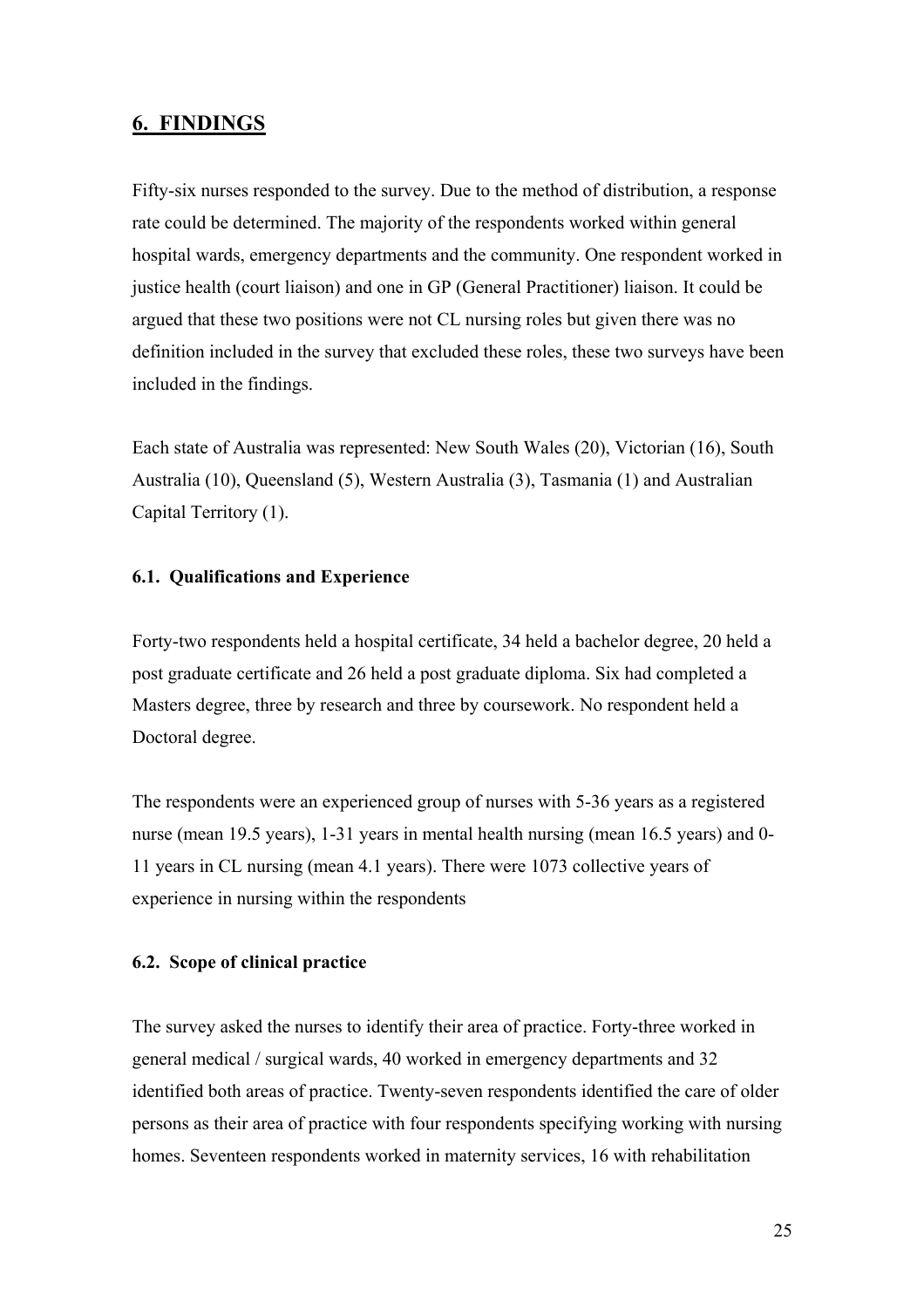## 6. FINDINGS

Fifty-six nurses responded to the survey. Due to the method of distribution, a response rate could be determined. The majority of the respondents worked within general hospital wards, emergency departments and the community. One respondent worked in justice health (court liaison) and one in GP (General Practitioner) liaison. It could be argued that these two positions were not CL nursing roles but given there was no definition included in the survey that excluded these roles, these two surveys have been included in the findings.

Each state of Australia was represented: New South Wales (20), Victorian (16), South Australia (10), Queensland (5), Western Australia (3), Tasmania (1) and Australian Capital Territory (1).

### 6.1. Qualifications and Experience

Forty-two respondents held a hospital certificate, 34 held a bachelor degree, 20 held a post graduate certificate and 26 held a post graduate diploma. Six had completed a Masters degree, three by research and three by coursework. No respondent held a Doctoral degree.

The respondents were an experienced group of nurses with 5-36 years as a registered nurse (mean 19.5 years), 1-31 years in mental health nursing (mean 16.5 years) and 0-11 years in CL nursing (mean 4.1 years). There were 1073 collective years of experience in nursing within the respondents

### 6.2. Scope of clinical practice

The survey asked the nurses to identify their area of practice. Forty-three worked in general medical / surgical wards, 40 worked in emergency departments and 32 identified both areas of practice. Twenty-seven respondents identified the care of older persons as their area of practice with four respondents specifying working with nursing homes. Seventeen respondents worked in maternity services, 16 with rehabilitation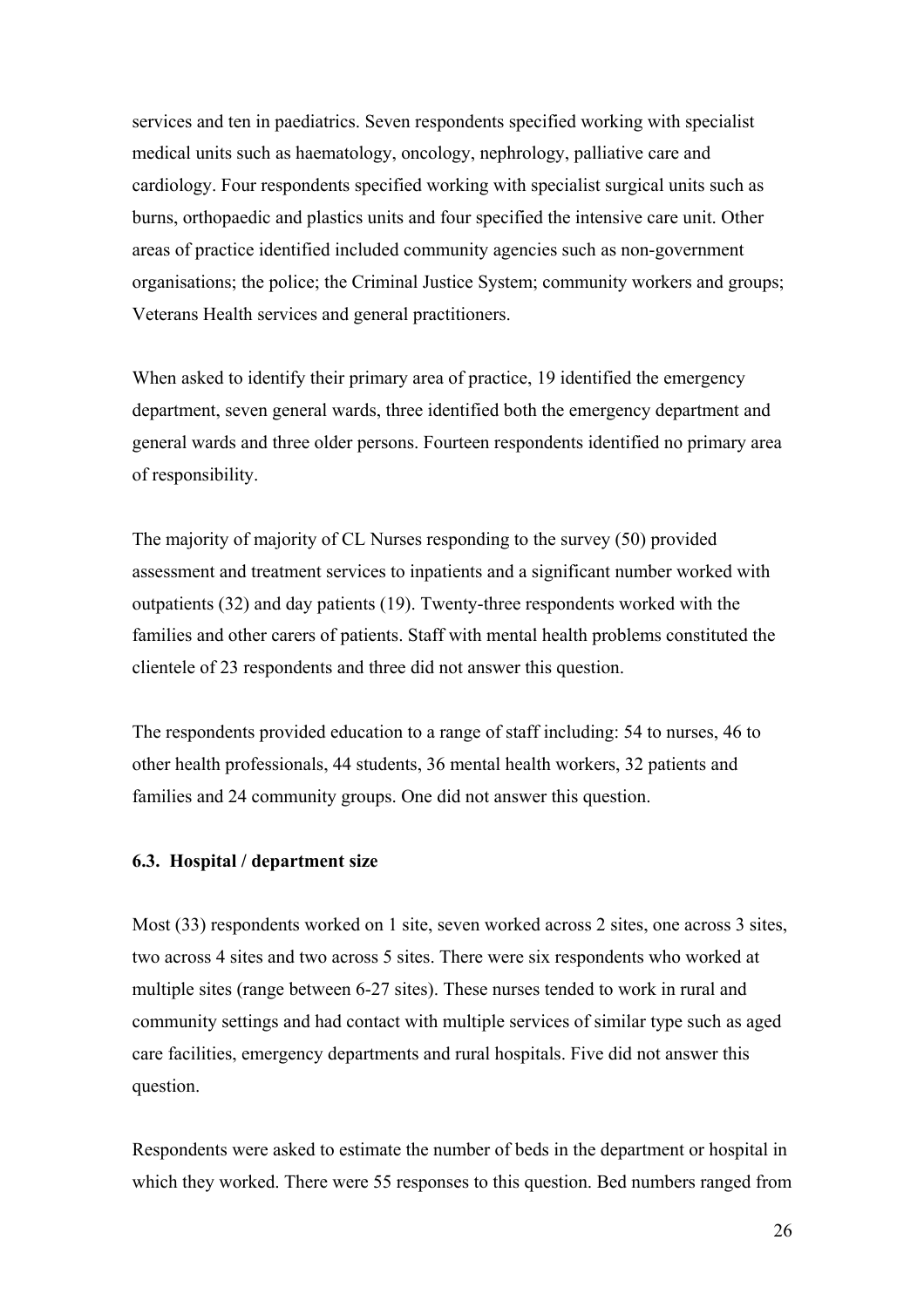services and ten in paediatrics. Seven respondents specified working with specialist medical units such as haematology, oncology, nephrology, palliative care and cardiology. Four respondents specified working with specialist surgical units such as burns, orthopaedic and plastics units and four specified the intensive care unit. Other areas of practice identified included community agencies such as non-government organisations; the police; the Criminal Justice System; community workers and groups; Veterans Health services and general practitioners.

When asked to identify their primary area of practice, 19 identified the emergency department, seven general wards, three identified both the emergency department and general wards and three older persons. Fourteen respondents identified no primary area of responsibility.

The majority of majority of CL Nurses responding to the survey (50) provided assessment and treatment services to inpatients and a significant number worked with outpatients (32) and day patients (19). Twenty-three respondents worked with the families and other carers of patients. Staff with mental health problems constituted the clientele of 23 respondents and three did not answer this question.

The respondents provided education to a range of staff including: 54 to nurses, 46 to other health professionals, 44 students, 36 mental health workers, 32 patients and families and 24 community groups. One did not answer this question.

### 6.3. Hospital / department size

Most (33) respondents worked on 1 site, seven worked across 2 sites, one across 3 sites, two across 4 sites and two across 5 sites. There were six respondents who worked at multiple sites (range between 6-27 sites). These nurses tended to work in rural and community settings and had contact with multiple services of similar type such as aged care facilities, emergency departments and rural hospitals. Five did not answer this question.

Respondents were asked to estimate the number of beds in the department or hospital in which they worked. There were 55 responses to this question. Bed numbers ranged from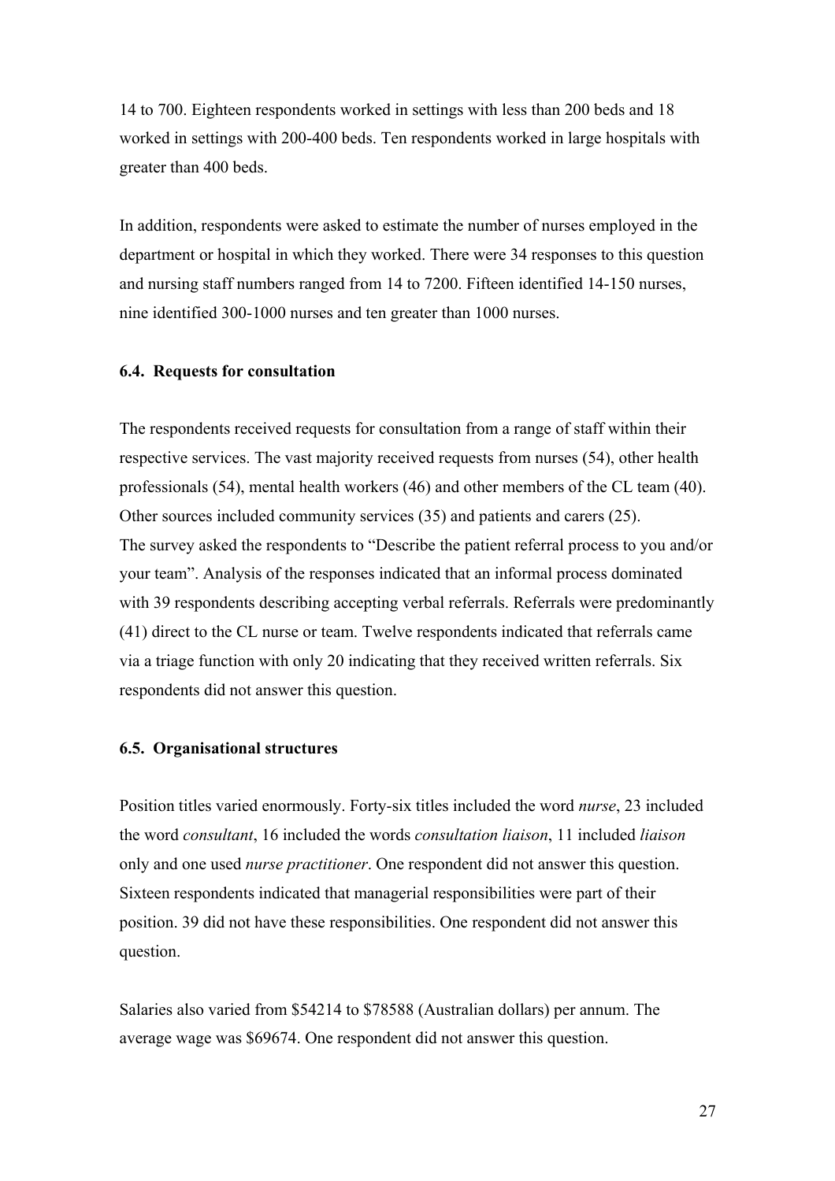14 to 700. Eighteen respondents worked in settings with less than 200 beds and 18 worked in settings with 200-400 beds. Ten respondents worked in large hospitals with greater than 400 beds.

In addition, respondents were asked to estimate the number of nurses employed in the department or hospital in which they worked. There were 34 responses to this question and nursing staff numbers ranged from 14 to 7200. Fifteen identified 14-150 nurses, nine identified 300-1000 nurses and ten greater than 1000 nurses.

### 6.4. Requests for consultation

The respondents received requests for consultation from a range of staff within their respective services. The vast majority received requests from nurses (54), other health professionals (54), mental health workers (46) and other members of the CL team (40). Other sources included community services (35) and patients and carers (25).
The survey asked the respondents to "Describe the patient referral process to you and/or your team". Analysis of the responses indicated that an informal process dominated with 39 respondents describing accepting verbal referrals. Referrals were predominantly (41) direct to the CL nurse or team. Twelve respondents indicated that referrals came via a triage function with only 20 indicating that they received written referrals. Six respondents did not answer this question.

### 6.5. Organisational structures

Position titles varied enormously. Forty-six titles included the word *nurse*, 23 included the word *consultant*, 16 included the words *consultation liaison*, 11 included *liaison* only and one used *nurse practitioner*. One respondent did not answer this question. Sixteen respondents indicated that managerial responsibilities were part of their position. 39 did not have these responsibilities. One respondent did not answer this question.

Salaries also varied from $54214 to $78588 (Australian dollars) per annum. The average wage was $69674. One respondent did not answer this question.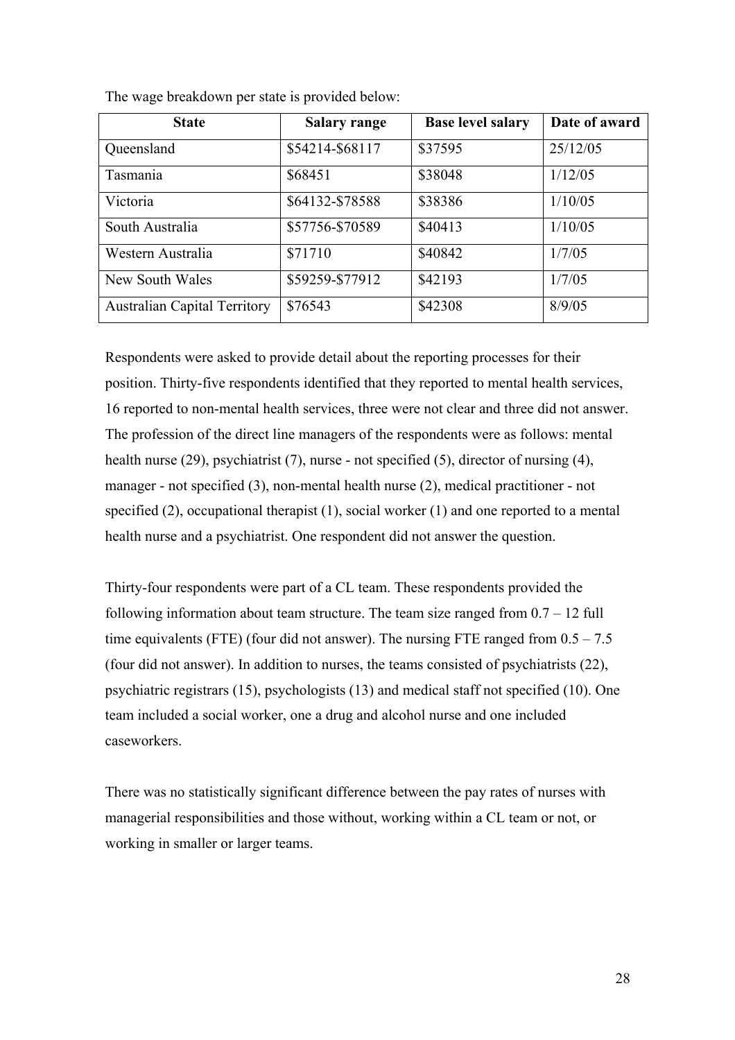The wage breakdown per state is provided below:

| State | Salary range | Base level salary | Date of award |
|---|---|---|---|
| Queensland | $54214-$68117 | $37595 | 25/12/05 |
| Tasmania | $68451 | $38048 | 1/12/05 |
| Victoria | $64132-$78588 | $38386 | 1/10/05 |
| South Australia | $57756-$70589 | $40413 | 1/10/05 |
| Western Australia | $71710 | $40842 | 1/7/05 |
| New South Wales | $59259-$77912 | $42193 | 1/7/05 |
| Australian Capital Territory | $76543 | $42308 | 8/9/05 |

Respondents were asked to provide detail about the reporting processes for their position. Thirty-five respondents identified that they reported to mental health services, 16 reported to non-mental health services, three were not clear and three did not answer. The profession of the direct line managers of the respondents were as follows: mental health nurse (29), psychiatrist (7), nurse - not specified (5), director of nursing (4), manager - not specified (3), non-mental health nurse (2), medical practitioner - not specified (2), occupational therapist (1), social worker (1) and one reported to a mental health nurse and a psychiatrist. One respondent did not answer the question.

Thirty-four respondents were part of a CL team. These respondents provided the following information about team structure. The team size ranged from 0.7 – 12 full time equivalents (FTE) (four did not answer). The nursing FTE ranged from 0.5 – 7.5 (four did not answer). In addition to nurses, the teams consisted of psychiatrists (22), psychiatric registrars (15), psychologists (13) and medical staff not specified (10). One team included a social worker, one a drug and alcohol nurse and one included caseworkers.

There was no statistically significant difference between the pay rates of nurses with managerial responsibilities and those without, working within a CL team or not, or working in smaller or larger teams.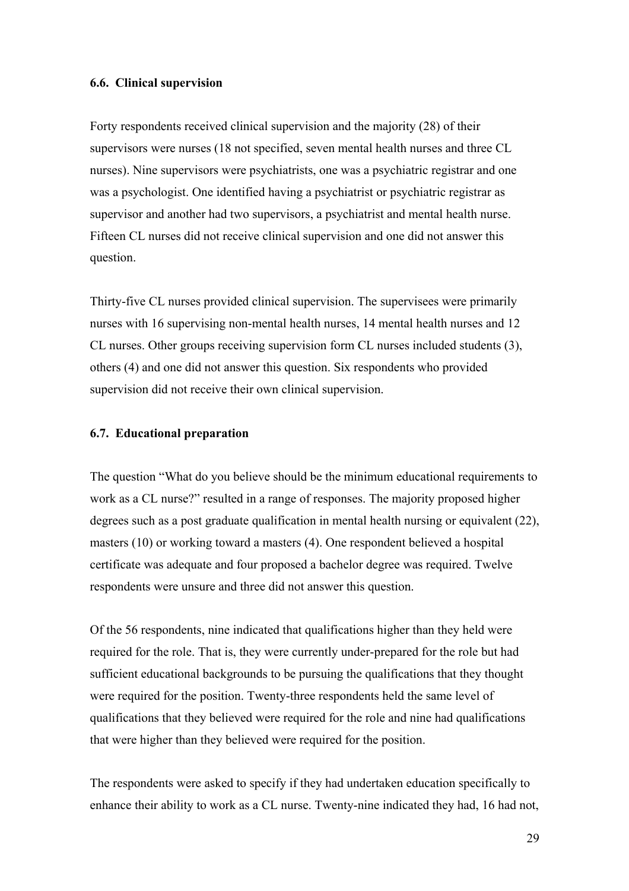### 6.6. Clinical supervision

Forty respondents received clinical supervision and the majority (28) of their supervisors were nurses (18 not specified, seven mental health nurses and three CL nurses). Nine supervisors were psychiatrists, one was a psychiatric registrar and one was a psychologist. One identified having a psychiatrist or psychiatric registrar as supervisor and another had two supervisors, a psychiatrist and mental health nurse. Fifteen CL nurses did not receive clinical supervision and one did not answer this question.

Thirty-five CL nurses provided clinical supervision. The supervisees were primarily nurses with 16 supervising non-mental health nurses, 14 mental health nurses and 12 CL nurses. Other groups receiving supervision form CL nurses included students (3), others (4) and one did not answer this question. Six respondents who provided supervision did not receive their own clinical supervision.

### 6.7. Educational preparation

The question "What do you believe should be the minimum educational requirements to work as a CL nurse?" resulted in a range of responses. The majority proposed higher degrees such as a post graduate qualification in mental health nursing or equivalent (22), masters (10) or working toward a masters (4). One respondent believed a hospital certificate was adequate and four proposed a bachelor degree was required. Twelve respondents were unsure and three did not answer this question.

Of the 56 respondents, nine indicated that qualifications higher than they held were required for the role. That is, they were currently under-prepared for the role but had sufficient educational backgrounds to be pursuing the qualifications that they thought were required for the position. Twenty-three respondents held the same level of qualifications that they believed were required for the role and nine had qualifications that were higher than they believed were required for the position.

The respondents were asked to specify if they had undertaken education specifically to enhance their ability to work as a CL nurse. Twenty-nine indicated they had, 16 had not,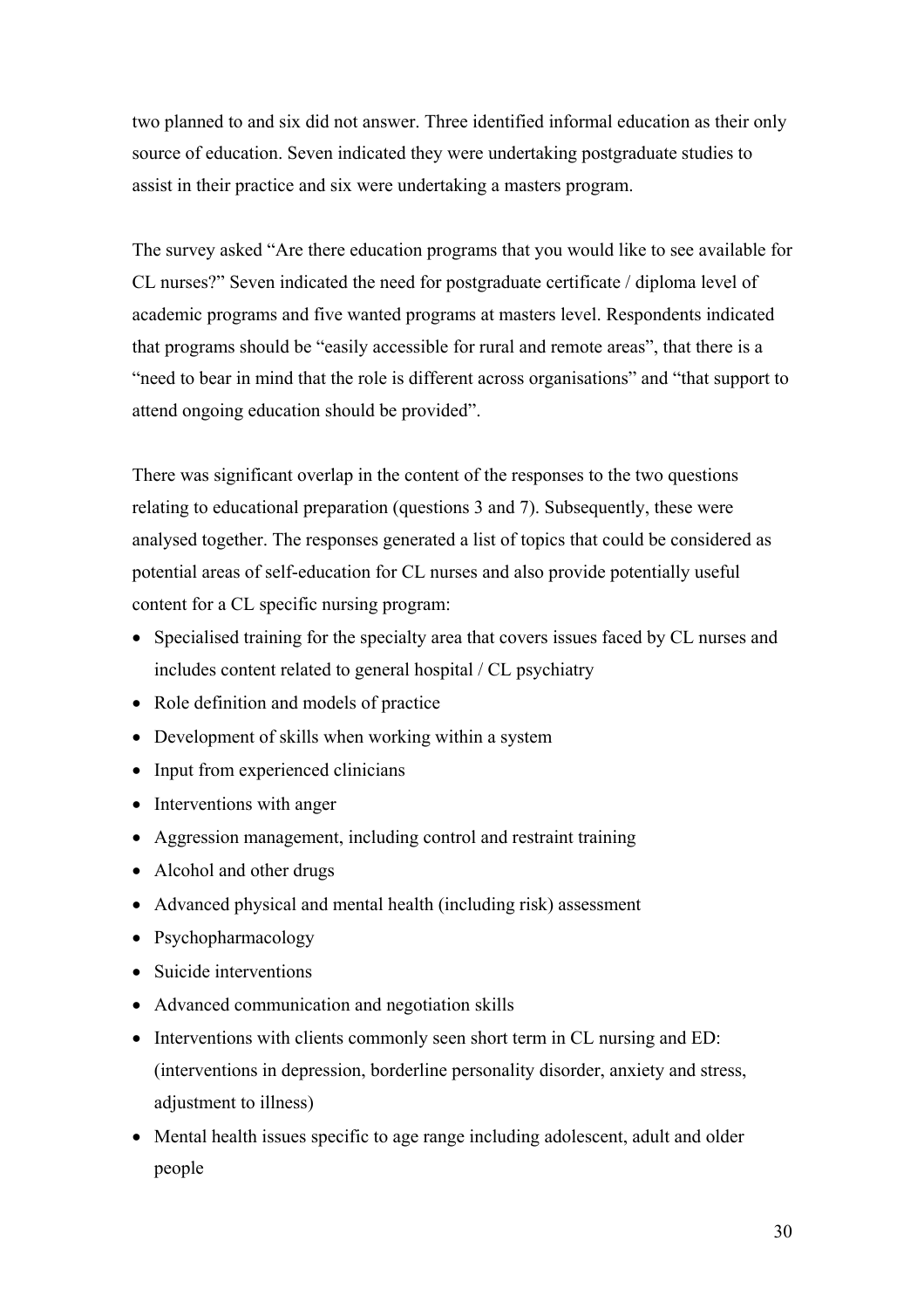two planned to and six did not answer. Three identified informal education as their only source of education. Seven indicated they were undertaking postgraduate studies to assist in their practice and six were undertaking a masters program.

The survey asked "Are there education programs that you would like to see available for CL nurses?" Seven indicated the need for postgraduate certificate / diploma level of academic programs and five wanted programs at masters level. Respondents indicated that programs should be "easily accessible for rural and remote areas", that there is a "need to bear in mind that the role is different across organisations" and "that support to attend ongoing education should be provided".

There was significant overlap in the content of the responses to the two questions relating to educational preparation (questions 3 and 7). Subsequently, these were analysed together. The responses generated a list of topics that could be considered as potential areas of self-education for CL nurses and also provide potentially useful content for a CL specific nursing program:

- Specialised training for the specialty area that covers issues faced by CL nurses and includes content related to general hospital / CL psychiatry
- Role definition and models of practice
- Development of skills when working within a system
- Input from experienced clinicians
- Interventions with anger
- Aggression management, including control and restraint training
- Alcohol and other drugs
- Advanced physical and mental health (including risk) assessment
- Psychopharmacology
- Suicide interventions
- Advanced communication and negotiation skills
- Interventions with clients commonly seen short term in CL nursing and ED: (interventions in depression, borderline personality disorder, anxiety and stress, adjustment to illness)
- Mental health issues specific to age range including adolescent, adult and older people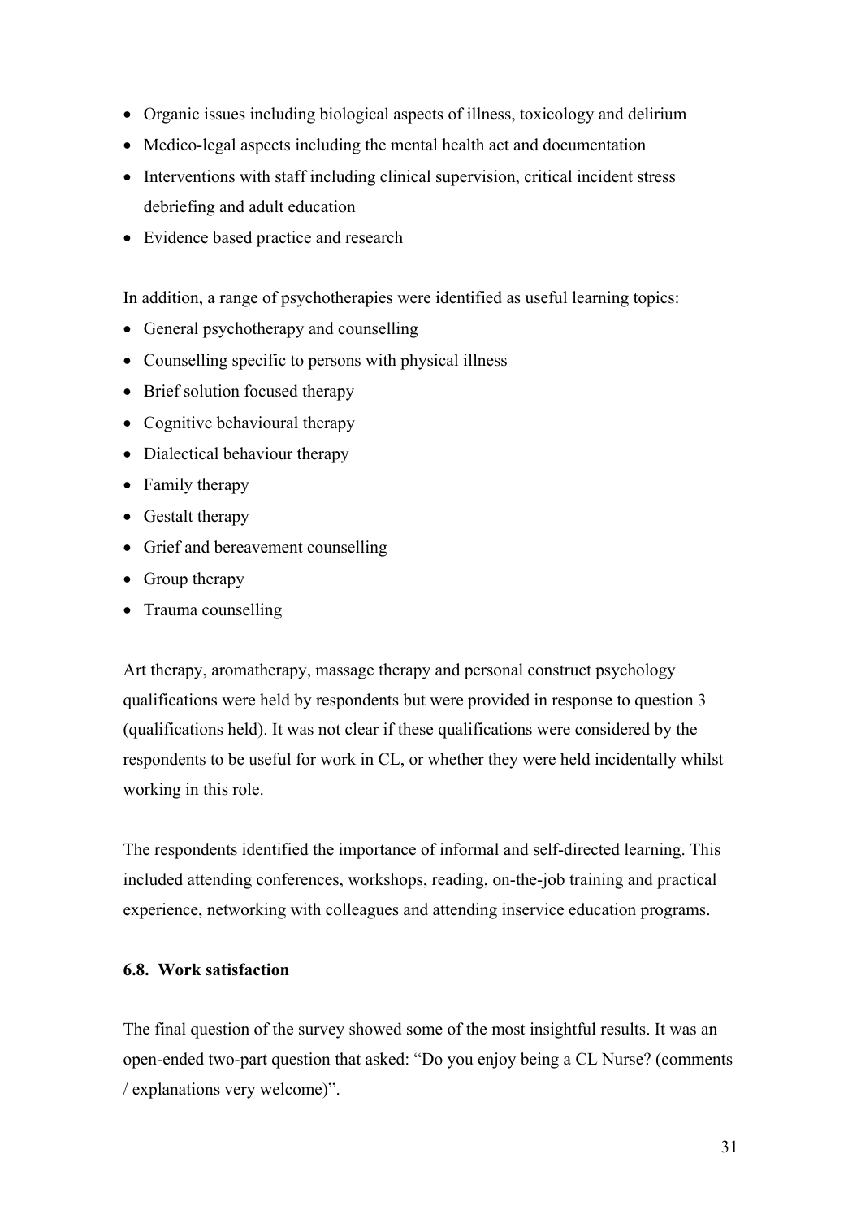- Organic issues including biological aspects of illness, toxicology and delirium
- Medico-legal aspects including the mental health act and documentation
- Interventions with staff including clinical supervision, critical incident stress debriefing and adult education
- Evidence based practice and research

In addition, a range of psychotherapies were identified as useful learning topics:

- General psychotherapy and counselling
- Counselling specific to persons with physical illness
- Brief solution focused therapy
- Cognitive behavioural therapy
- Dialectical behaviour therapy
- Family therapy
- Gestalt therapy
- Grief and bereavement counselling
- Group therapy
- Trauma counselling

Art therapy, aromatherapy, massage therapy and personal construct psychology qualifications were held by respondents but were provided in response to question 3 (qualifications held). It was not clear if these qualifications were considered by the respondents to be useful for work in CL, or whether they were held incidentally whilst working in this role.

The respondents identified the importance of informal and self-directed learning. This included attending conferences, workshops, reading, on-the-job training and practical experience, networking with colleagues and attending inservice education programs.

### 6.8. Work satisfaction

The final question of the survey showed some of the most insightful results. It was an open-ended two-part question that asked: “Do you enjoy being a CL Nurse? (comments / explanations very welcome)”.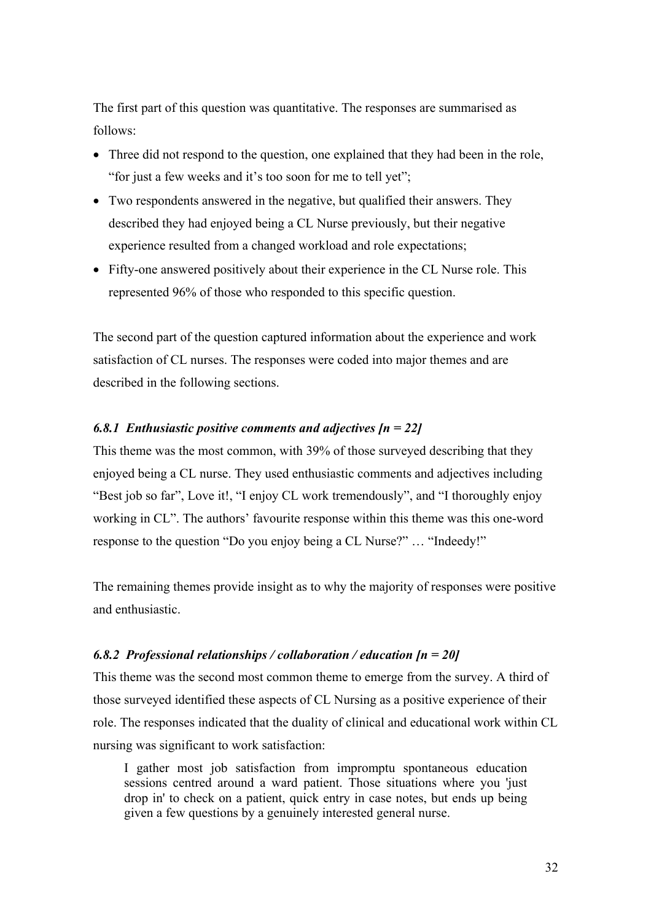The first part of this question was quantitative. The responses are summarised as follows:

- Three did not respond to the question, one explained that they had been in the role, "for just a few weeks and it's too soon for me to tell yet";
- Two respondents answered in the negative, but qualified their answers. They described they had enjoyed being a CL Nurse previously, but their negative experience resulted from a changed workload and role expectations;
- Fifty-one answered positively about their experience in the CL Nurse role. This represented 96% of those who responded to this specific question.

The second part of the question captured information about the experience and work satisfaction of CL nurses. The responses were coded into major themes and are described in the following sections.

### *6.8.1 Enthusiastic positive comments and adjectives [n = 22]*

This theme was the most common, with 39% of those surveyed describing that they enjoyed being a CL nurse. They used enthusiastic comments and adjectives including "Best job so far", Love it!, "I enjoy CL work tremendously", and "I thoroughly enjoy working in CL". The authors' favourite response within this theme was this one-word response to the question "Do you enjoy being a CL Nurse?" … "Indeedy!"

The remaining themes provide insight as to why the majority of responses were positive and enthusiastic.

### *6.8.2 Professional relationships / collaboration / education [n = 20]*

This theme was the second most common theme to emerge from the survey. A third of those surveyed identified these aspects of CL Nursing as a positive experience of their role. The responses indicated that the duality of clinical and educational work within CL nursing was significant to work satisfaction:

> I gather most job satisfaction from impromptu spontaneous education sessions centred around a ward patient. Those situations where you 'just drop in' to check on a patient, quick entry in case notes, but ends up being given a few questions by a genuinely interested general nurse.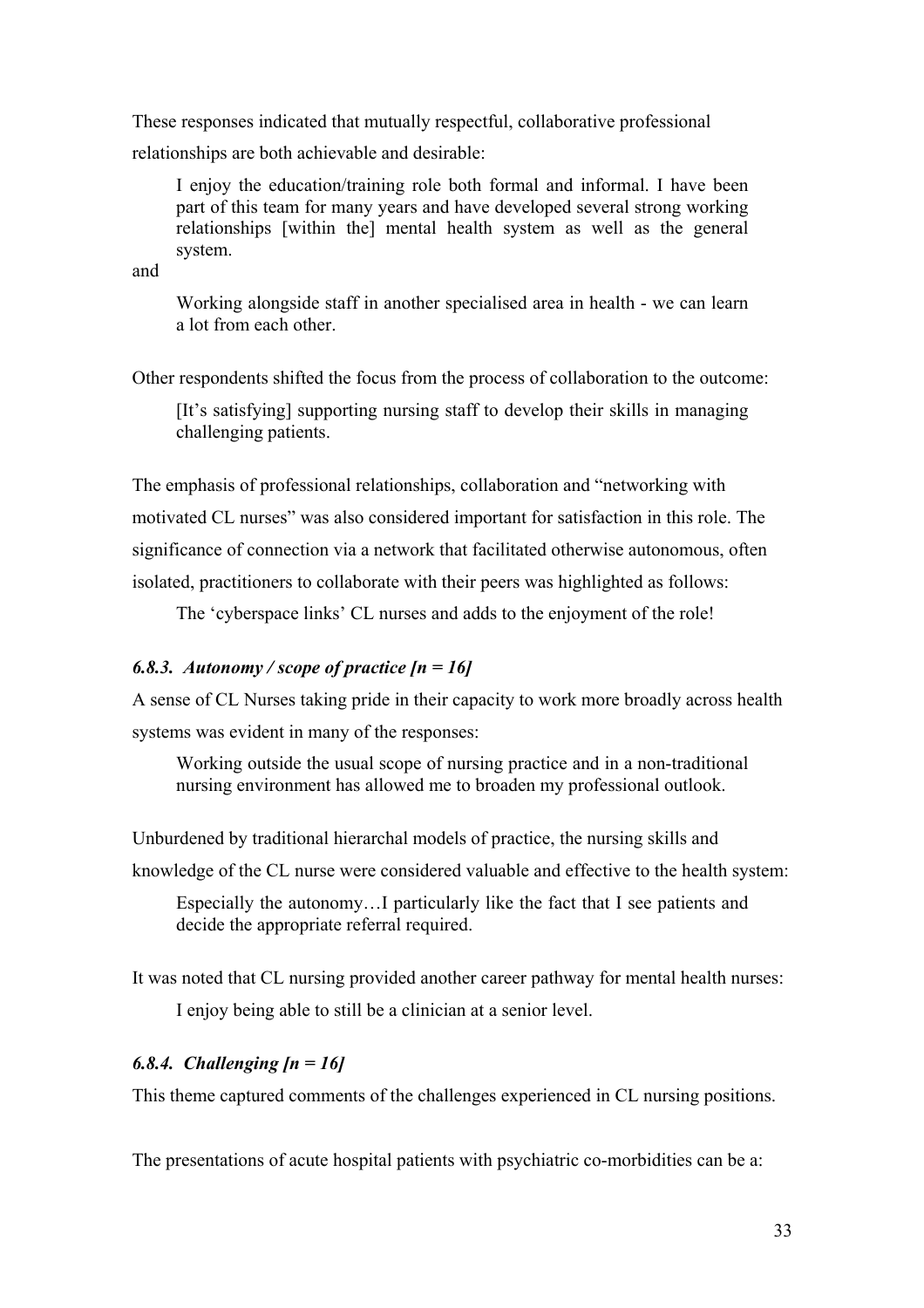These responses indicated that mutually respectful, collaborative professional relationships are both achievable and desirable:

> I enjoy the education/training role both formal and informal. I have been part of this team for many years and have developed several strong working relationships [within the] mental health system as well as the general system.

and

> Working alongside staff in another specialised area in health - we can learn a lot from each other.

Other respondents shifted the focus from the process of collaboration to the outcome:

> [It's satisfying] supporting nursing staff to develop their skills in managing challenging patients.

The emphasis of professional relationships, collaboration and "networking with motivated CL nurses" was also considered important for satisfaction in this role. The significance of connection via a network that facilitated otherwise autonomous, often isolated, practitioners to collaborate with their peers was highlighted as follows:

> The 'cyberspace links' CL nurses and adds to the enjoyment of the role!

### *6.8.3. Autonomy / scope of practice [n = 16]*

A sense of CL Nurses taking pride in their capacity to work more broadly across health systems was evident in many of the responses:

> Working outside the usual scope of nursing practice and in a non-traditional nursing environment has allowed me to broaden my professional outlook.

Unburdened by traditional hierarchal models of practice, the nursing skills and knowledge of the CL nurse were considered valuable and effective to the health system:

> Especially the autonomy…I particularly like the fact that I see patients and decide the appropriate referral required.

It was noted that CL nursing provided another career pathway for mental health nurses:

> I enjoy being able to still be a clinician at a senior level.

### *6.8.4. Challenging [n = 16]*

This theme captured comments of the challenges experienced in CL nursing positions.

The presentations of acute hospital patients with psychiatric co-morbidities can be a: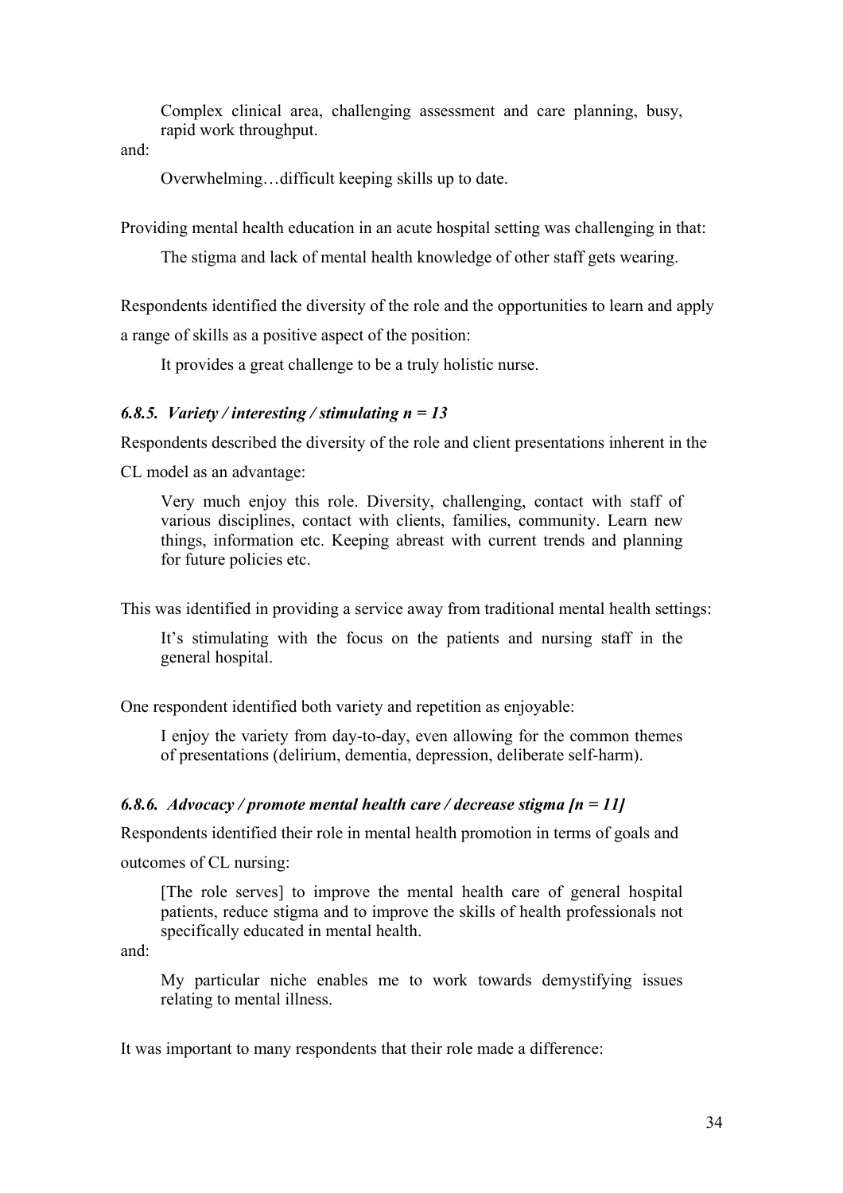> Complex clinical area, challenging assessment and care planning, busy, rapid work throughput.

and:

> Overwhelming…difficult keeping skills up to date.

Providing mental health education in an acute hospital setting was challenging in that:

> The stigma and lack of mental health knowledge of other staff gets wearing.

Respondents identified the diversity of the role and the opportunities to learn and apply a range of skills as a positive aspect of the position:

> It provides a great challenge to be a truly holistic nurse.

### *6.8.5. Variety / interesting / stimulating n = 13*

Respondents described the diversity of the role and client presentations inherent in the CL model as an advantage:

> Very much enjoy this role. Diversity, challenging, contact with staff of various disciplines, contact with clients, families, community. Learn new things, information etc. Keeping abreast with current trends and planning for future policies etc.

This was identified in providing a service away from traditional mental health settings:

> It's stimulating with the focus on the patients and nursing staff in the general hospital.

One respondent identified both variety and repetition as enjoyable:

> I enjoy the variety from day-to-day, even allowing for the common themes of presentations (delirium, dementia, depression, deliberate self-harm).

### *6.8.6. Advocacy / promote mental health care / decrease stigma [n = 11]*

Respondents identified their role in mental health promotion in terms of goals and outcomes of CL nursing:

> [The role serves] to improve the mental health care of general hospital patients, reduce stigma and to improve the skills of health professionals not specifically educated in mental health.

and:

> My particular niche enables me to work towards demystifying issues relating to mental illness.

It was important to many respondents that their role made a difference: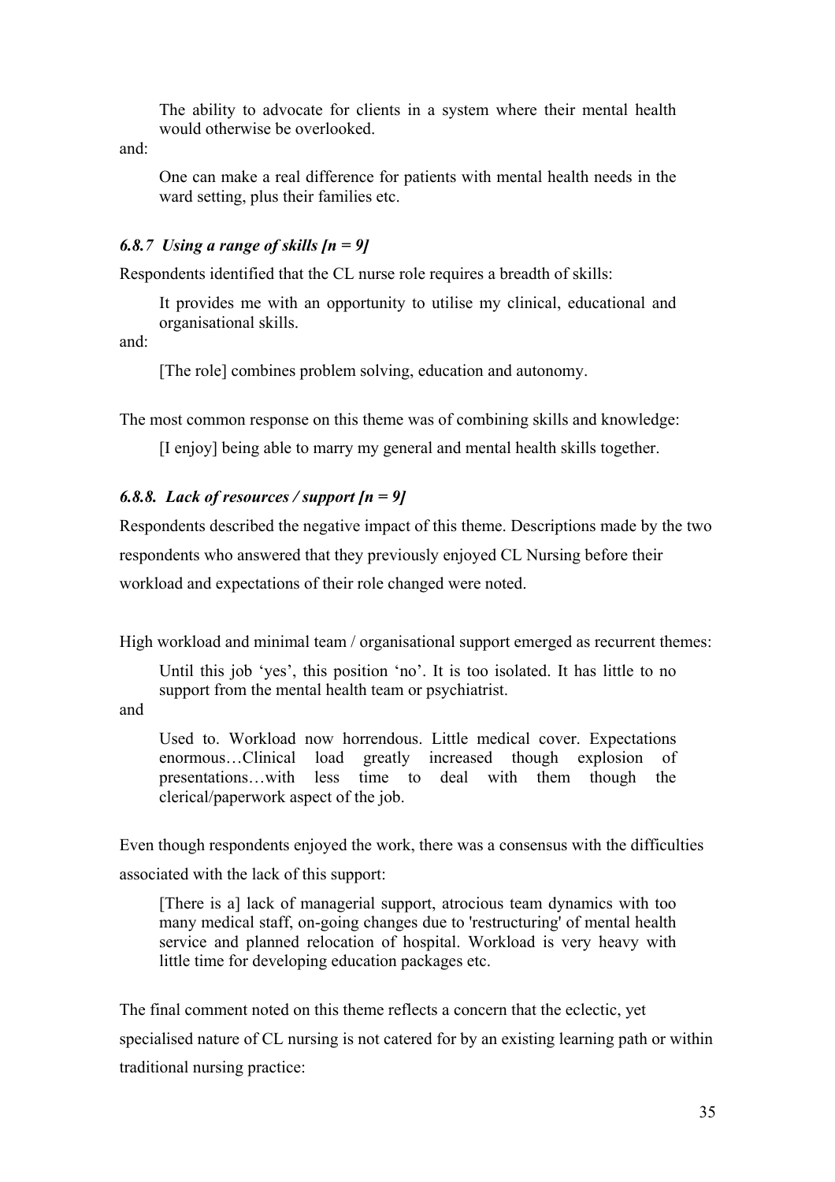> The ability to advocate for clients in a system where their mental health would otherwise be overlooked.

and:

> One can make a real difference for patients with mental health needs in the ward setting, plus their families etc.

### *6.8.7 Using a range of skills [n = 9]*

Respondents identified that the CL nurse role requires a breadth of skills:

> It provides me with an opportunity to utilise my clinical, educational and organisational skills.

and:

> [The role] combines problem solving, education and autonomy.

The most common response on this theme was of combining skills and knowledge:

> [I enjoy] being able to marry my general and mental health skills together.

### *6.8.8. Lack of resources / support [n = 9]*

Respondents described the negative impact of this theme. Descriptions made by the two respondents who answered that they previously enjoyed CL Nursing before their workload and expectations of their role changed were noted.

High workload and minimal team / organisational support emerged as recurrent themes:

> Until this job 'yes', this position 'no'. It is too isolated. It has little to no support from the mental health team or psychiatrist.

and

> Used to. Workload now horrendous. Little medical cover. Expectations enormous…Clinical load greatly increased though explosion of presentations…with less time to deal with them though the clerical/paperwork aspect of the job.

Even though respondents enjoyed the work, there was a consensus with the difficulties associated with the lack of this support:

> [There is a] lack of managerial support, atrocious team dynamics with too many medical staff, on-going changes due to 'restructuring' of mental health service and planned relocation of hospital. Workload is very heavy with little time for developing education packages etc.

The final comment noted on this theme reflects a concern that the eclectic, yet specialised nature of CL nursing is not catered for by an existing learning path or within traditional nursing practice: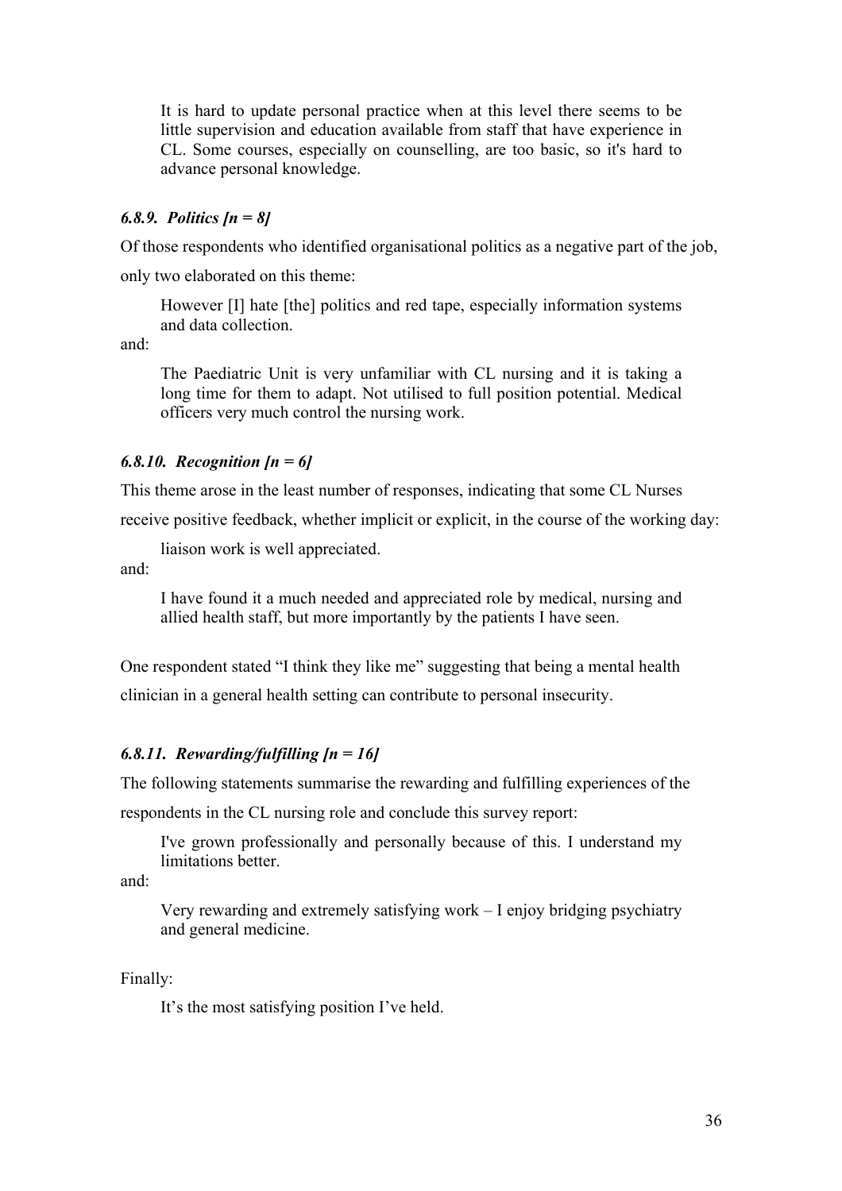> It is hard to update personal practice when at this level there seems to be little supervision and education available from staff that have experience in CL. Some courses, especially on counselling, are too basic, so it's hard to advance personal knowledge.

### *6.8.9. Politics [n = 8]*

Of those respondents who identified organisational politics as a negative part of the job, only two elaborated on this theme:

> However [I] hate [the] politics and red tape, especially information systems and data collection.

and:

> The Paediatric Unit is very unfamiliar with CL nursing and it is taking a long time for them to adapt. Not utilised to full position potential. Medical officers very much control the nursing work.

### *6.8.10. Recognition [n = 6]*

This theme arose in the least number of responses, indicating that some CL Nurses receive positive feedback, whether implicit or explicit, in the course of the working day:

> liaison work is well appreciated.

and:

> I have found it a much needed and appreciated role by medical, nursing and allied health staff, but more importantly by the patients I have seen.

One respondent stated "I think they like me" suggesting that being a mental health clinician in a general health setting can contribute to personal insecurity.

### *6.8.11. Rewarding/fulfilling [n = 16]*

The following statements summarise the rewarding and fulfilling experiences of the respondents in the CL nursing role and conclude this survey report:

> I've grown professionally and personally because of this. I understand my limitations better.

and:

> Very rewarding and extremely satisfying work – I enjoy bridging psychiatry and general medicine.

Finally:

> It's the most satisfying position I've held.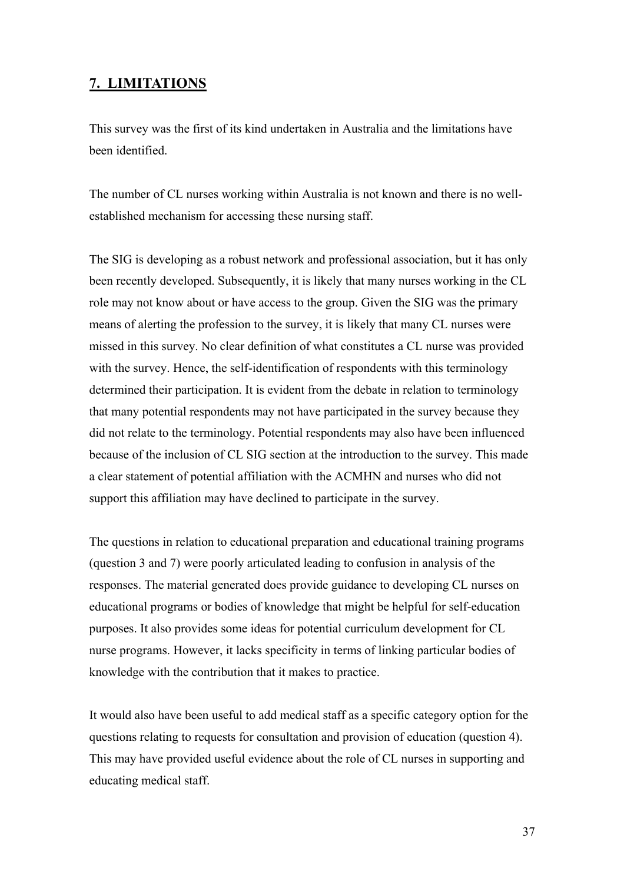## 7. LIMITATIONS

This survey was the first of its kind undertaken in Australia and the limitations have been identified.

The number of CL nurses working within Australia is not known and there is no well-established mechanism for accessing these nursing staff.

The SIG is developing as a robust network and professional association, but it has only been recently developed. Subsequently, it is likely that many nurses working in the CL role may not know about or have access to the group. Given the SIG was the primary means of alerting the profession to the survey, it is likely that many CL nurses were missed in this survey. No clear definition of what constitutes a CL nurse was provided with the survey. Hence, the self-identification of respondents with this terminology determined their participation. It is evident from the debate in relation to terminology that many potential respondents may not have participated in the survey because they did not relate to the terminology. Potential respondents may also have been influenced because of the inclusion of CL SIG section at the introduction to the survey. This made a clear statement of potential affiliation with the ACMHN and nurses who did not support this affiliation may have declined to participate in the survey.

The questions in relation to educational preparation and educational training programs (question 3 and 7) were poorly articulated leading to confusion in analysis of the responses. The material generated does provide guidance to developing CL nurses on educational programs or bodies of knowledge that might be helpful for self-education purposes. It also provides some ideas for potential curriculum development for CL nurse programs. However, it lacks specificity in terms of linking particular bodies of knowledge with the contribution that it makes to practice.

It would also have been useful to add medical staff as a specific category option for the questions relating to requests for consultation and provision of education (question 4). This may have provided useful evidence about the role of CL nurses in supporting and educating medical staff.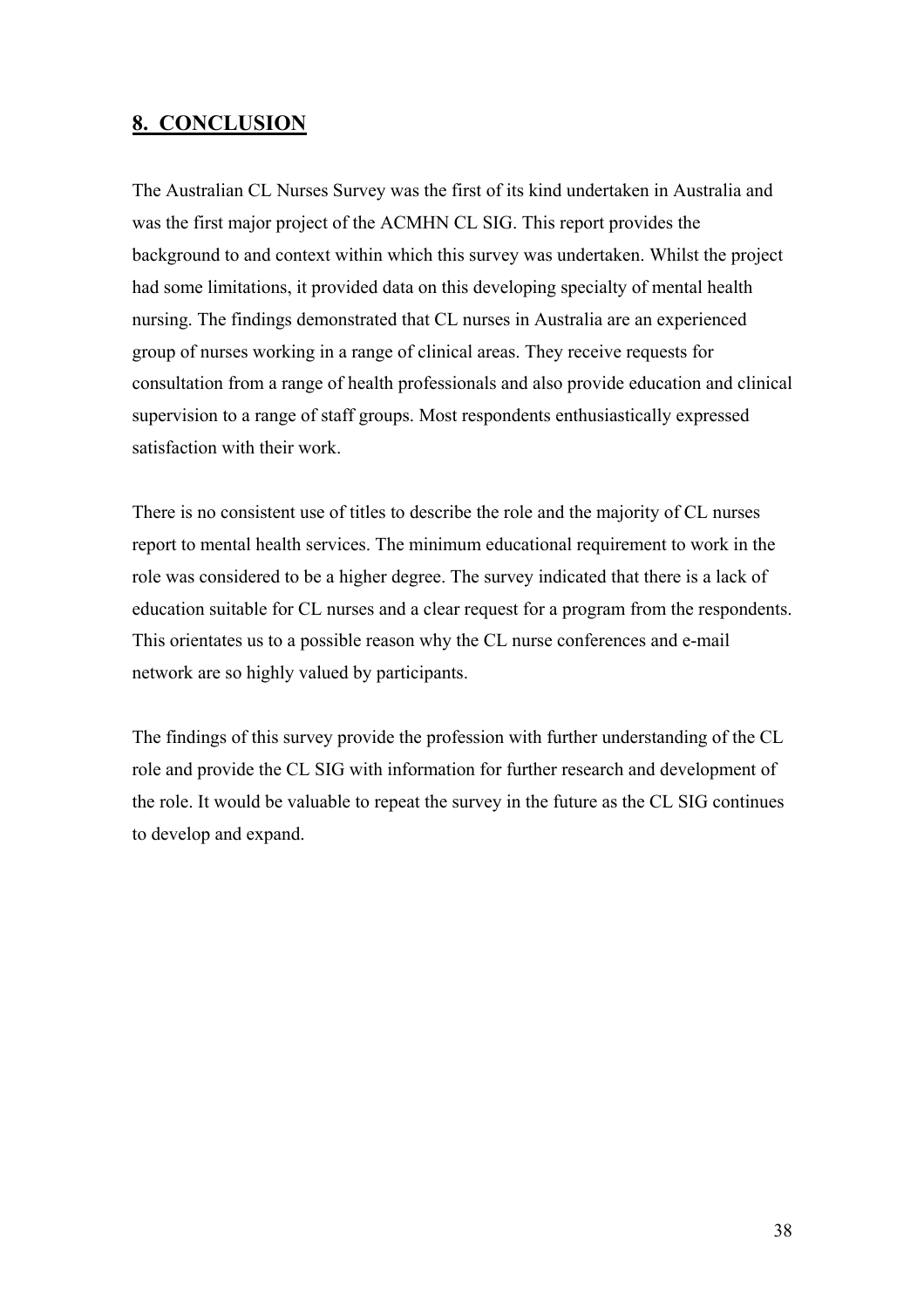## 8. CONCLUSION

The Australian CL Nurses Survey was the first of its kind undertaken in Australia and was the first major project of the ACMHN CL SIG. This report provides the background to and context within which this survey was undertaken. Whilst the project had some limitations, it provided data on this developing specialty of mental health nursing. The findings demonstrated that CL nurses in Australia are an experienced group of nurses working in a range of clinical areas. They receive requests for consultation from a range of health professionals and also provide education and clinical supervision to a range of staff groups. Most respondents enthusiastically expressed satisfaction with their work.

There is no consistent use of titles to describe the role and the majority of CL nurses report to mental health services. The minimum educational requirement to work in the role was considered to be a higher degree. The survey indicated that there is a lack of education suitable for CL nurses and a clear request for a program from the respondents. This orientates us to a possible reason why the CL nurse conferences and e-mail network are so highly valued by participants.

The findings of this survey provide the profession with further understanding of the CL role and provide the CL SIG with information for further research and development of the role. It would be valuable to repeat the survey in the future as the CL SIG continues to develop and expand.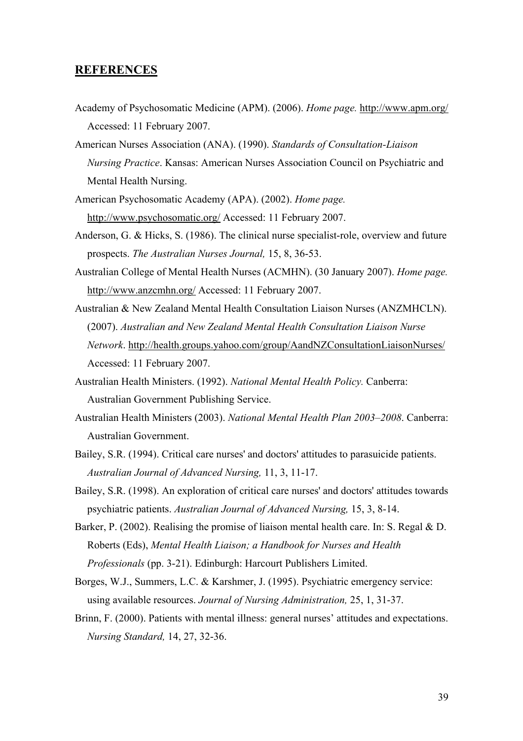## **REFERENCES**

Academy of Psychosomatic Medicine (APM). (2006). *Home page.* http://www.apm.org/ Accessed: 11 February 2007.

American Nurses Association (ANA). (1990). *Standards of Consultation-Liaison Nursing Practice*. Kansas: American Nurses Association Council on Psychiatric and Mental Health Nursing.

American Psychosomatic Academy (APA). (2002). *Home page.* http://www.psychosomatic.org/ Accessed: 11 February 2007.

Anderson, G. & Hicks, S. (1986). The clinical nurse specialist-role, overview and future prospects. *The Australian Nurses Journal,* 15, 8, 36-53.

Australian College of Mental Health Nurses (ACMHN). (30 January 2007). *Home page.* http://www.anzcmhn.org/ Accessed: 11 February 2007.

Australian & New Zealand Mental Health Consultation Liaison Nurses (ANZMHCLN). (2007). *Australian and New Zealand Mental Health Consultation Liaison Nurse Network*. http://health.groups.yahoo.com/group/AandNZConsultationLiaisonNurses/ Accessed: 11 February 2007.

Australian Health Ministers. (1992). *National Mental Health Policy.* Canberra: Australian Government Publishing Service.

Australian Health Ministers (2003). *National Mental Health Plan 2003–2008*. Canberra: Australian Government.

Bailey, S.R. (1994). Critical care nurses' and doctors' attitudes to parasuicide patients. *Australian Journal of Advanced Nursing,* 11, 3, 11-17.

Bailey, S.R. (1998). An exploration of critical care nurses' and doctors' attitudes towards psychiatric patients. *Australian Journal of Advanced Nursing,* 15, 3, 8-14.

Barker, P. (2002). Realising the promise of liaison mental health care. In: S. Regal & D. Roberts (Eds), *Mental Health Liaison; a Handbook for Nurses and Health Professionals* (pp. 3-21). Edinburgh: Harcourt Publishers Limited.

Borges, W.J., Summers, L.C. & Karshmer, J. (1995). Psychiatric emergency service: using available resources. *Journal of Nursing Administration,* 25, 1, 31-37.

Brinn, F. (2000). Patients with mental illness: general nurses' attitudes and expectations. *Nursing Standard,* 14, 27, 32-36.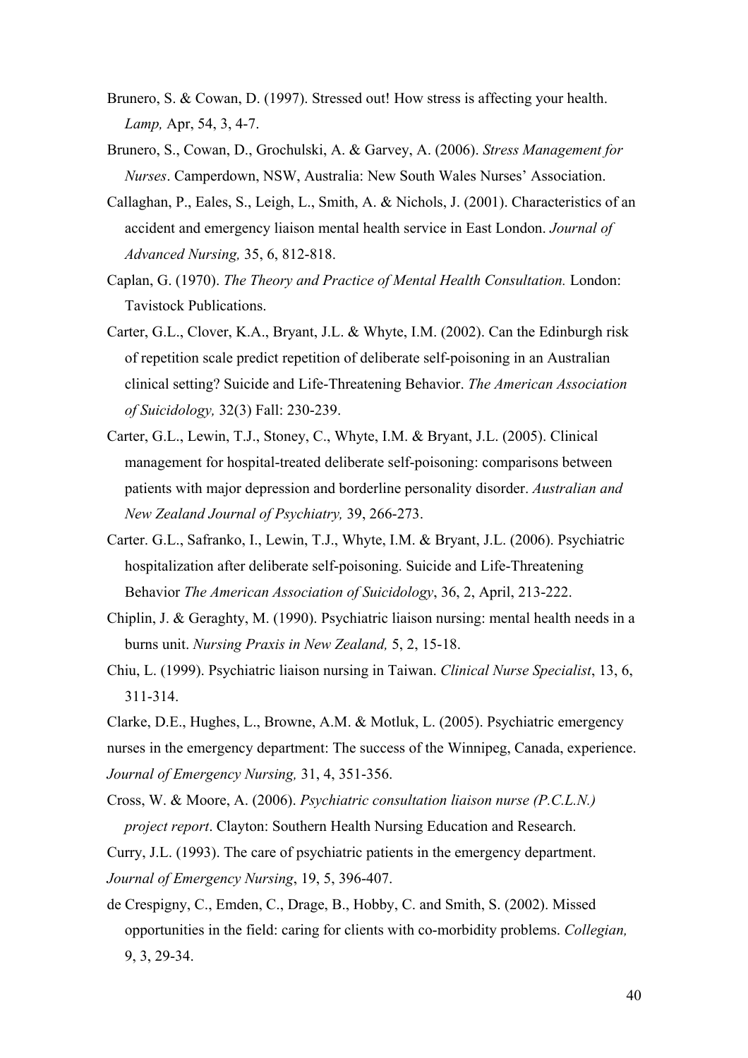Brunero, S. & Cowan, D. (1997). Stressed out! How stress is affecting your health. *Lamp,* Apr, 54, 3, 4-7.

Brunero, S., Cowan, D., Grochulski, A. & Garvey, A. (2006). *Stress Management for Nurses*. Camperdown, NSW, Australia: New South Wales Nurses' Association.

Callaghan, P., Eales, S., Leigh, L., Smith, A. & Nichols, J. (2001). Characteristics of an accident and emergency liaison mental health service in East London. *Journal of Advanced Nursing,* 35, 6, 812-818.

Caplan, G. (1970). *The Theory and Practice of Mental Health Consultation.* London: Tavistock Publications.

Carter, G.L., Clover, K.A., Bryant, J.L. & Whyte, I.M. (2002). Can the Edinburgh risk of repetition scale predict repetition of deliberate self-poisoning in an Australian clinical setting? Suicide and Life-Threatening Behavior. *The American Association of Suicidology,* 32(3) Fall: 230-239.

Carter, G.L., Lewin, T.J., Stoney, C., Whyte, I.M. & Bryant, J.L. (2005). Clinical management for hospital-treated deliberate self-poisoning: comparisons between patients with major depression and borderline personality disorder. *Australian and New Zealand Journal of Psychiatry,* 39, 266-273.

Carter. G.L., Safranko, I., Lewin, T.J., Whyte, I.M. & Bryant, J.L. (2006). Psychiatric hospitalization after deliberate self-poisoning. Suicide and Life-Threatening Behavior *The American Association of Suicidology*, 36, 2, April, 213-222.

Chiplin, J. & Geraghty, M. (1990). Psychiatric liaison nursing: mental health needs in a burns unit. *Nursing Praxis in New Zealand,* 5, 2, 15-18.

Chiu, L. (1999). Psychiatric liaison nursing in Taiwan. *Clinical Nurse Specialist*, 13, 6, 311-314.

Clarke, D.E., Hughes, L., Browne, A.M. & Motluk, L. (2005). Psychiatric emergency nurses in the emergency department: The success of the Winnipeg, Canada, experience. *Journal of Emergency Nursing,* 31, 4, 351-356.

Cross, W. & Moore, A. (2006). *Psychiatric consultation liaison nurse (P.C.L.N.) project report*. Clayton: Southern Health Nursing Education and Research.

Curry, J.L. (1993). The care of psychiatric patients in the emergency department. *Journal of Emergency Nursing*, 19, 5, 396-407.

de Crespigny, C., Emden, C., Drage, B., Hobby, C. and Smith, S. (2002). Missed opportunities in the field: caring for clients with co-morbidity problems. *Collegian,* 9, 3, 29-34.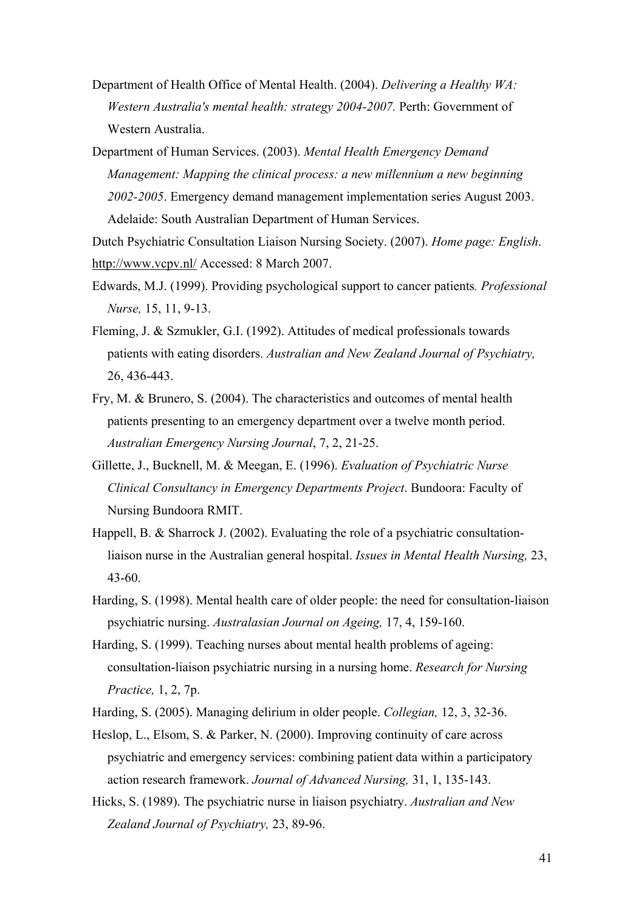Department of Health Office of Mental Health. (2004). *Delivering a Healthy WA: Western Australia's mental health: strategy 2004-2007.* Perth: Government of Western Australia.

Department of Human Services. (2003). *Mental Health Emergency Demand Management: Mapping the clinical process: a new millennium a new beginning 2002-2005*. Emergency demand management implementation series August 2003. Adelaide: South Australian Department of Human Services.

Dutch Psychiatric Consultation Liaison Nursing Society. (2007). *Home page: English*. http://www.vcpv.nl/ Accessed: 8 March 2007.

Edwards, M.J. (1999). Providing psychological support to cancer patients*. Professional Nurse,* 15, 11, 9-13.

Fleming, J. & Szmukler, G.I. (1992). Attitudes of medical professionals towards patients with eating disorders. *Australian and New Zealand Journal of Psychiatry,* 26, 436-443.

Fry, M. & Brunero, S. (2004). The characteristics and outcomes of mental health patients presenting to an emergency department over a twelve month period. *Australian Emergency Nursing Journal*, 7, 2, 21-25.

Gillette, J., Bucknell, M. & Meegan, E. (1996). *Evaluation of Psychiatric Nurse Clinical Consultancy in Emergency Departments Project*. Bundoora: Faculty of Nursing Bundoora RMIT.

Happell, B. & Sharrock J. (2002). Evaluating the role of a psychiatric consultation-liaison nurse in the Australian general hospital. *Issues in Mental Health Nursing,* 23, 43-60.

Harding, S. (1998). Mental health care of older people: the need for consultation-liaison psychiatric nursing. *Australasian Journal on Ageing,* 17, 4, 159-160.

Harding, S. (1999). Teaching nurses about mental health problems of ageing: consultation-liaison psychiatric nursing in a nursing home. *Research for Nursing Practice,* 1, 2, 7p.

Harding, S. (2005). Managing delirium in older people. *Collegian,* 12, 3, 32-36.

Heslop, L., Elsom, S. & Parker, N. (2000). Improving continuity of care across psychiatric and emergency services: combining patient data within a participatory action research framework. *Journal of Advanced Nursing,* 31, 1, 135-143.

Hicks, S. (1989). The psychiatric nurse in liaison psychiatry. *Australian and New Zealand Journal of Psychiatry,* 23, 89-96.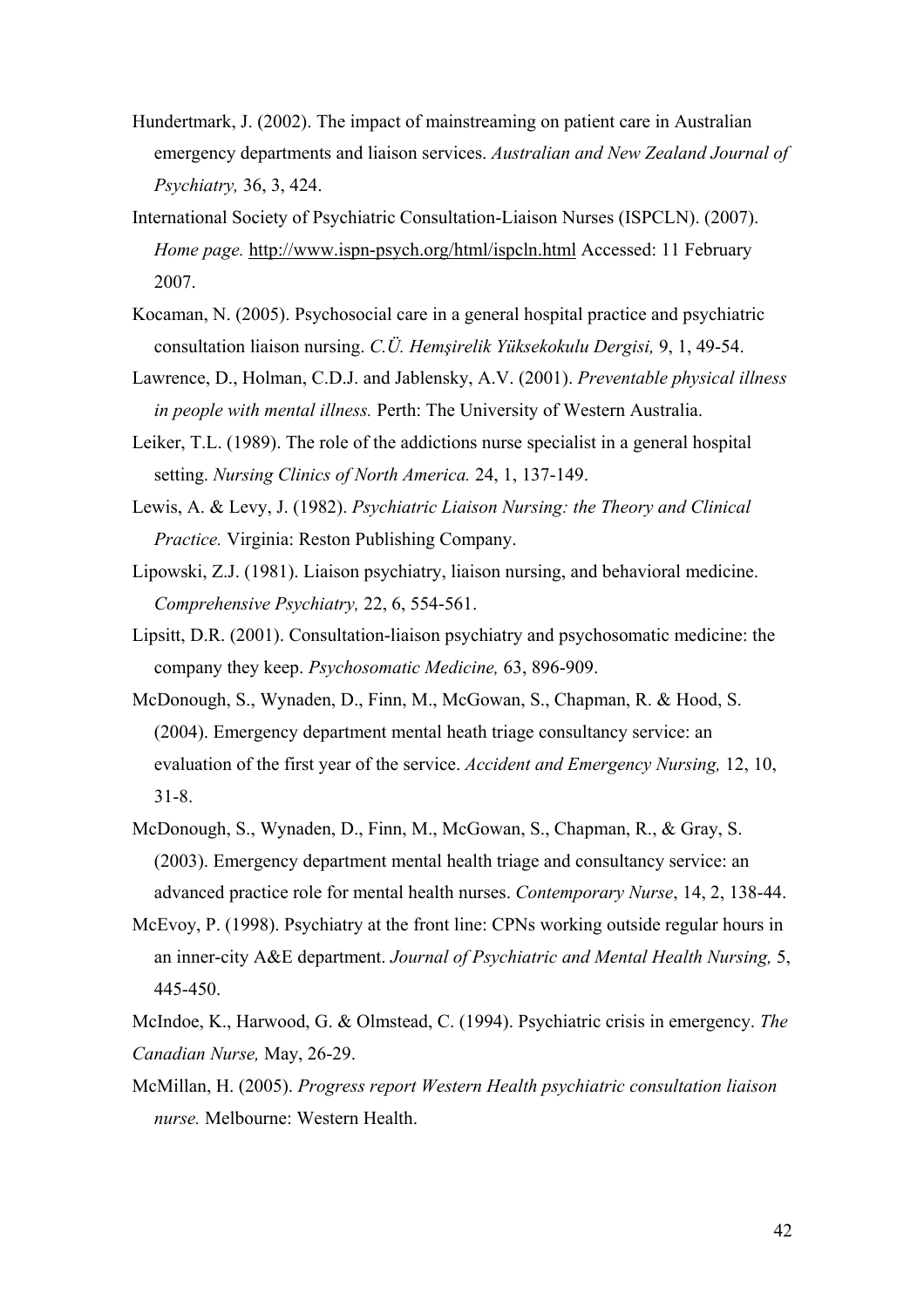Hundertmark, J. (2002). The impact of mainstreaming on patient care in Australian emergency departments and liaison services. *Australian and New Zealand Journal of Psychiatry,* 36, 3, 424.

International Society of Psychiatric Consultation-Liaison Nurses (ISPCLN). (2007). *Home page.* http://www.ispn-psych.org/html/ispcln.html Accessed: 11 February 2007.

Kocaman, N. (2005). Psychosocial care in a general hospital practice and psychiatric consultation liaison nursing. *C.Ü. Hemşirelik Yüksekokulu Dergisi,* 9, 1, 49-54.

Lawrence, D., Holman, C.D.J. and Jablensky, A.V. (2001). *Preventable physical illness in people with mental illness.* Perth: The University of Western Australia.

Leiker, T.L. (1989). The role of the addictions nurse specialist in a general hospital setting. *Nursing Clinics of North America.* 24, 1, 137-149.

Lewis, A. & Levy, J. (1982). *Psychiatric Liaison Nursing: the Theory and Clinical Practice.* Virginia: Reston Publishing Company.

Lipowski, Z.J. (1981). Liaison psychiatry, liaison nursing, and behavioral medicine. *Comprehensive Psychiatry,* 22, 6, 554-561.

Lipsitt, D.R. (2001). Consultation-liaison psychiatry and psychosomatic medicine: the company they keep. *Psychosomatic Medicine,* 63, 896-909.

McDonough, S., Wynaden, D., Finn, M., McGowan, S., Chapman, R. & Hood, S. (2004). Emergency department mental heath triage consultancy service: an evaluation of the first year of the service. *Accident and Emergency Nursing,* 12, 10, 31-8.

McDonough, S., Wynaden, D., Finn, M., McGowan, S., Chapman, R., & Gray, S. (2003). Emergency department mental health triage and consultancy service: an advanced practice role for mental health nurses. *Contemporary Nurse*, 14, 2, 138-44.

McEvoy, P. (1998). Psychiatry at the front line: CPNs working outside regular hours in an inner-city A&E department. *Journal of Psychiatric and Mental Health Nursing,* 5, 445-450.

McIndoe, K., Harwood, G. & Olmstead, C. (1994). Psychiatric crisis in emergency. *The Canadian Nurse,* May, 26-29.

McMillan, H. (2005). *Progress report Western Health psychiatric consultation liaison nurse.* Melbourne: Western Health.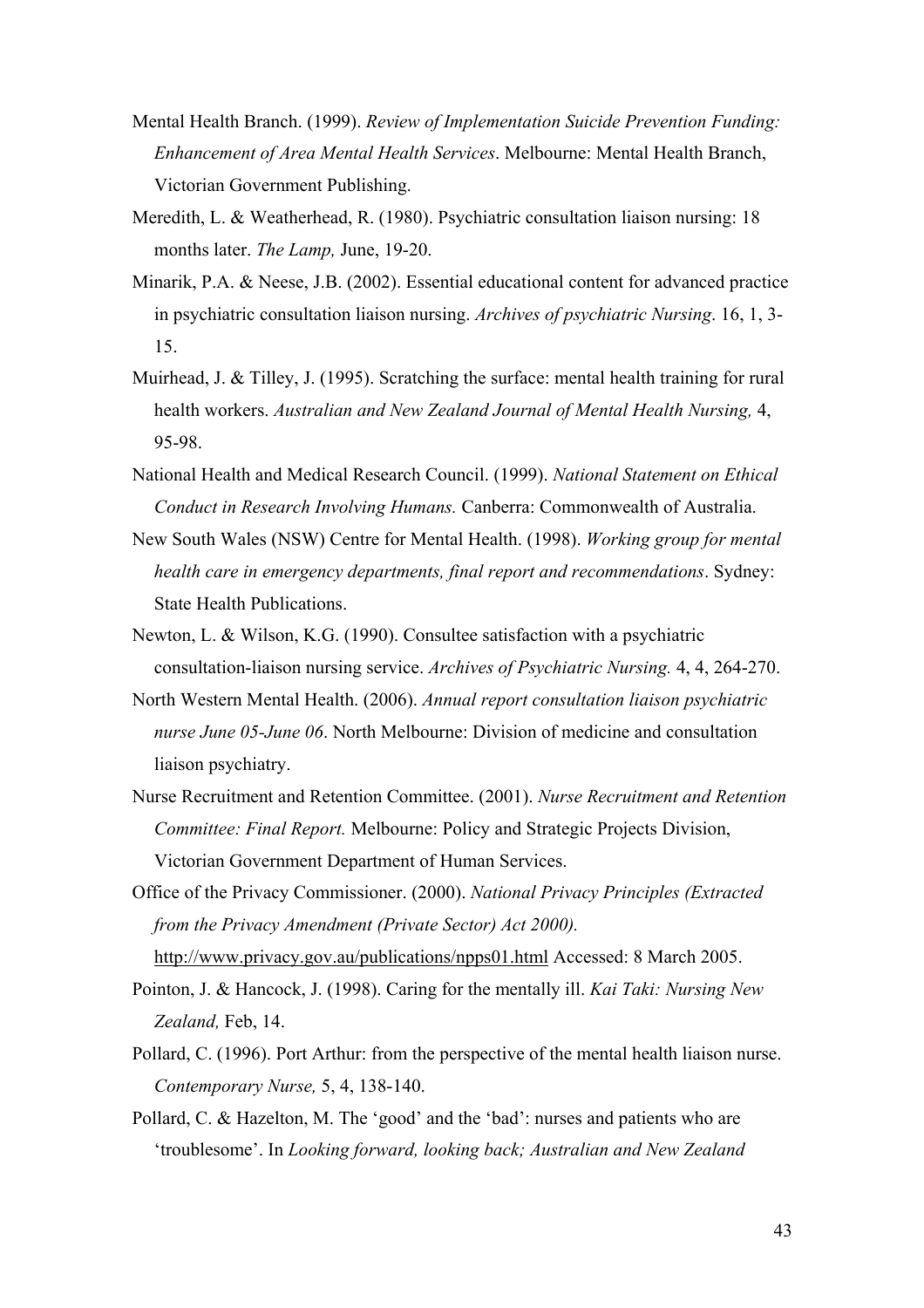Mental Health Branch. (1999). *Review of Implementation Suicide Prevention Funding: Enhancement of Area Mental Health Services*. Melbourne: Mental Health Branch, Victorian Government Publishing.

Meredith, L. & Weatherhead, R. (1980). Psychiatric consultation liaison nursing: 18 months later. *The Lamp,* June, 19-20.

Minarik, P.A. & Neese, J.B. (2002). Essential educational content for advanced practice in psychiatric consultation liaison nursing. *Archives of psychiatric Nursing*. 16, 1, 3-15.

Muirhead, J. & Tilley, J. (1995). Scratching the surface: mental health training for rural health workers. *Australian and New Zealand Journal of Mental Health Nursing,* 4, 95-98.

National Health and Medical Research Council. (1999). *National Statement on Ethical Conduct in Research Involving Humans.* Canberra: Commonwealth of Australia.

New South Wales (NSW) Centre for Mental Health. (1998). *Working group for mental health care in emergency departments, final report and recommendations*. Sydney: State Health Publications.

Newton, L. & Wilson, K.G. (1990). Consultee satisfaction with a psychiatric consultation-liaison nursing service. *Archives of Psychiatric Nursing.* 4, 4, 264-270.

North Western Mental Health. (2006). *Annual report consultation liaison psychiatric nurse June 05-June 06*. North Melbourne: Division of medicine and consultation liaison psychiatry.

Nurse Recruitment and Retention Committee. (2001). *Nurse Recruitment and Retention Committee: Final Report.* Melbourne: Policy and Strategic Projects Division, Victorian Government Department of Human Services.

Office of the Privacy Commissioner. (2000). *National Privacy Principles (Extracted from the Privacy Amendment (Private Sector) Act 2000).* http://www.privacy.gov.au/publications/npps01.html Accessed: 8 March 2005.

Pointon, J. & Hancock, J. (1998). Caring for the mentally ill. *Kai Taki: Nursing New Zealand,* Feb, 14.

Pollard, C. (1996). Port Arthur: from the perspective of the mental health liaison nurse. *Contemporary Nurse,* 5, 4, 138-140.

Pollard, C. & Hazelton, M. The 'good' and the 'bad': nurses and patients who are 'troublesome'. In *Looking forward, looking back; Australian and New Zealand*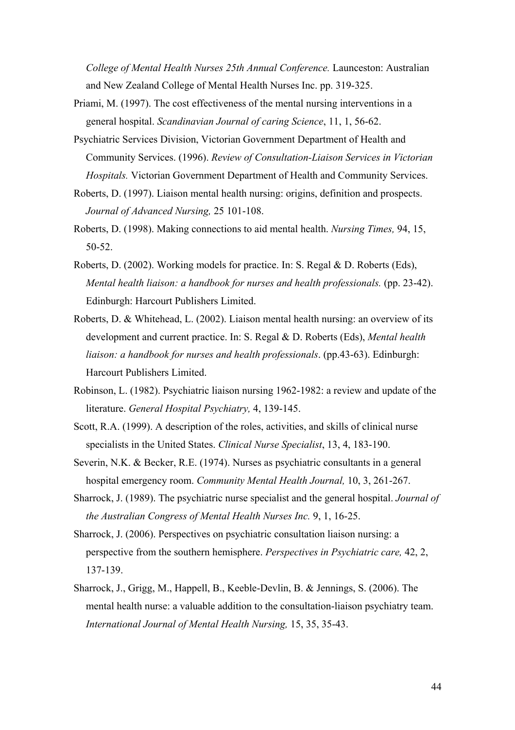*College of Mental Health Nurses 25th Annual Conference.* Launceston: Australian and New Zealand College of Mental Health Nurses Inc. pp. 319-325.

Priami, M. (1997). The cost effectiveness of the mental nursing interventions in a general hospital. *Scandinavian Journal of caring Science*, 11, 1, 56-62.

Psychiatric Services Division, Victorian Government Department of Health and Community Services. (1996). *Review of Consultation-Liaison Services in Victorian Hospitals.* Victorian Government Department of Health and Community Services.

Roberts, D. (1997). Liaison mental health nursing: origins, definition and prospects. *Journal of Advanced Nursing,* 25 101-108.

Roberts, D. (1998). Making connections to aid mental health. *Nursing Times,* 94, 15, 50-52.

Roberts, D. (2002). Working models for practice. In: S. Regal & D. Roberts (Eds), *Mental health liaison: a handbook for nurses and health professionals.* (pp. 23-42). Edinburgh: Harcourt Publishers Limited.

Roberts, D. & Whitehead, L. (2002). Liaison mental health nursing: an overview of its development and current practice. In: S. Regal & D. Roberts (Eds), *Mental health liaison: a handbook for nurses and health professionals*. (pp.43-63). Edinburgh: Harcourt Publishers Limited.

Robinson, L. (1982). Psychiatric liaison nursing 1962-1982: a review and update of the literature. *General Hospital Psychiatry,* 4, 139-145.

Scott, R.A. (1999). A description of the roles, activities, and skills of clinical nurse specialists in the United States. *Clinical Nurse Specialist*, 13, 4, 183-190.

Severin, N.K. & Becker, R.E. (1974). Nurses as psychiatric consultants in a general hospital emergency room. *Community Mental Health Journal,* 10, 3, 261-267.

Sharrock, J. (1989). The psychiatric nurse specialist and the general hospital. *Journal of the Australian Congress of Mental Health Nurses Inc.* 9, 1, 16-25.

Sharrock, J. (2006). Perspectives on psychiatric consultation liaison nursing: a perspective from the southern hemisphere. *Perspectives in Psychiatric care,* 42, 2, 137-139.

Sharrock, J., Grigg, M., Happell, B., Keeble-Devlin, B. & Jennings, S. (2006). The mental health nurse: a valuable addition to the consultation-liaison psychiatry team. *International Journal of Mental Health Nursing,* 15, 35, 35-43.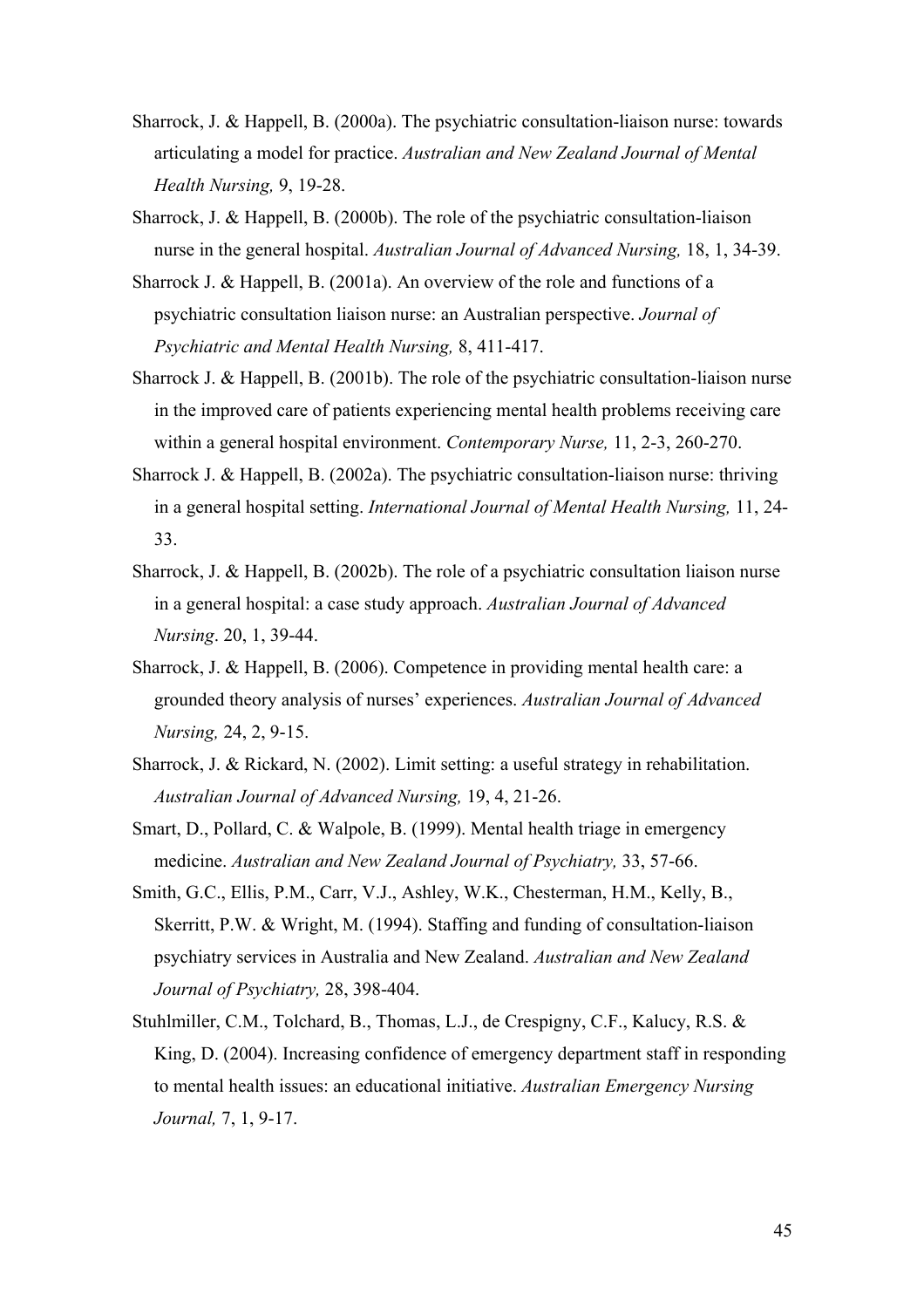Sharrock, J. & Happell, B. (2000a). The psychiatric consultation-liaison nurse: towards articulating a model for practice. *Australian and New Zealand Journal of Mental Health Nursing,* 9, 19-28.

Sharrock, J. & Happell, B. (2000b). The role of the psychiatric consultation-liaison nurse in the general hospital. *Australian Journal of Advanced Nursing,* 18, 1, 34-39.

Sharrock J. & Happell, B. (2001a). An overview of the role and functions of a psychiatric consultation liaison nurse: an Australian perspective. *Journal of Psychiatric and Mental Health Nursing,* 8, 411-417.

Sharrock J. & Happell, B. (2001b). The role of the psychiatric consultation-liaison nurse in the improved care of patients experiencing mental health problems receiving care within a general hospital environment. *Contemporary Nurse,* 11, 2-3, 260-270.

Sharrock J. & Happell, B. (2002a). The psychiatric consultation-liaison nurse: thriving in a general hospital setting. *International Journal of Mental Health Nursing,* 11, 24-33.

Sharrock, J. & Happell, B. (2002b). The role of a psychiatric consultation liaison nurse in a general hospital: a case study approach. *Australian Journal of Advanced Nursing*. 20, 1, 39-44.

Sharrock, J. & Happell, B. (2006). Competence in providing mental health care: a grounded theory analysis of nurses' experiences. *Australian Journal of Advanced Nursing,* 24, 2, 9-15.

Sharrock, J. & Rickard, N. (2002). Limit setting: a useful strategy in rehabilitation. *Australian Journal of Advanced Nursing,* 19, 4, 21-26.

Smart, D., Pollard, C. & Walpole, B. (1999). Mental health triage in emergency medicine. *Australian and New Zealand Journal of Psychiatry,* 33, 57-66.

Smith, G.C., Ellis, P.M., Carr, V.J., Ashley, W.K., Chesterman, H.M., Kelly, B., Skerritt, P.W. & Wright, M. (1994). Staffing and funding of consultation-liaison psychiatry services in Australia and New Zealand. *Australian and New Zealand Journal of Psychiatry,* 28, 398-404.

Stuhlmiller, C.M., Tolchard, B., Thomas, L.J., de Crespigny, C.F., Kalucy, R.S. & King, D. (2004). Increasing confidence of emergency department staff in responding to mental health issues: an educational initiative. *Australian Emergency Nursing Journal,* 7, 1, 9-17.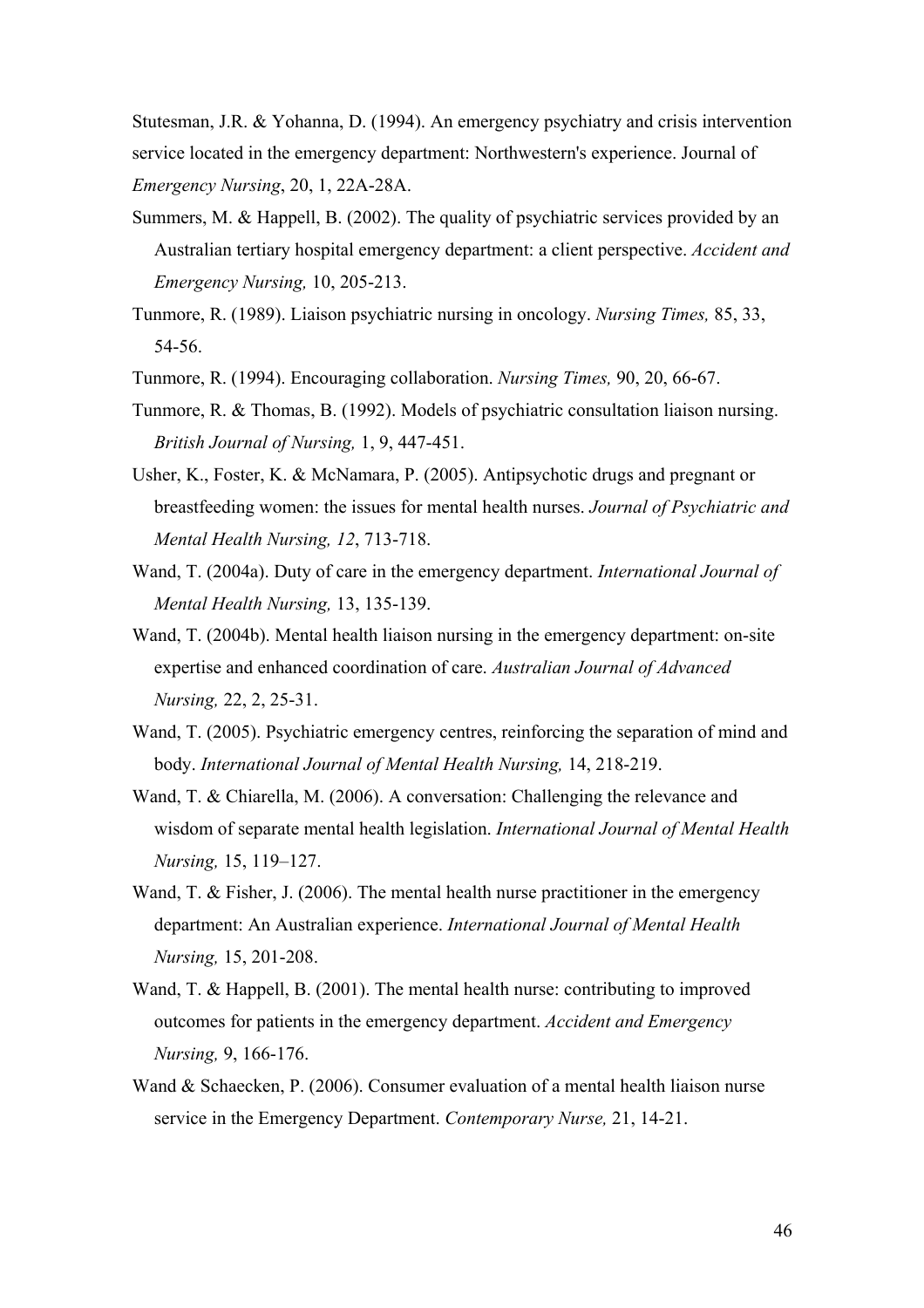Stutesman, J.R. & Yohanna, D. (1994). An emergency psychiatry and crisis intervention service located in the emergency department: Northwestern's experience. Journal of *Emergency Nursing*, 20, 1, 22A-28A.

Summers, M. & Happell, B. (2002). The quality of psychiatric services provided by an Australian tertiary hospital emergency department: a client perspective. *Accident and Emergency Nursing,* 10, 205-213.

Tunmore, R. (1989). Liaison psychiatric nursing in oncology. *Nursing Times,* 85, 33, 54-56.

Tunmore, R. (1994). Encouraging collaboration. *Nursing Times,* 90, 20, 66-67.

Tunmore, R. & Thomas, B. (1992). Models of psychiatric consultation liaison nursing. *British Journal of Nursing,* 1, 9, 447-451.

Usher, K., Foster, K. & McNamara, P. (2005). Antipsychotic drugs and pregnant or breastfeeding women: the issues for mental health nurses. *Journal of Psychiatric and Mental Health Nursing, 12*, 713-718.

Wand, T. (2004a). Duty of care in the emergency department. *International Journal of Mental Health Nursing,* 13, 135-139.

Wand, T. (2004b). Mental health liaison nursing in the emergency department: on-site expertise and enhanced coordination of care. *Australian Journal of Advanced Nursing,* 22, 2, 25-31.

Wand, T. (2005). Psychiatric emergency centres, reinforcing the separation of mind and body. *International Journal of Mental Health Nursing,* 14, 218-219.

Wand, T. & Chiarella, M. (2006). A conversation: Challenging the relevance and wisdom of separate mental health legislation. *International Journal of Mental Health Nursing,* 15, 119–127.

Wand, T. & Fisher, J. (2006). The mental health nurse practitioner in the emergency department: An Australian experience. *International Journal of Mental Health Nursing,* 15, 201-208.

Wand, T. & Happell, B. (2001). The mental health nurse: contributing to improved outcomes for patients in the emergency department. *Accident and Emergency Nursing,* 9, 166-176.

Wand & Schaecken, P. (2006). Consumer evaluation of a mental health liaison nurse service in the Emergency Department. *Contemporary Nurse,* 21, 14-21.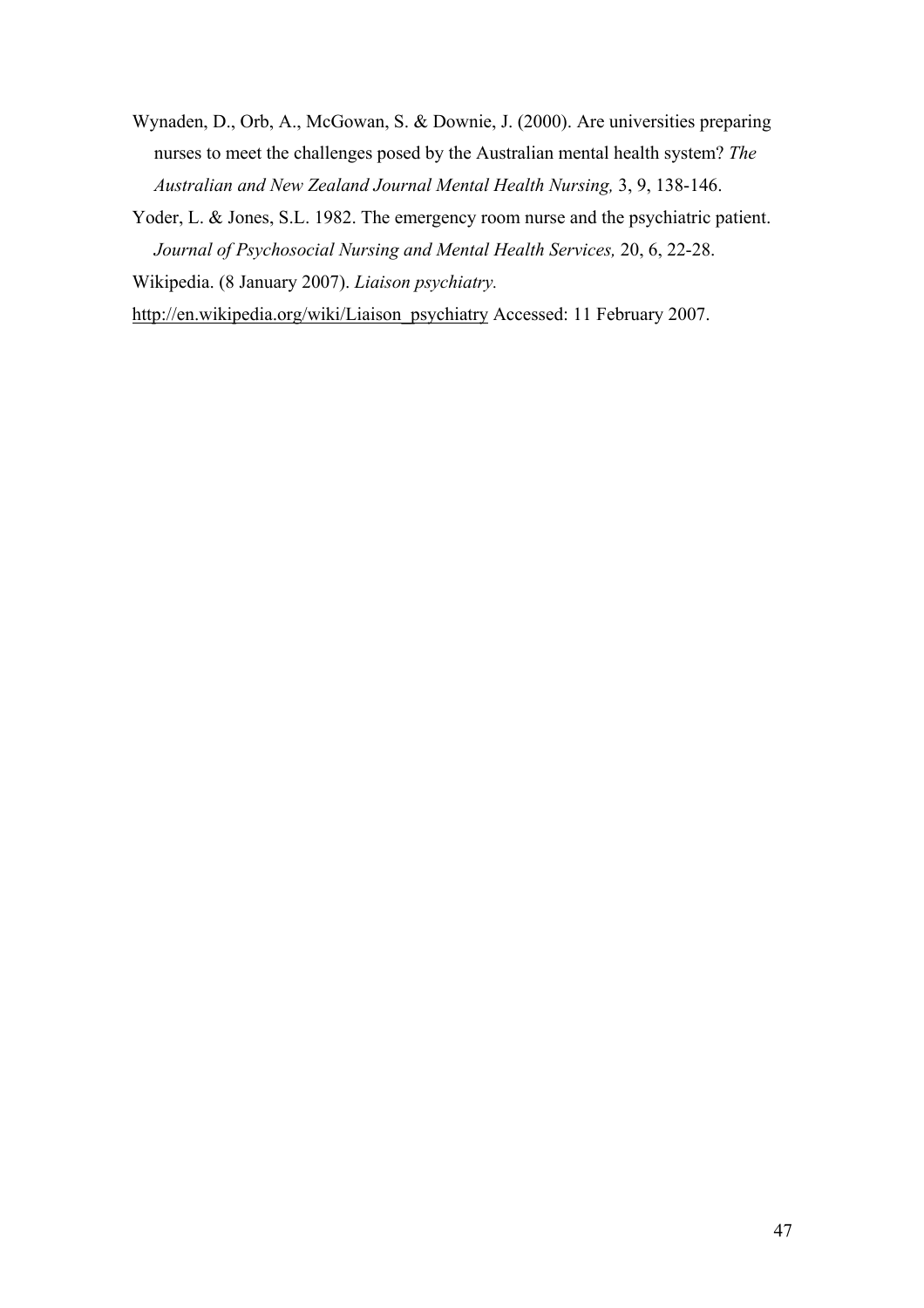Wynaden, D., Orb, A., McGowan, S. & Downie, J. (2000). Are universities preparing nurses to meet the challenges posed by the Australian mental health system? *The Australian and New Zealand Journal Mental Health Nursing,* 3, 9, 138-146.

Yoder, L. & Jones, S.L. 1982. The emergency room nurse and the psychiatric patient. *Journal of Psychosocial Nursing and Mental Health Services,* 20, 6, 22-28.

Wikipedia. (8 January 2007). *Liaison psychiatry.*

http://en.wikipedia.org/wiki/Liaison_psychiatry Accessed: 11 February 2007.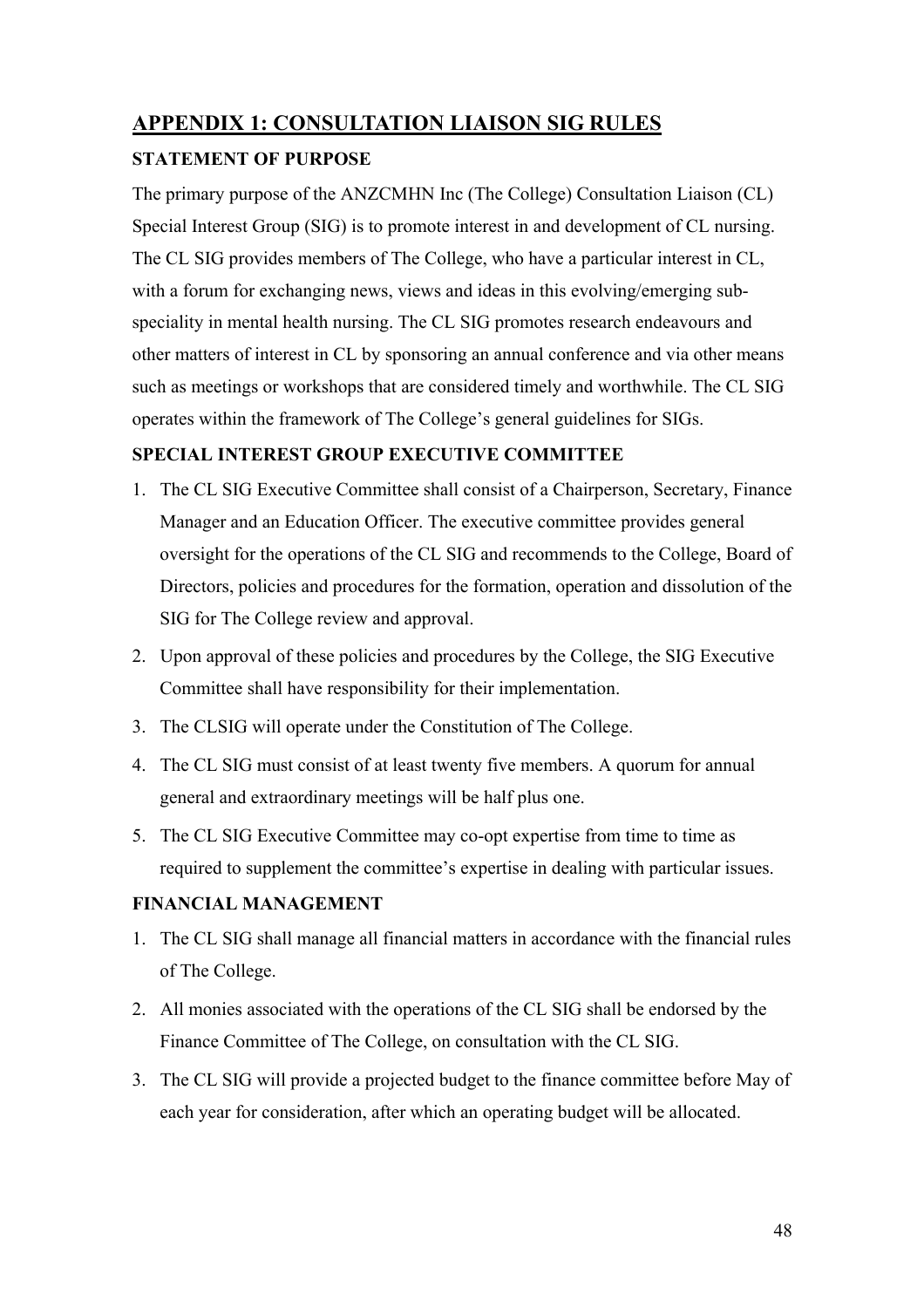## APPENDIX 1: CONSULTATION LIAISON SIG RULES

### STATEMENT OF PURPOSE

The primary purpose of the ANZCMHN Inc (The College) Consultation Liaison (CL) Special Interest Group (SIG) is to promote interest in and development of CL nursing. The CL SIG provides members of The College, who have a particular interest in CL, with a forum for exchanging news, views and ideas in this evolving/emerging sub-speciality in mental health nursing. The CL SIG promotes research endeavours and other matters of interest in CL by sponsoring an annual conference and via other means such as meetings or workshops that are considered timely and worthwhile. The CL SIG operates within the framework of The College's general guidelines for SIGs.

### SPECIAL INTEREST GROUP EXECUTIVE COMMITTEE

1. The CL SIG Executive Committee shall consist of a Chairperson, Secretary, Finance Manager and an Education Officer. The executive committee provides general oversight for the operations of the CL SIG and recommends to the College, Board of Directors, policies and procedures for the formation, operation and dissolution of the SIG for The College review and approval.
2. Upon approval of these policies and procedures by the College, the SIG Executive Committee shall have responsibility for their implementation.
3. The CLSIG will operate under the Constitution of The College.
4. The CL SIG must consist of at least twenty five members. A quorum for annual general and extraordinary meetings will be half plus one.
5. The CL SIG Executive Committee may co-opt expertise from time to time as required to supplement the committee's expertise in dealing with particular issues.

### FINANCIAL MANAGEMENT

1. The CL SIG shall manage all financial matters in accordance with the financial rules of The College.
2. All monies associated with the operations of the CL SIG shall be endorsed by the Finance Committee of The College, on consultation with the CL SIG.
3. The CL SIG will provide a projected budget to the finance committee before May of each year for consideration, after which an operating budget will be allocated.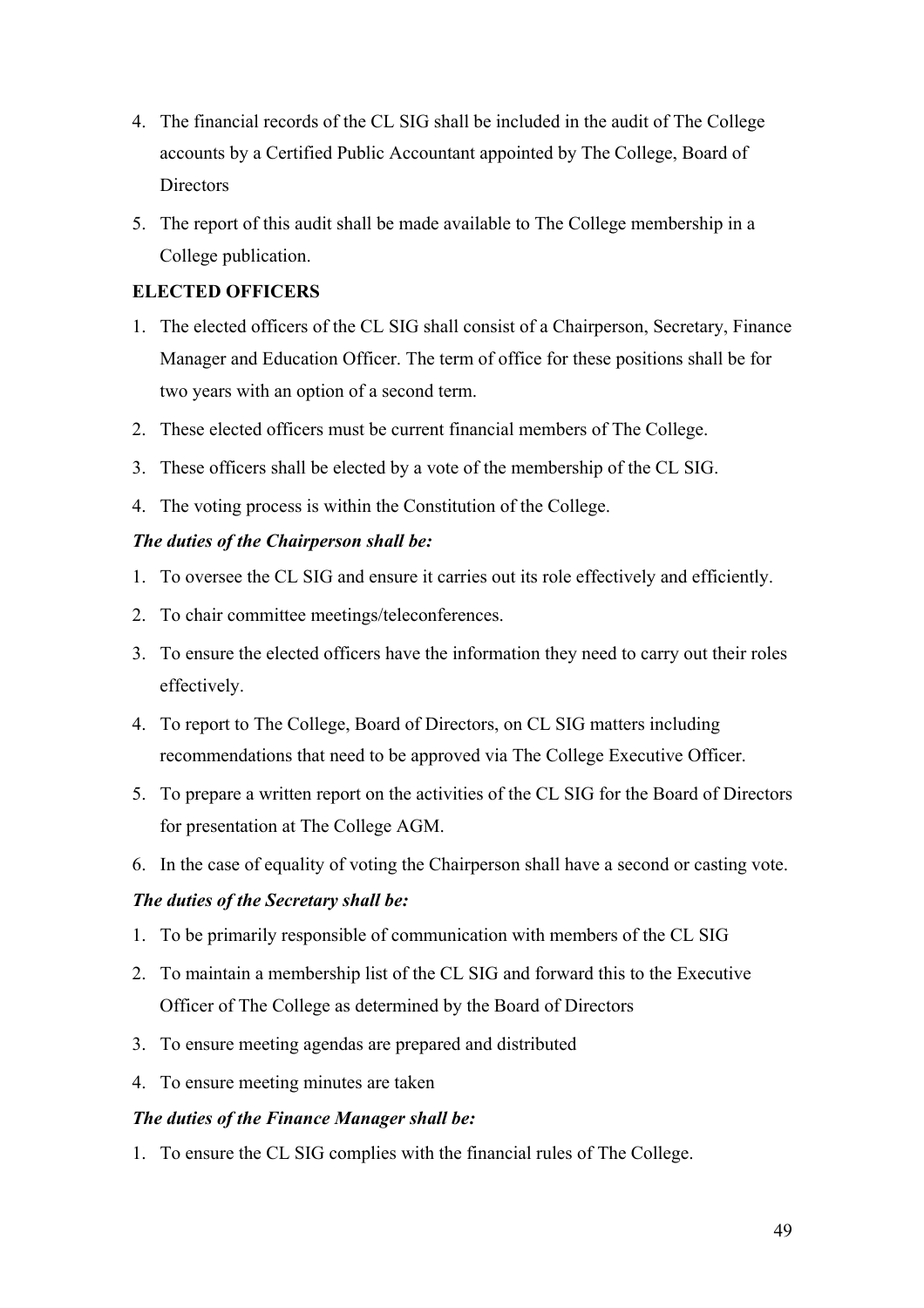4. The financial records of the CL SIG shall be included in the audit of The College accounts by a Certified Public Accountant appointed by The College, Board of Directors
5. The report of this audit shall be made available to The College membership in a College publication.

**ELECTED OFFICERS**

1. The elected officers of the CL SIG shall consist of a Chairperson, Secretary, Finance Manager and Education Officer. The term of office for these positions shall be for two years with an option of a second term.
2. These elected officers must be current financial members of The College.
3. These officers shall be elected by a vote of the membership of the CL SIG.
4. The voting process is within the Constitution of the College.

***The duties of the Chairperson shall be:***

1. To oversee the CL SIG and ensure it carries out its role effectively and efficiently.
2. To chair committee meetings/teleconferences.
3. To ensure the elected officers have the information they need to carry out their roles effectively.
4. To report to The College, Board of Directors, on CL SIG matters including recommendations that need to be approved via The College Executive Officer.
5. To prepare a written report on the activities of the CL SIG for the Board of Directors for presentation at The College AGM.
6. In the case of equality of voting the Chairperson shall have a second or casting vote.

***The duties of the Secretary shall be:***

1. To be primarily responsible of communication with members of the CL SIG
2. To maintain a membership list of the CL SIG and forward this to the Executive Officer of The College as determined by the Board of Directors
3. To ensure meeting agendas are prepared and distributed
4. To ensure meeting minutes are taken

***The duties of the Finance Manager shall be:***

1. To ensure the CL SIG complies with the financial rules of The College.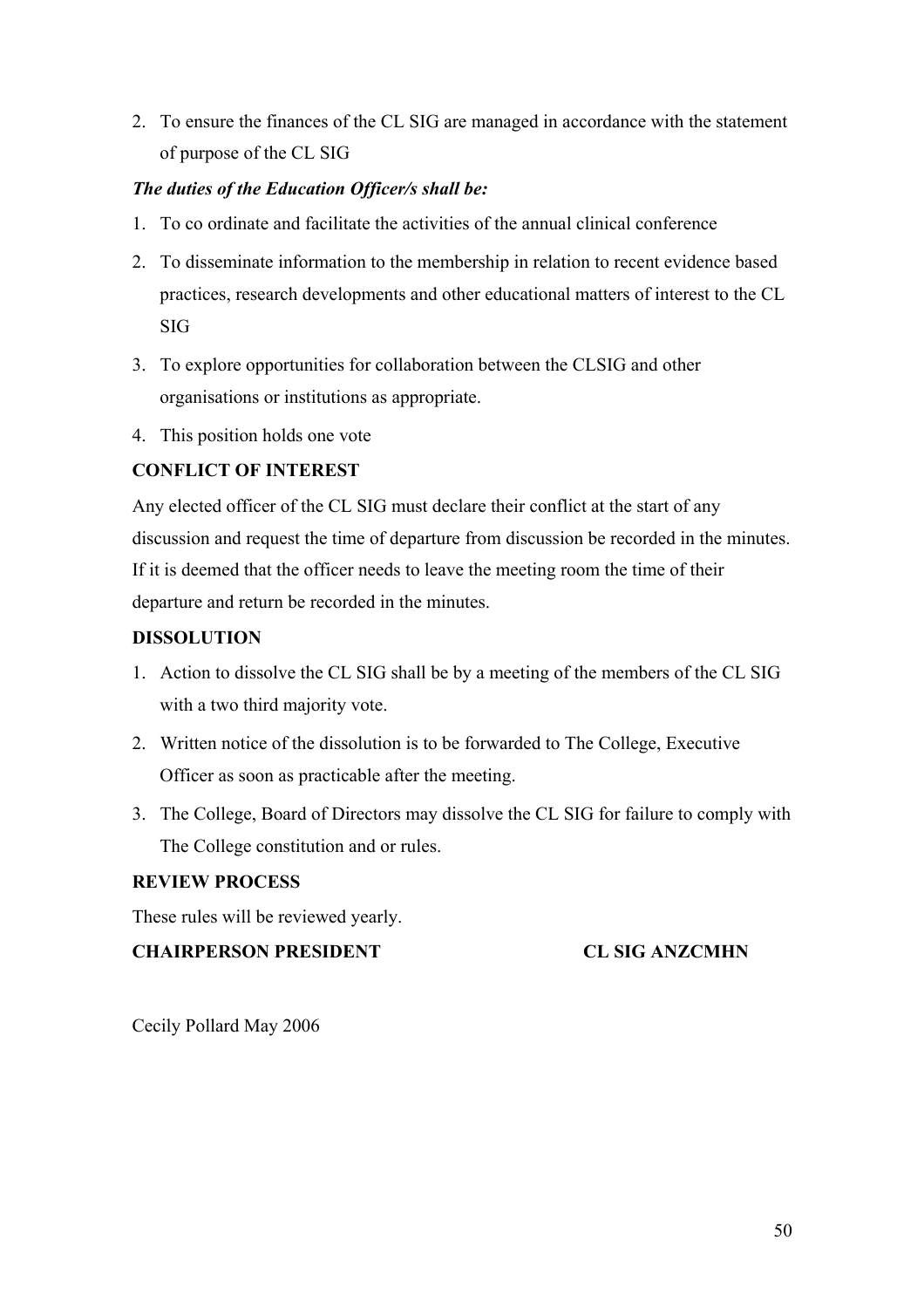2. To ensure the finances of the CL SIG are managed in accordance with the statement of purpose of the CL SIG

***The duties of the Education Officer/s shall be:***

1. To co ordinate and facilitate the activities of the annual clinical conference
2. To disseminate information to the membership in relation to recent evidence based practices, research developments and other educational matters of interest to the CL SIG
3. To explore opportunities for collaboration between the CLSIG and other organisations or institutions as appropriate.
4. This position holds one vote

**CONFLICT OF INTEREST**

Any elected officer of the CL SIG must declare their conflict at the start of any discussion and request the time of departure from discussion be recorded in the minutes. If it is deemed that the officer needs to leave the meeting room the time of their departure and return be recorded in the minutes.

**DISSOLUTION**

1. Action to dissolve the CL SIG shall be by a meeting of the members of the CL SIG with a two third majority vote.
2. Written notice of the dissolution is to be forwarded to The College, Executive Officer as soon as practicable after the meeting.
3. The College, Board of Directors may dissolve the CL SIG for failure to comply with The College constitution and or rules.

**REVIEW PROCESS**

These rules will be reviewed yearly.

**CHAIRPERSON PRESIDENT** **CL SIG ANZCMHN**

Cecily Pollard May 2006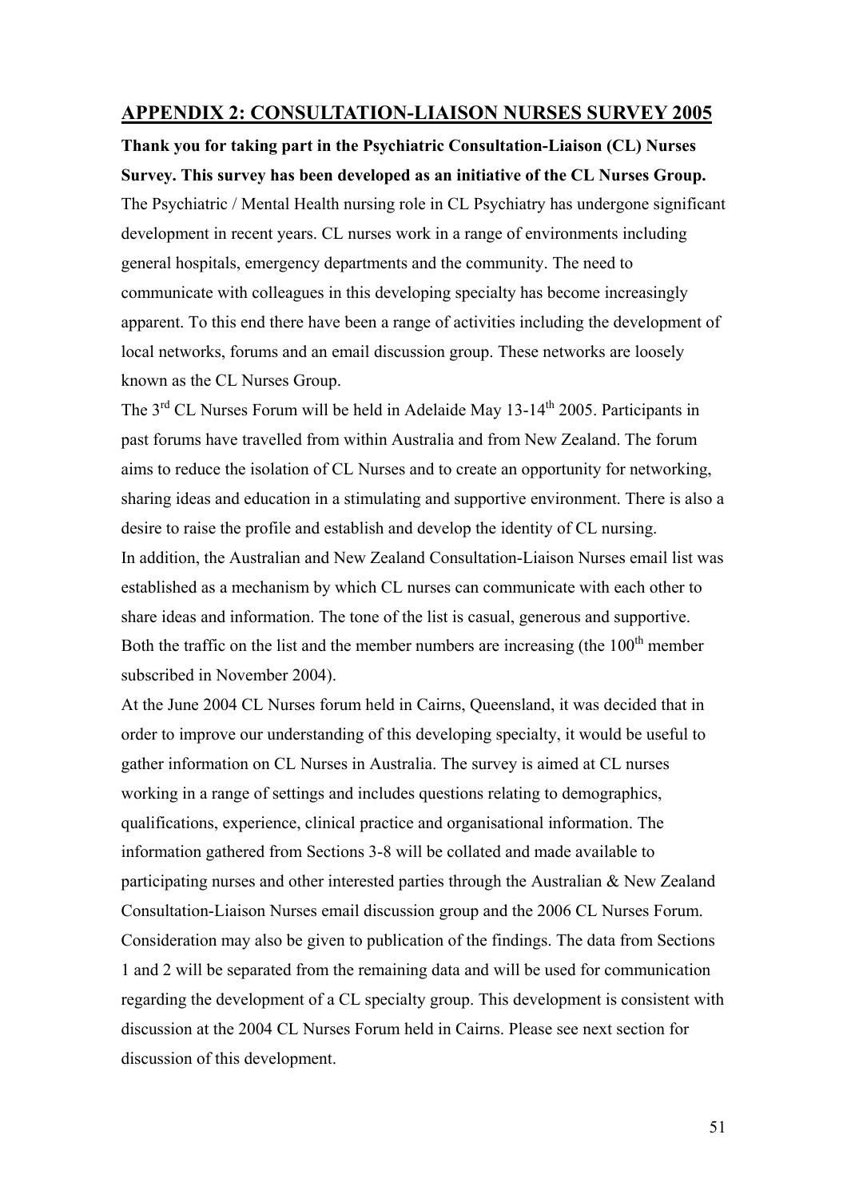## APPENDIX 2: CONSULTATION-LIAISON NURSES SURVEY 2005

**Thank you for taking part in the Psychiatric Consultation-Liaison (CL) Nurses Survey. This survey has been developed as an initiative of the CL Nurses Group.**

The Psychiatric / Mental Health nursing role in CL Psychiatry has undergone significant development in recent years. CL nurses work in a range of environments including general hospitals, emergency departments and the community. The need to communicate with colleagues in this developing specialty has become increasingly apparent. To this end there have been a range of activities including the development of local networks, forums and an email discussion group. These networks are loosely known as the CL Nurses Group.

The 3rd CL Nurses Forum will be held in Adelaide May 13-14th 2005. Participants in past forums have travelled from within Australia and from New Zealand. The forum aims to reduce the isolation of CL Nurses and to create an opportunity for networking, sharing ideas and education in a stimulating and supportive environment. There is also a desire to raise the profile and establish and develop the identity of CL nursing.

In addition, the Australian and New Zealand Consultation-Liaison Nurses email list was established as a mechanism by which CL nurses can communicate with each other to share ideas and information. The tone of the list is casual, generous and supportive. Both the traffic on the list and the member numbers are increasing (the 100th member subscribed in November 2004).

At the June 2004 CL Nurses forum held in Cairns, Queensland, it was decided that in order to improve our understanding of this developing specialty, it would be useful to gather information on CL Nurses in Australia. The survey is aimed at CL nurses working in a range of settings and includes questions relating to demographics, qualifications, experience, clinical practice and organisational information. The information gathered from Sections 3-8 will be collated and made available to participating nurses and other interested parties through the Australian & New Zealand Consultation-Liaison Nurses email discussion group and the 2006 CL Nurses Forum. Consideration may also be given to publication of the findings. The data from Sections 1 and 2 will be separated from the remaining data and will be used for communication regarding the development of a CL specialty group. This development is consistent with discussion at the 2004 CL Nurses Forum held in Cairns. Please see next section for discussion of this development.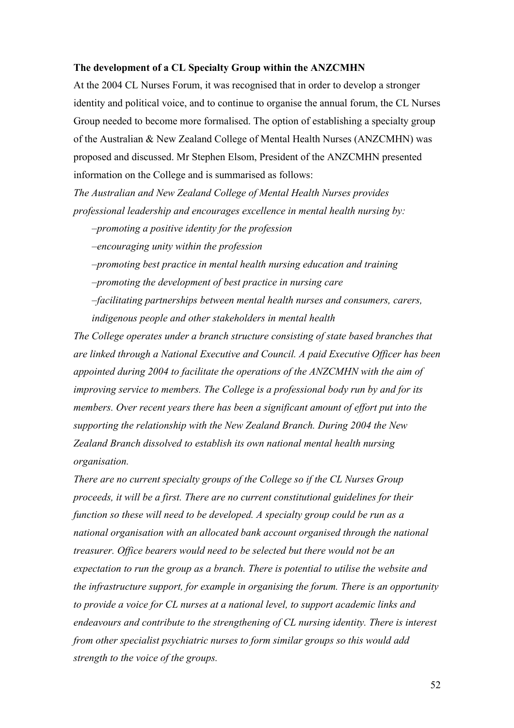**The development of a CL Specialty Group within the ANZCMHN**

At the 2004 CL Nurses Forum, it was recognised that in order to develop a stronger identity and political voice, and to continue to organise the annual forum, the CL Nurses Group needed to become more formalised. The option of establishing a specialty group of the Australian & New Zealand College of Mental Health Nurses (ANZCMHN) was proposed and discussed. Mr Stephen Elsom, President of the ANZCMHN presented information on the College and is summarised as follows:

*The Australian and New Zealand College of Mental Health Nurses provides professional leadership and encourages excellence in mental health nursing by:*

- *promoting a positive identity for the profession*
- *encouraging unity within the profession*
- *promoting best practice in mental health nursing education and training*
- *promoting the development of best practice in nursing care*
- *facilitating partnerships between mental health nurses and consumers, carers, indigenous people and other stakeholders in mental health*

*The College operates under a branch structure consisting of state based branches that are linked through a National Executive and Council. A paid Executive Officer has been appointed during 2004 to facilitate the operations of the ANZCMHN with the aim of improving service to members. The College is a professional body run by and for its members. Over recent years there has been a significant amount of effort put into the supporting the relationship with the New Zealand Branch. During 2004 the New Zealand Branch dissolved to establish its own national mental health nursing organisation.*

*There are no current specialty groups of the College so if the CL Nurses Group proceeds, it will be a first. There are no current constitutional guidelines for their function so these will need to be developed. A specialty group could be run as a national organisation with an allocated bank account organised through the national treasurer. Office bearers would need to be selected but there would not be an expectation to run the group as a branch. There is potential to utilise the website and the infrastructure support, for example in organising the forum. There is an opportunity to provide a voice for CL nurses at a national level, to support academic links and endeavours and contribute to the strengthening of CL nursing identity. There is interest from other specialist psychiatric nurses to form similar groups so this would add strength to the voice of the groups.*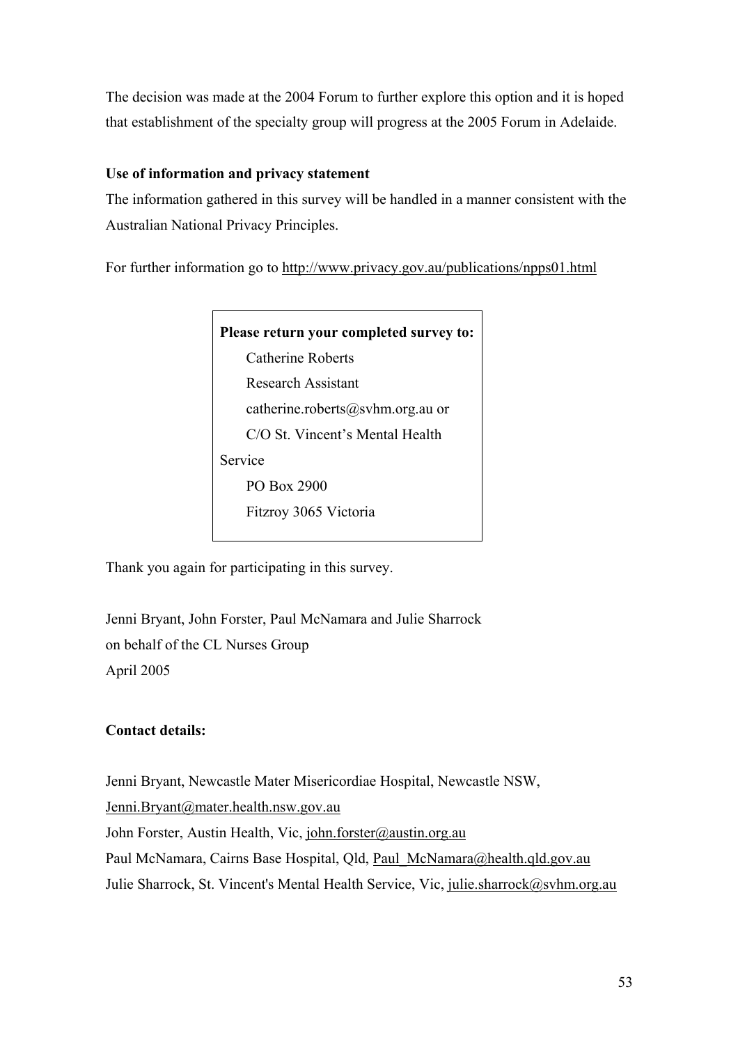The decision was made at the 2004 Forum to further explore this option and it is hoped that establishment of the specialty group will progress at the 2005 Forum in Adelaide.

**Use of information and privacy statement**

The information gathered in this survey will be handled in a manner consistent with the Australian National Privacy Principles.

For further information go to http://www.privacy.gov.au/publications/npps01.html

> **Please return your completed survey to:**
> Catherine Roberts
> Research Assistant
> catherine.roberts@svhm.org.au or
> C/O St. Vincent's Mental Health Service
> PO Box 2900
> Fitzroy 3065 Victoria

Thank you again for participating in this survey.

Jenni Bryant, John Forster, Paul McNamara and Julie Sharrock
on behalf of the CL Nurses Group
April 2005

**Contact details:**

Jenni Bryant, Newcastle Mater Misericordiae Hospital, Newcastle NSW, Jenni.Bryant@mater.health.nsw.gov.au
John Forster, Austin Health, Vic, john.forster@austin.org.au
Paul McNamara, Cairns Base Hospital, Qld, Paul_McNamara@health.qld.gov.au
Julie Sharrock, St. Vincent's Mental Health Service, Vic, julie.sharrock@svhm.org.au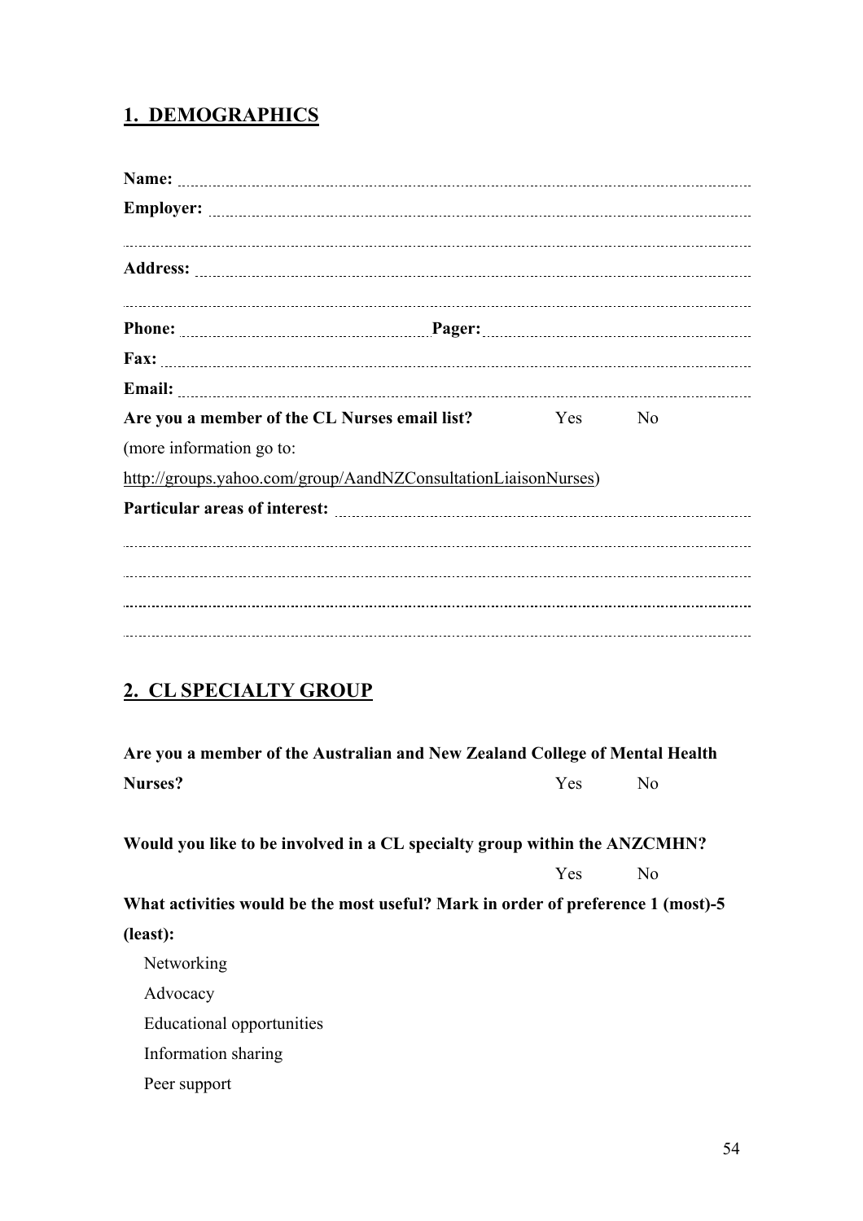## 1. DEMOGRAPHICS

**Name:** ..........................................................................................................................

**Employer:** ..........................................................................................................................

..........................................................................................................................

**Address:** ..........................................................................................................................

..........................................................................................................................

**Phone:** ............................................ **Pager:** ............................................

**Fax:** ..........................................................................................................................

**Email:** ..........................................................................................................................

**Are you a member of the CL Nurses email list?** Yes No

(more information go to:

http://groups.yahoo.com/group/AandNZConsultationLiaisonNurses)

**Particular areas of interest:** ..........................................................................................................................

..........................................................................................................................

..........................................................................................................................

..........................................................................................................................

..........................................................................................................................

## 2. CL SPECIALTY GROUP

**Are you a member of the Australian and New Zealand College of Mental Health Nurses?** Yes No

**Would you like to be involved in a CL specialty group within the ANZCMHN?**

Yes No

**What activities would be the most useful? Mark in order of preference 1 (most)-5 (least):**

Networking

Advocacy

Educational opportunities

Information sharing

Peer support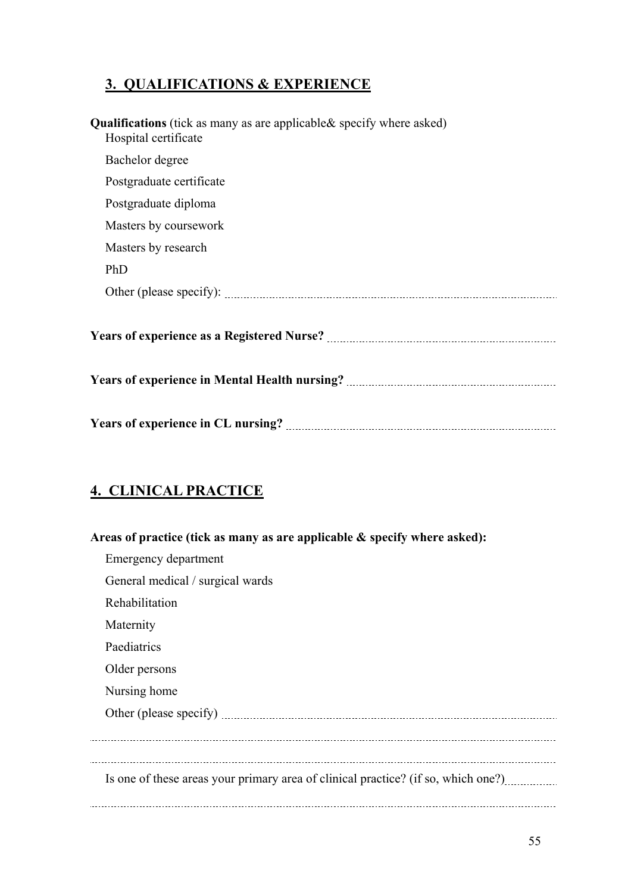## 3. QUALIFICATIONS & EXPERIENCE

**Qualifications** (tick as many as are applicable& specify where asked)

- Hospital certificate
- Bachelor degree
- Postgraduate certificate
- Postgraduate diploma
- Masters by coursework
- Masters by research
- PhD
- Other (please specify): ..............................................................................................

**Years of experience as a Registered Nurse?** ..................................................................

**Years of experience in Mental Health nursing?** ..............................................................

**Years of experience in CL nursing?** ...............................................................................

## 4. CLINICAL PRACTICE

**Areas of practice (tick as many as are applicable & specify where asked):**

- Emergency department
- General medical / surgical wards
- Rehabilitation
- Maternity
- Paediatrics
- Older persons
- Nursing home
- Other (please specify) ..............................................................................................

..............................................................................................................................

..............................................................................................................................

Is one of these areas your primary area of clinical practice? (if so, which one?)..............

..............................................................................................................................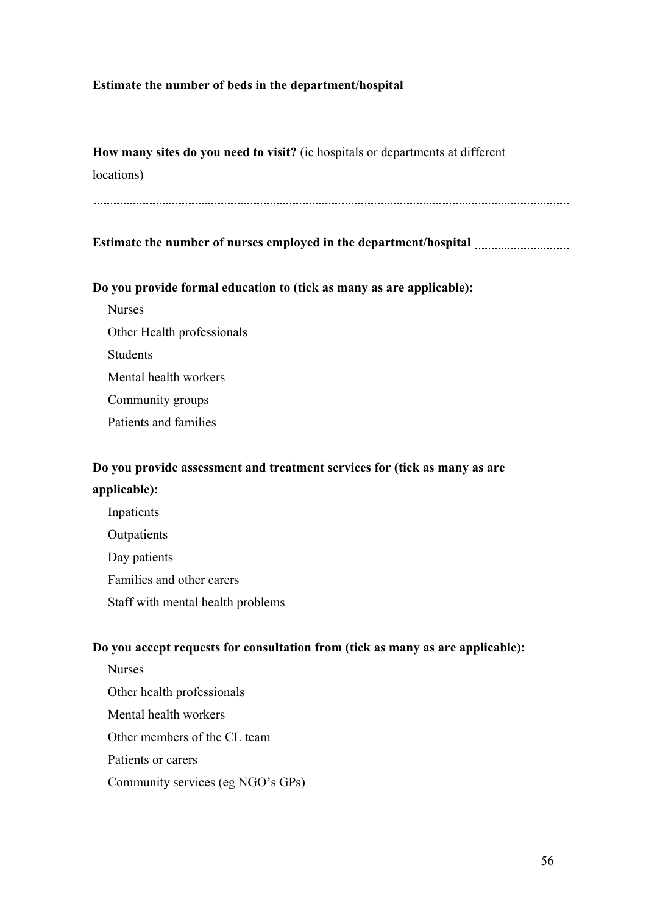**Estimate the number of beds in the department/hospital** ..........................................

..........................................................................................................................................

**How many sites do you need to visit?** (ie hospitals or departments at different locations) ..........................................................................................................

..........................................................................................................................................

**Estimate the number of nurses employed in the department/hospital** ..........................

**Do you provide formal education to (tick as many as are applicable):**

- Nurses
- Other Health professionals
- Students
- Mental health workers
- Community groups
- Patients and families

**Do you provide assessment and treatment services for (tick as many as are applicable):**

- Inpatients
- Outpatients
- Day patients
- Families and other carers
- Staff with mental health problems

**Do you accept requests for consultation from (tick as many as are applicable):**

- Nurses
- Other health professionals
- Mental health workers
- Other members of the CL team
- Patients or carers
- Community services (eg NGO's GPs)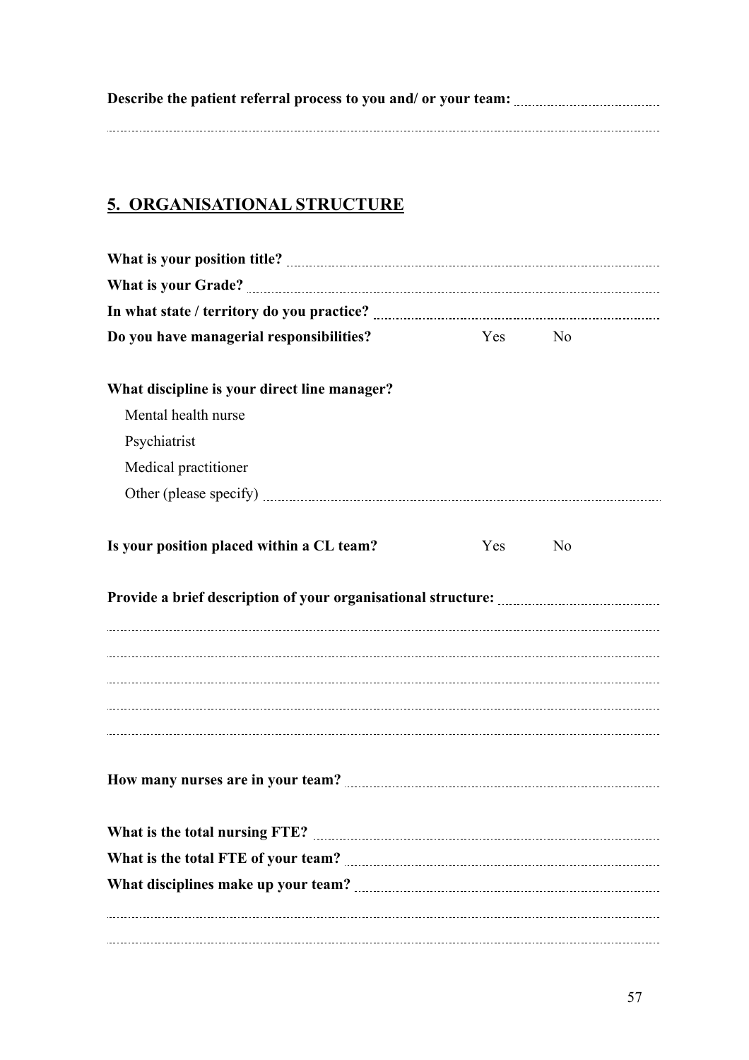**Describe the patient referral process to you and/ or your team:** ..........................................

..........................................................................................................................................

## 5. ORGANISATIONAL STRUCTURE

**What is your position title?** ..........................................................................................

**What is your Grade?** ..........................................................................................

**In what state / territory do you practice?** ..........................................................................................

**Do you have managerial responsibilities?** Yes No

**What discipline is your direct line manager?**

- Mental health nurse
- Psychiatrist
- Medical practitioner
- Other (please specify) ..........................................................................................

**Is your position placed within a CL team?** Yes No

**Provide a brief description of your organisational structure:** ..........................................

..........................................................................................................................................

..........................................................................................................................................

..........................................................................................................................................

..........................................................................................................................................

..........................................................................................................................................

**How many nurses are in your team?** ..........................................................................................

**What is the total nursing FTE?** ..........................................................................................

**What is the total FTE of your team?** ..........................................................................................

**What disciplines make up your team?** ..........................................................................................

..........................................................................................................................................

..........................................................................................................................................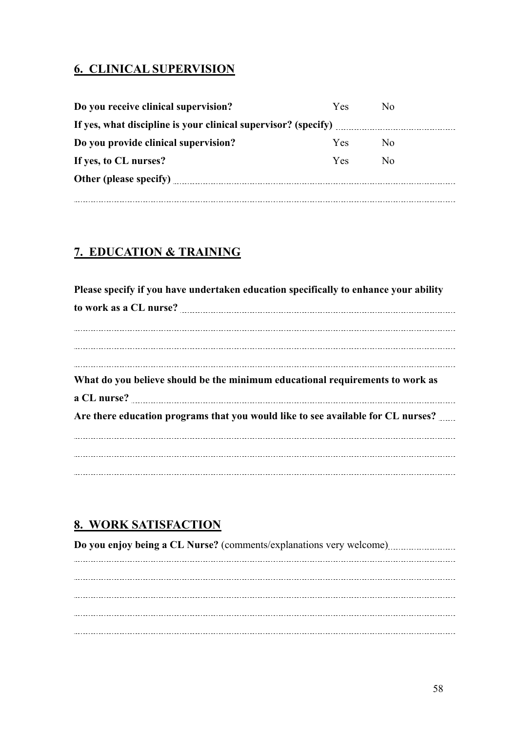## 6. CLINICAL SUPERVISION

**Do you receive clinical supervision?** Yes No

**If yes, what discipline is your clinical supervisor? (specify)** ........................................

**Do you provide clinical supervision?** Yes No

**If yes, to CL nurses?** Yes No

**Other (please specify)** ........................................

........................................

## 7. EDUCATION & TRAINING

**Please specify if you have undertaken education specifically to enhance your ability to work as a CL nurse?** ........................................

........................................

........................................

........................................

**What do you believe should be the minimum educational requirements to work as a CL nurse?** ........................................

**Are there education programs that you would like to see available for CL nurses?** ........

........................................

........................................

........................................

## 8. WORK SATISFACTION

**Do you enjoy being a CL Nurse?** (comments/explanations very welcome)........................

........................................

........................................

........................................

........................................

........................................